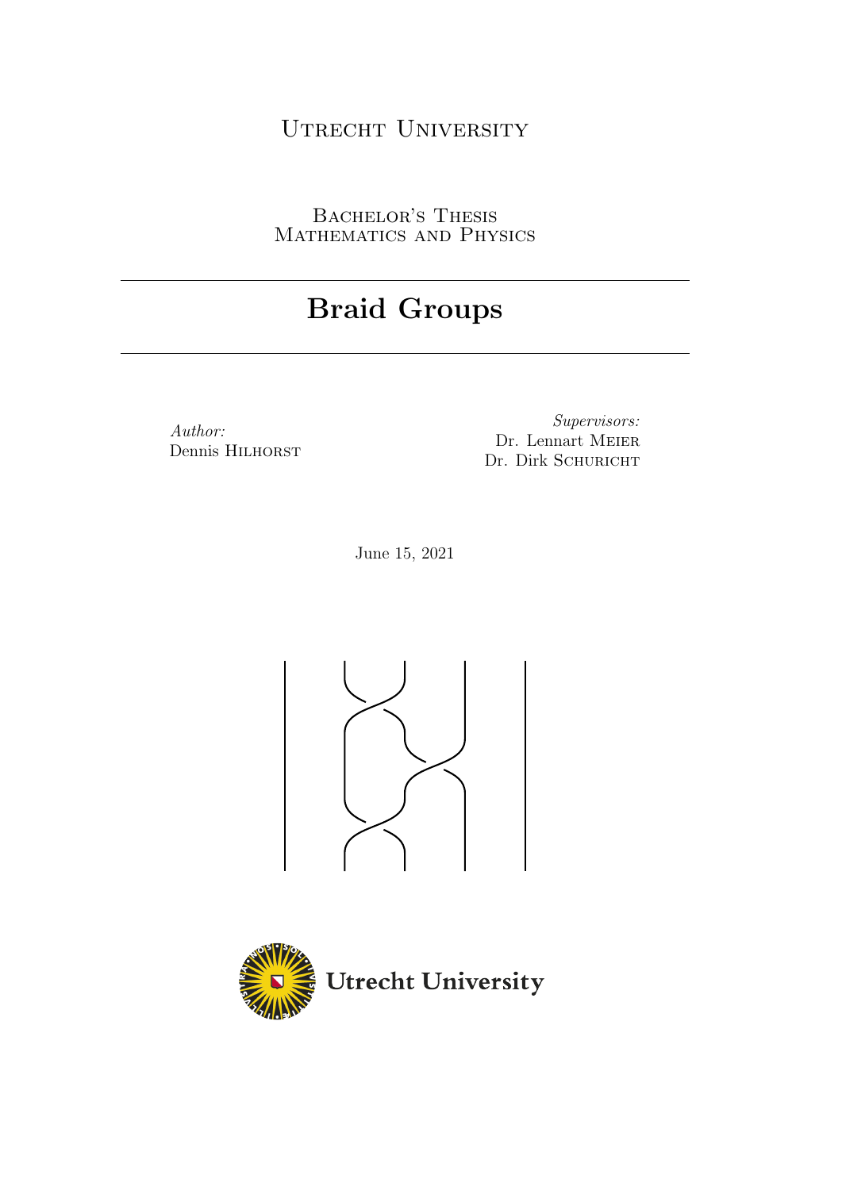Utrecht University

Bachelor's Thesis
Mathematics and Physics

# Braid Groups

*Author:*
Dennis Hilhorst

*Supervisors:*
Dr. Lennart Meier
Dr. Dirk Schuricht

June 15, 2021

Utrecht University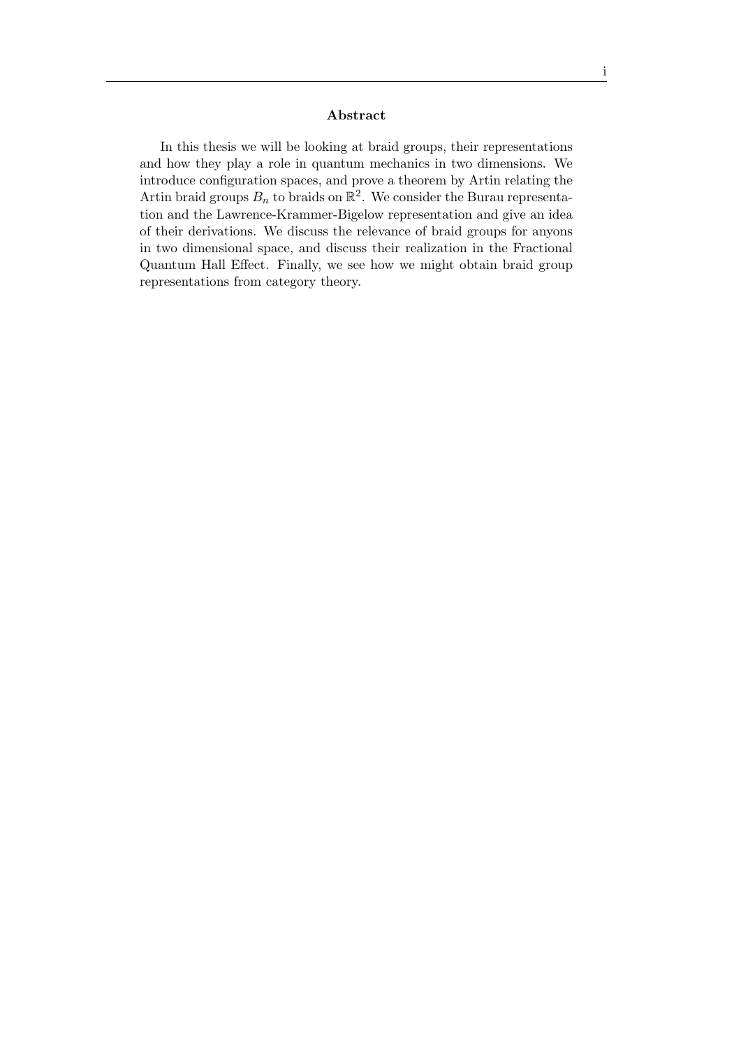## Abstract

In this thesis we will be looking at braid groups, their representations and how they play a role in quantum mechanics in two dimensions. We introduce configuration spaces, and prove a theorem by Artin relating the Artin braid groups $B_n$ to braids on $\mathbb{R}^2$. We consider the Burau representation and the Lawrence-Krammer-Bigelow representation and give an idea of their derivations. We discuss the relevance of braid groups for anyons in two dimensional space, and discuss their realization in the Fractional Quantum Hall Effect. Finally, we see how we might obtain braid group representations from category theory.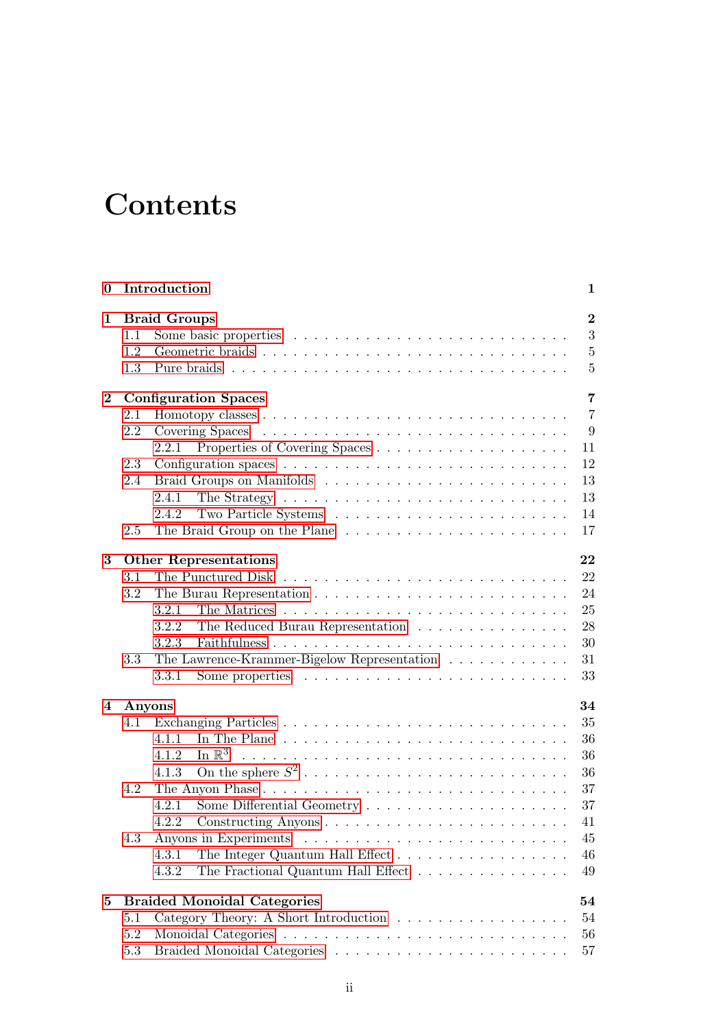# Contents

**0 Introduction** **1**

**1 Braid Groups** **2**
- 1.1 Some basic properties . . . 3
- 1.2 Geometric braids . . . 5
- 1.3 Pure braids . . . 5

**2 Configuration Spaces** **7**
- 2.1 Homotopy classes . . . 7
- 2.2 Covering Spaces . . . 9
  - 2.2.1 Properties of Covering Spaces . . . 11
- 2.3 Configuration spaces . . . 12
- 2.4 Braid Groups on Manifolds . . . 13
  - 2.4.1 The Strategy . . . 13
  - 2.4.2 Two Particle Systems . . . 14
- 2.5 The Braid Group on the Plane . . . 17

**3 Other Representations** **22**
- 3.1 The Punctured Disk . . . 22
- 3.2 The Burau Representation . . . 24
  - 3.2.1 The Matrices . . . 25
  - 3.2.2 The Reduced Burau Representation . . . 28
  - 3.2.3 Faithfulness . . . 30
- 3.3 The Lawrence-Krammer-Bigelow Representation . . . 31
  - 3.3.1 Some properties . . . 33

**4 Anyons** **34**
- 4.1 Exchanging Particles . . . 35
  - 4.1.1 In The Plane . . . 36
  - 4.1.2 In $\mathbb{R}^3$ . . . 36
  - 4.1.3 On the sphere $S^2$ . . . 36
- 4.2 The Anyon Phase . . . 37
  - 4.2.1 Some Differential Geometry . . . 37
  - 4.2.2 Constructing Anyons . . . 41
- 4.3 Anyons in Experiments . . . 45
  - 4.3.1 The Integer Quantum Hall Effect . . . 46
  - 4.3.2 The Fractional Quantum Hall Effect . . . 49

**5 Braided Monoidal Categories** **54**
- 5.1 Category Theory: A Short Introduction . . . 54
- 5.2 Monoidal Categories . . . 56
- 5.3 Braided Monoidal Categories . . . 57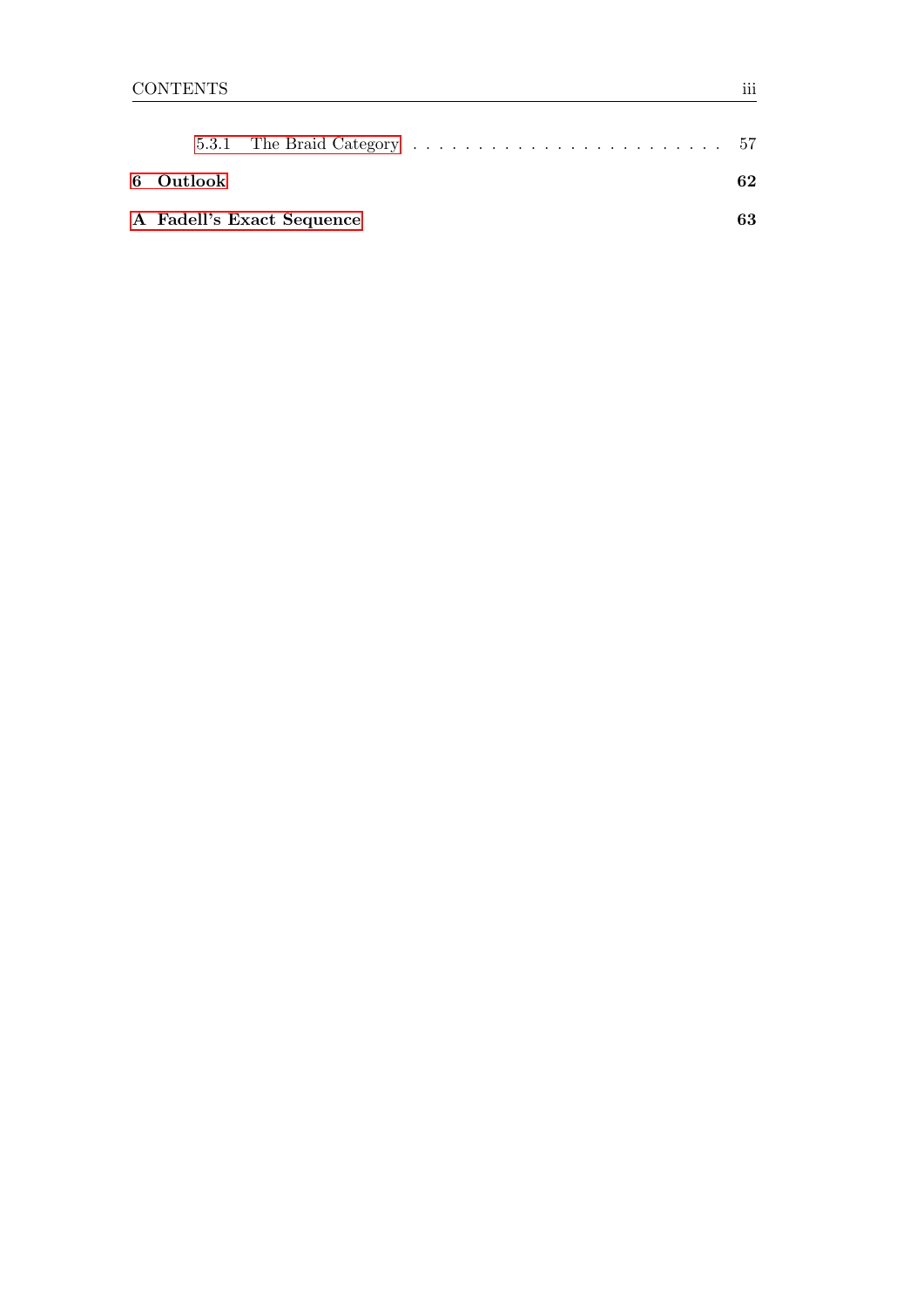5.3.1 The Braid Category . . . . . . . . . . . . . . . . . . . . . . . . 57

**6 Outlook** **62**

**A Fadell's Exact Sequence** **63**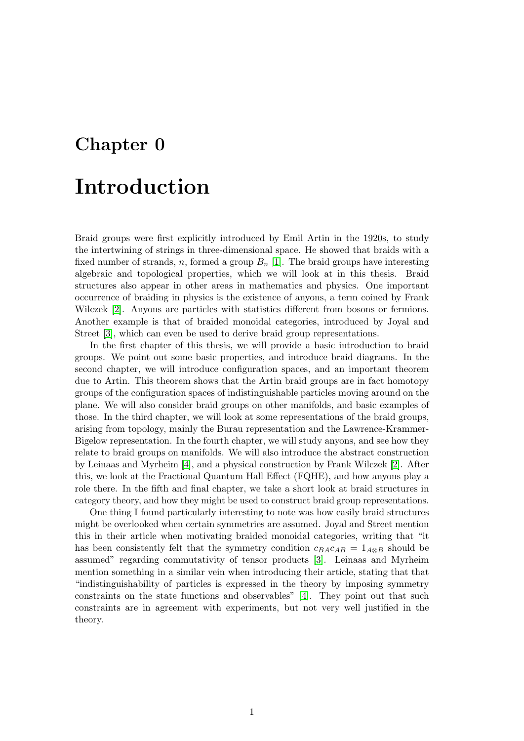# Chapter 0

# Introduction

Braid groups were first explicitly introduced by Emil Artin in the 1920s, to study the intertwining of strings in three-dimensional space. He showed that braids with a fixed number of strands, $n$, formed a group $B_n$ [1]. The braid groups have interesting algebraic and topological properties, which we will look at in this thesis. Braid structures also appear in other areas in mathematics and physics. One important occurrence of braiding in physics is the existence of anyons, a term coined by Frank Wilczek [2]. Anyons are particles with statistics different from bosons or fermions. Another example is that of braided monoidal categories, introduced by Joyal and Street [3], which can even be used to derive braid group representations.

In the first chapter of this thesis, we will provide a basic introduction to braid groups. We point out some basic properties, and introduce braid diagrams. In the second chapter, we will introduce configuration spaces, and an important theorem due to Artin. This theorem shows that the Artin braid groups are in fact homotopy groups of the configuration spaces of indistinguishable particles moving around on the plane. We will also consider braid groups on other manifolds, and basic examples of those. In the third chapter, we will look at some representations of the braid groups, arising from topology, mainly the Burau representation and the Lawrence-Krammer-Bigelow representation. In the fourth chapter, we will study anyons, and see how they relate to braid groups on manifolds. We will also introduce the abstract construction by Leinaas and Myrheim [4], and a physical construction by Frank Wilczek [2]. After this, we look at the Fractional Quantum Hall Effect (FQHE), and how anyons play a role there. In the fifth and final chapter, we take a short look at braid structures in category theory, and how they might be used to construct braid group representations.

One thing I found particularly interesting to note was how easily braid structures might be overlooked when certain symmetries are assumed. Joyal and Street mention this in their article when motivating braided monoidal categories, writing that "it has been consistently felt that the symmetry condition $c_{BA}c_{AB} = 1_{A\otimes B}$ should be assumed" regarding commutativity of tensor products [3]. Leinaas and Myrheim mention something in a similar vein when introducing their article, stating that that "indistinguishability of particles is expressed in the theory by imposing symmetry constraints on the state functions and observables" [4]. They point out that such constraints are in agreement with experiments, but not very well justified in the theory.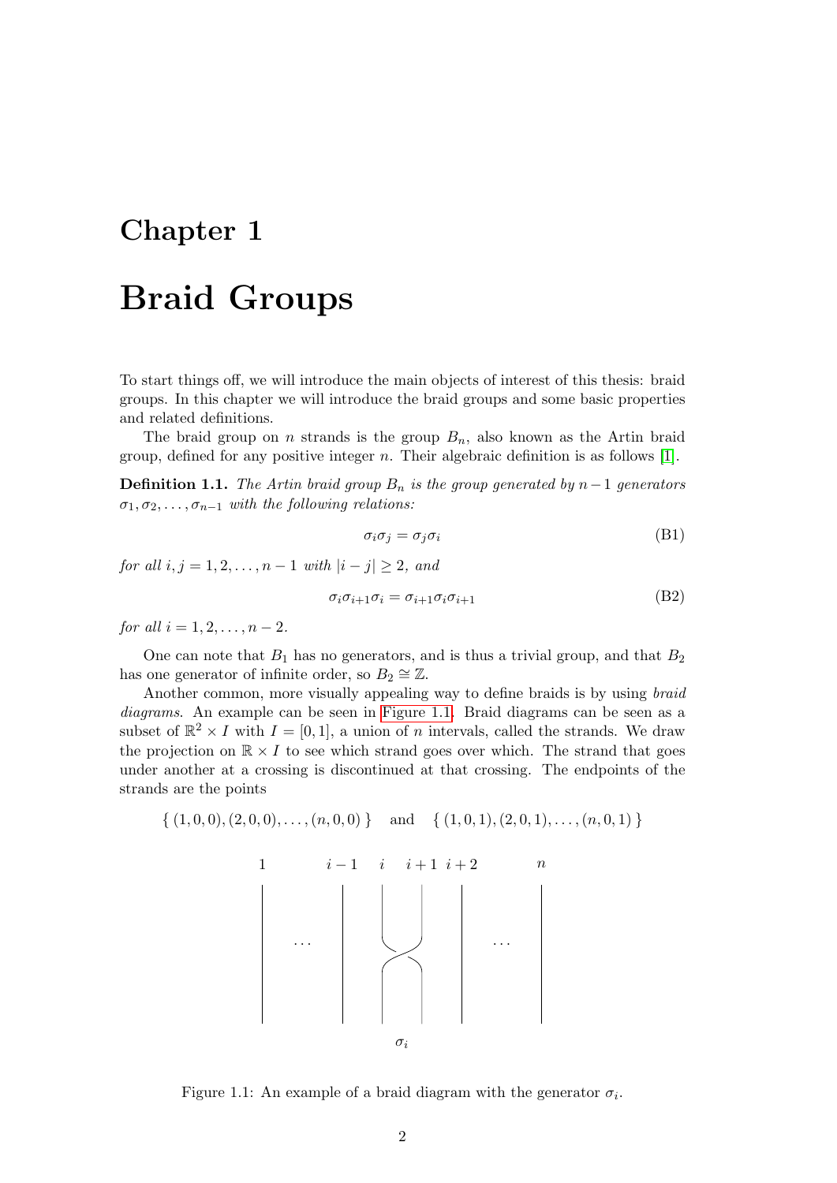# Chapter 1

# Braid Groups

To start things off, we will introduce the main objects of interest of this thesis: braid groups. In this chapter we will introduce the braid groups and some basic properties and related definitions.

The braid group on $n$ strands is the group $B_n$, also known as the Artin braid group, defined for any positive integer $n$. Their algebraic definition is as follows [1].

**Definition 1.1.** *The Artin braid group $B_n$ is the group generated by $n-1$ generators $\sigma_1, \sigma_2, \ldots, \sigma_{n-1}$ with the following relations:*

$$\sigma_i \sigma_j = \sigma_j \sigma_i \tag{B1}$$

*for all $i, j = 1, 2, \ldots, n-1$ with $|i-j| \geq 2$, and*

$$\sigma_i \sigma_{i+1} \sigma_i = \sigma_{i+1} \sigma_i \sigma_{i+1} \tag{B2}$$

*for all $i = 1, 2, \ldots, n-2$.*

One can note that $B_1$ has no generators, and is thus a trivial group, and that $B_2$ has one generator of infinite order, so $B_2 \cong \mathbb{Z}$.

Another common, more visually appealing way to define braids is by using *braid diagrams*. An example can be seen in Figure 1.1. Braid diagrams can be seen as a subset of $\mathbb{R}^2 \times I$ with $I = [0, 1]$, a union of $n$ intervals, called the strands. We draw the projection on $\mathbb{R} \times I$ to see which strand goes over which. The strand that goes under another at a crossing is discontinued at that crossing. The endpoints of the strands are the points

$$\{ (1,0,0), (2,0,0), \ldots, (n,0,0) \} \quad \text{and} \quad \{ (1,0,1), (2,0,1), \ldots, (n,0,1) \}$$

Figure 1.1: An example of a braid diagram with the generator $\sigma_i$.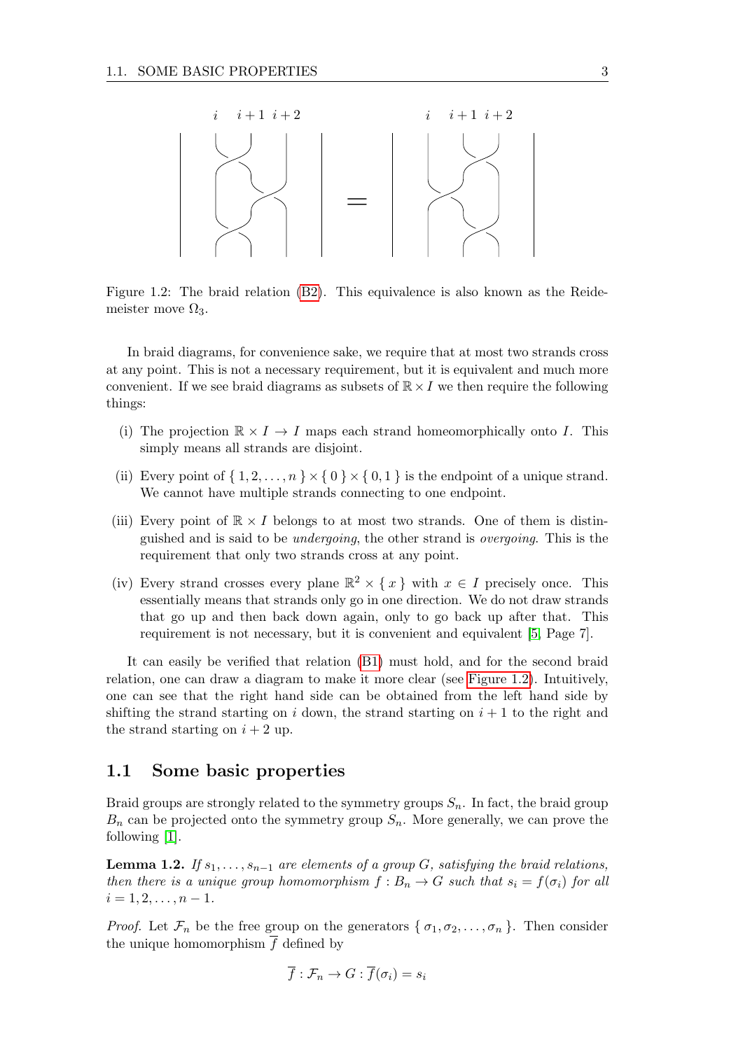Figure 1.2: The braid relation (B2). This equivalence is also known as the Reidemeister move $\Omega_3$.

In braid diagrams, for convenience sake, we require that at most two strands cross at any point. This is not a necessary requirement, but it is equivalent and much more convenient. If we see braid diagrams as subsets of $\mathbb{R} \times I$ we then require the following things:

(i) The projection $\mathbb{R} \times I \to I$ maps each strand homeomorphically onto $I$. This simply means all strands are disjoint.

(ii) Every point of $\{ 1, 2, \ldots, n \} \times \{ 0 \} \times \{ 0, 1 \}$ is the endpoint of a unique strand. We cannot have multiple strands connecting to one endpoint.

(iii) Every point of $\mathbb{R} \times I$ belongs to at most two strands. One of them is distinguished and is said to be *undergoing*, the other strand is *overgoing*. This is the requirement that only two strands cross at any point.

(iv) Every strand crosses every plane $\mathbb{R}^2 \times \{ x \}$ with $x \in I$ precisely once. This essentially means that strands only go in one direction. We do not draw strands that go up and then back down again, only to go back up after that. This requirement is not necessary, but it is convenient and equivalent [5, Page 7].

It can easily be verified that relation (B1) must hold, and for the second braid relation, one can draw a diagram to make it more clear (see Figure 1.2). Intuitively, one can see that the right hand side can be obtained from the left hand side by shifting the strand starting on $i$ down, the strand starting on $i + 1$ to the right and the strand starting on $i + 2$ up.

## 1.1 Some basic properties

Braid groups are strongly related to the symmetry groups $S_n$. In fact, the braid group $B_n$ can be projected onto the symmetry group $S_n$. More generally, we can prove the following [1].

**Lemma 1.2.** *If $s_1, \ldots, s_{n-1}$ are elements of a group $G$, satisfying the braid relations, then there is a unique group homomorphism $f : B_n \to G$ such that $s_i = f(\sigma_i)$ for all $i = 1, 2, \ldots, n - 1$.*

*Proof.* Let $\mathcal{F}_n$ be the free group on the generators $\{ \sigma_1, \sigma_2, \ldots, \sigma_n \}$. Then consider the unique homomorphism $\overline{f}$ defined by

$$\overline{f} : \mathcal{F}_n \to G : \overline{f}(\sigma_i) = s_i$$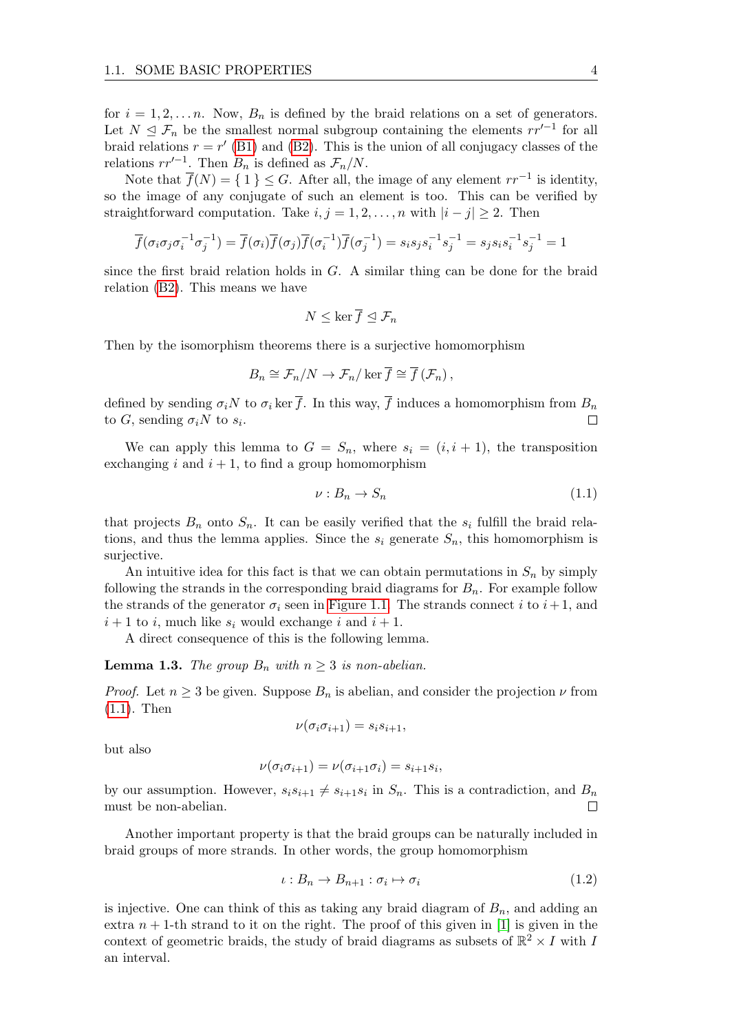for $i = 1, 2, \ldots n$. Now, $B_n$ is defined by the braid relations on a set of generators. Let $N \trianglelefteq \mathcal{F}_n$ be the smallest normal subgroup containing the elements $rr'^{-1}$ for all braid relations $r = r'$ (B1) and (B2). This is the union of all conjugacy classes of the relations $rr'^{-1}$. Then $B_n$ is defined as $\mathcal{F}_n/N$.

Note that $\overline{f}(N) = \{ 1 \} \leq G$. After all, the image of any element $rr^{-1}$ is identity, so the image of any conjugate of such an element is too. This can be verified by straightforward computation. Take $i, j = 1, 2, \ldots, n$ with $|i - j| \geq 2$. Then

$$\overline{f}(\sigma_i \sigma_j \sigma_i^{-1} \sigma_j^{-1}) = \overline{f}(\sigma_i)\overline{f}(\sigma_j)\overline{f}(\sigma_i^{-1})\overline{f}(\sigma_j^{-1}) = s_i s_j s_i^{-1} s_j^{-1} = s_j s_i s_i^{-1} s_j^{-1} = 1$$

since the first braid relation holds in $G$. A similar thing can be done for the braid relation (B2). This means we have

$$N \leq \ker \overline{f} \trianglelefteq \mathcal{F}_n$$

Then by the isomorphism theorems there is a surjective homomorphism

$$B_n \cong \mathcal{F}_n/N \to \mathcal{F}_n/\ker \overline{f} \cong \overline{f}\left(\mathcal{F}_n\right),$$

defined by sending $\sigma_i N$ to $\sigma_i \ker \overline{f}$. In this way, $\overline{f}$ induces a homomorphism from $B_n$ to $G$, sending $\sigma_i N$ to $s_i$. □

We can apply this lemma to $G = S_n$, where $s_i = (i, i+1)$, the transposition exchanging $i$ and $i+1$, to find a group homomorphism

$$\nu : B_n \to S_n \tag{1.1}$$

that projects $B_n$ onto $S_n$. It can be easily verified that the $s_i$ fulfill the braid relations, and thus the lemma applies. Since the $s_i$ generate $S_n$, this homomorphism is surjective.

An intuitive idea for this fact is that we can obtain permutations in $S_n$ by simply following the strands in the corresponding braid diagrams for $B_n$. For example follow the strands of the generator $\sigma_i$ seen in Figure 1.1. The strands connect $i$ to $i+1$, and $i+1$ to $i$, much like $s_i$ would exchange $i$ and $i+1$.

A direct consequence of this is the following lemma.

**Lemma 1.3.** *The group $B_n$ with $n \geq 3$ is non-abelian.*

*Proof.* Let $n \geq 3$ be given. Suppose $B_n$ is abelian, and consider the projection $\nu$ from (1.1). Then

$$\nu(\sigma_i \sigma_{i+1}) = s_i s_{i+1},$$

but also

$$\nu(\sigma_i \sigma_{i+1}) = \nu(\sigma_{i+1}\sigma_i) = s_{i+1} s_i,$$

by our assumption. However, $s_i s_{i+1} \neq s_{i+1} s_i$ in $S_n$. This is a contradiction, and $B_n$ must be non-abelian. □

Another important property is that the braid groups can be naturally included in braid groups of more strands. In other words, the group homomorphism

$$\iota : B_n \to B_{n+1} : \sigma_i \mapsto \sigma_i \tag{1.2}$$

is injective. One can think of this as taking any braid diagram of $B_n$, and adding an extra $n+1$-th strand to it on the right. The proof of this given in [1] is given in the context of geometric braids, the study of braid diagrams as subsets of $\mathbb{R}^2 \times I$ with $I$ an interval.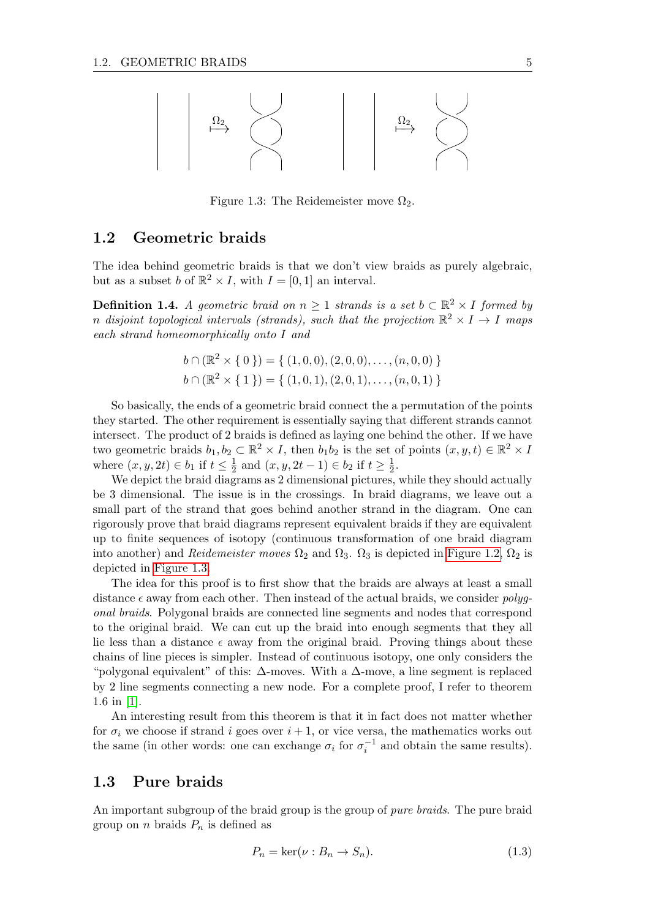Figure 1.3: The Reidemeister move $\Omega_2$.

## 1.2 Geometric braids

The idea behind geometric braids is that we don't view braids as purely algebraic, but as a subset $b$ of $\mathbb{R}^2 \times I$, with $I = [0, 1]$ an interval.

**Definition 1.4.** *A geometric braid on $n \geq 1$ strands is a set $b \subset \mathbb{R}^2 \times I$ formed by $n$ disjoint topological intervals (strands), such that the projection $\mathbb{R}^2 \times I \to I$ maps each strand homeomorphically onto $I$ and*

$$b \cap (\mathbb{R}^2 \times \{ 0 \}) = \{ (1, 0, 0), (2, 0, 0), \ldots, (n, 0, 0) \}$$
$$b \cap (\mathbb{R}^2 \times \{ 1 \}) = \{ (1, 0, 1), (2, 0, 1), \ldots, (n, 0, 1) \}$$

So basically, the ends of a geometric braid connect the a permutation of the points they started. The other requirement is essentially saying that different strands cannot intersect. The product of 2 braids is defined as laying one behind the other. If we have two geometric braids $b_1, b_2 \subset \mathbb{R}^2 \times I$, then $b_1 b_2$ is the set of points $(x, y, t) \in \mathbb{R}^2 \times I$ where $(x, y, 2t) \in b_1$ if $t \leq \frac{1}{2}$ and $(x, y, 2t - 1) \in b_2$ if $t \geq \frac{1}{2}$.

We depict the braid diagrams as 2 dimensional pictures, while they should actually be 3 dimensional. The issue is in the crossings. In braid diagrams, we leave out a small part of the strand that goes behind another strand in the diagram. One can rigorously prove that braid diagrams represent equivalent braids if they are equivalent up to finite sequences of isotopy (continuous transformation of one braid diagram into another) and *Reidemeister moves* $\Omega_2$ and $\Omega_3$. $\Omega_3$ is depicted in Figure 1.2, $\Omega_2$ is depicted in Figure 1.3.

The idea for this proof is to first show that the braids are always at least a small distance $\epsilon$ away from each other. Then instead of the actual braids, we consider *polygonal braids*. Polygonal braids are connected line segments and nodes that correspond to the original braid. We can cut up the braid into enough segments that they all lie less than a distance $\epsilon$ away from the original braid. Proving things about these chains of line pieces is simpler. Instead of continuous isotopy, one only considers the "polygonal equivalent" of this: $\Delta$-moves. With a $\Delta$-move, a line segment is replaced by 2 line segments connecting a new node. For a complete proof, I refer to theorem 1.6 in [1].

An interesting result from this theorem is that it in fact does not matter whether for $\sigma_i$ we choose if strand $i$ goes over $i + 1$, or vice versa, the mathematics works out the same (in other words: one can exchange $\sigma_i$ for $\sigma_i^{-1}$ and obtain the same results).

## 1.3 Pure braids

An important subgroup of the braid group is the group of *pure braids*. The pure braid group on $n$ braids $P_n$ is defined as

$$P_n = \ker(\nu : B_n \to S_n). \tag{1.3}$$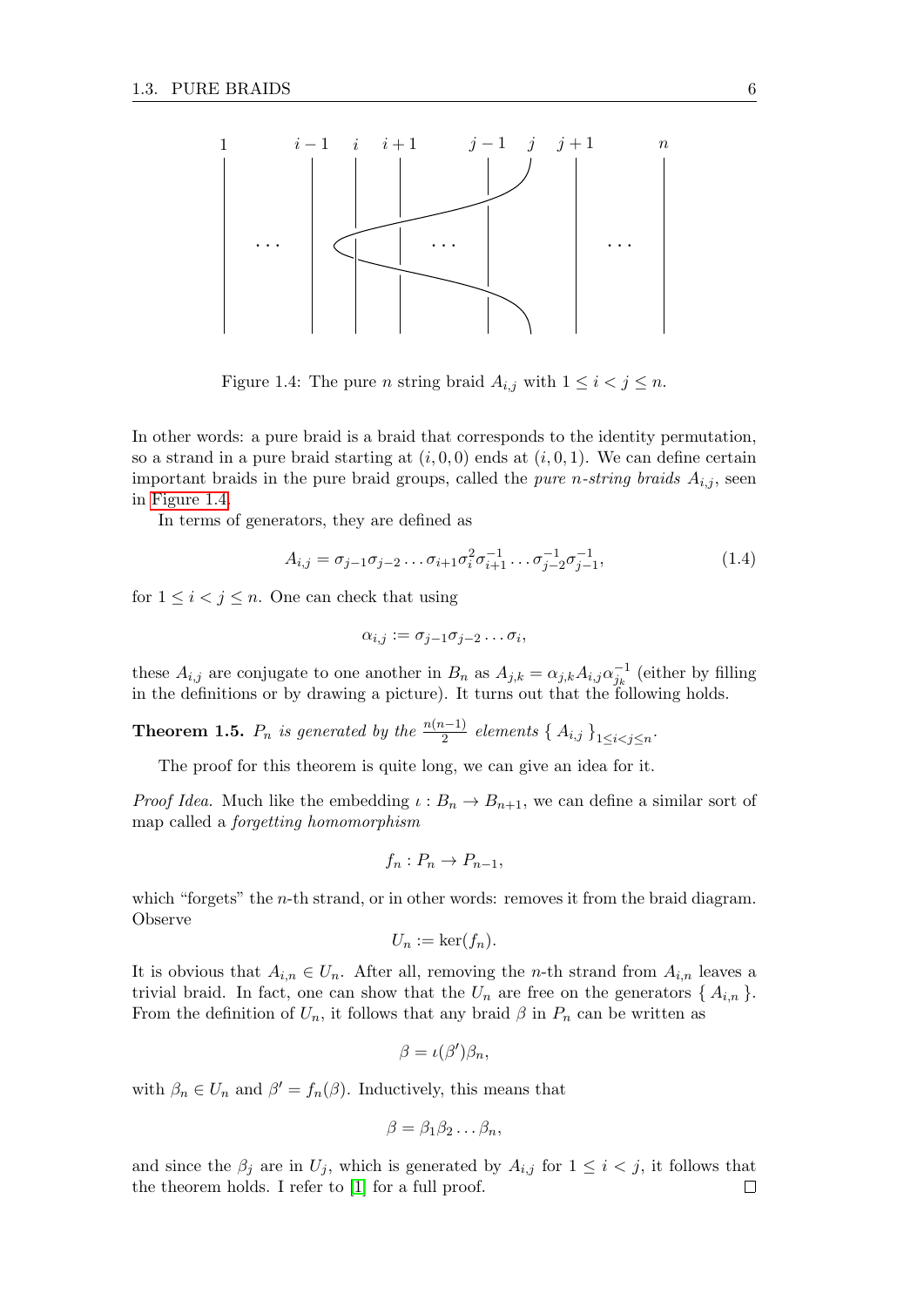Figure 1.4: The pure $n$ string braid $A_{i,j}$ with $1 \leq i < j \leq n$.

In other words: a pure braid is a braid that corresponds to the identity permutation, so a strand in a pure braid starting at $(i, 0, 0)$ ends at $(i, 0, 1)$. We can define certain important braids in the pure braid groups, called the *pure n-string braids* $A_{i,j}$, seen in Figure 1.4.

In terms of generators, they are defined as

$$A_{i,j} = \sigma_{j-1}\sigma_{j-2}\ldots\sigma_{i+1}\sigma_i^2\sigma_{i+1}^{-1}\ldots\sigma_{j-2}^{-1}\sigma_{j-1}^{-1}, \tag{1.4}$$

for $1 \leq i < j \leq n$. One can check that using

$$\alpha_{i,j} := \sigma_{j-1}\sigma_{j-2}\ldots\sigma_i,$$

these $A_{i,j}$ are conjugate to one another in $B_n$ as $A_{j,k} = \alpha_{j,k}A_{i,j}\alpha_{jk}^{-1}$ (either by filling in the definitions or by drawing a picture). It turns out that the following holds.

**Theorem 1.5.** *$P_n$ is generated by the $\frac{n(n-1)}{2}$ elements $\{ A_{i,j} \}_{1 \leq i < j \leq n}$.*

The proof for this theorem is quite long, we can give an idea for it.

*Proof Idea.* Much like the embedding $\iota : B_n \to B_{n+1}$, we can define a similar sort of map called a *forgetting homomorphism*

$$f_n : P_n \to P_{n-1},$$

which "forgets" the $n$-th strand, or in other words: removes it from the braid diagram. Observe

$$U_n := \ker(f_n).$$

It is obvious that $A_{i,n} \in U_n$. After all, removing the $n$-th strand from $A_{i,n}$ leaves a trivial braid. In fact, one can show that the $U_n$ are free on the generators $\{ A_{i,n} \}$. From the definition of $U_n$, it follows that any braid $\beta$ in $P_n$ can be written as

$$\beta = \iota(\beta')\beta_n,$$

with $\beta_n \in U_n$ and $\beta' = f_n(\beta)$. Inductively, this means that

$$\beta = \beta_1\beta_2\ldots\beta_n,$$

and since the $\beta_j$ are in $U_j$, which is generated by $A_{i,j}$ for $1 \leq i < j$, it follows that the theorem holds. I refer to [1] for a full proof. ∎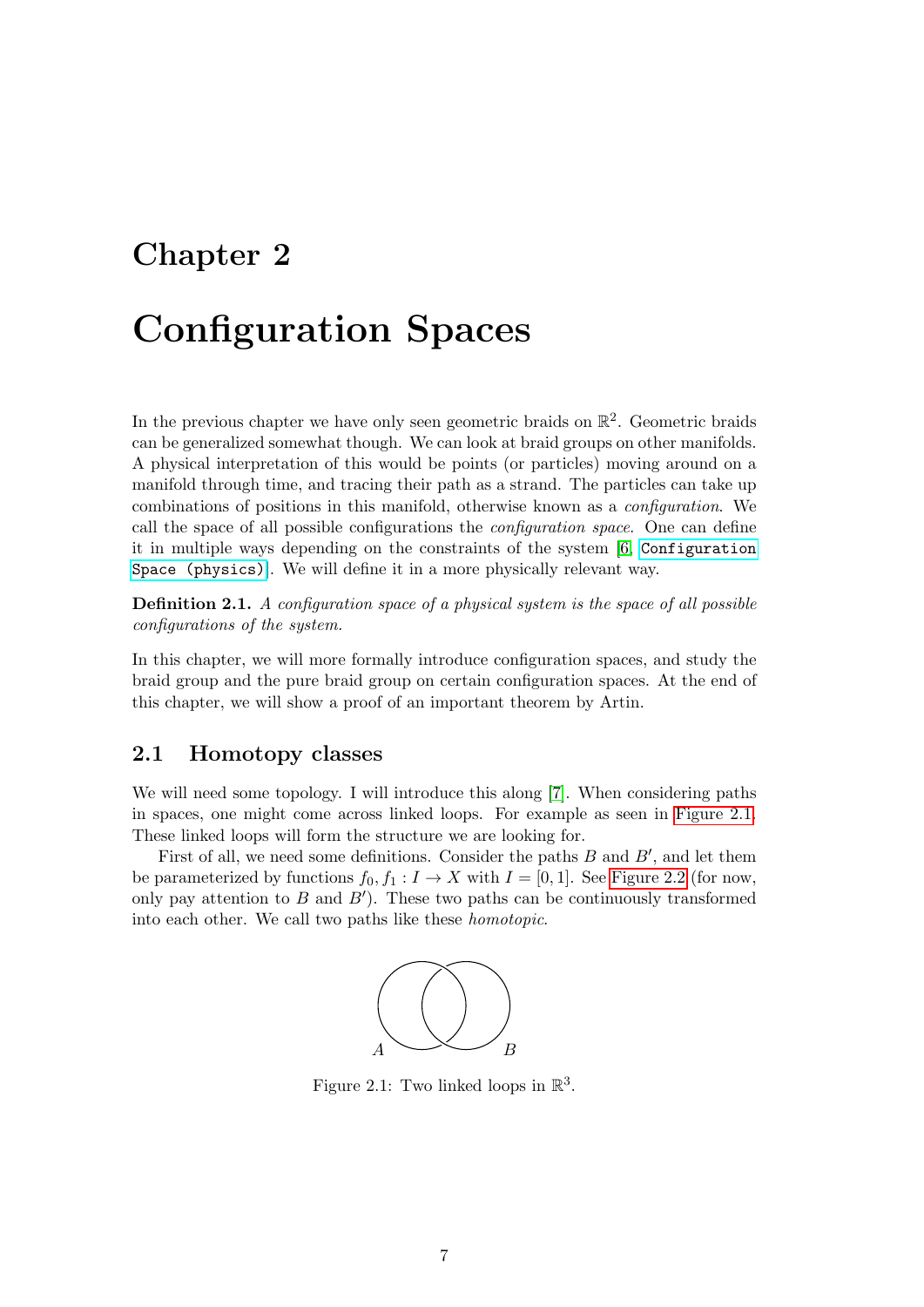# Chapter 2

# Configuration Spaces

In the previous chapter we have only seen geometric braids on $\mathbb{R}^2$. Geometric braids can be generalized somewhat though. We can look at braid groups on other manifolds. A physical interpretation of this would be points (or particles) moving around on a manifold through time, and tracing their path as a strand. The particles can take up combinations of positions in this manifold, otherwise known as a *configuration*. We call the space of all possible configurations the *configuration space*. One can define it in multiple ways depending on the constraints of the system [6, `Configuration Space (physics)`]. We will define it in a more physically relevant way.

**Definition 2.1.** *A configuration space of a physical system is the space of all possible configurations of the system.*

In this chapter, we will more formally introduce configuration spaces, and study the braid group and the pure braid group on certain configuration spaces. At the end of this chapter, we will show a proof of an important theorem by Artin.

## 2.1 Homotopy classes

We will need some topology. I will introduce this along [7]. When considering paths in spaces, one might come across linked loops. For example as seen in Figure 2.1. These linked loops will form the structure we are looking for.

First of all, we need some definitions. Consider the paths $B$ and $B'$, and let them be parameterized by functions $f_0, f_1 : I \to X$ with $I = [0, 1]$. See Figure 2.2 (for now, only pay attention to $B$ and $B'$). These two paths can be continuously transformed into each other. We call two paths like these *homotopic*.

Figure 2.1: Two linked loops in $\mathbb{R}^3$.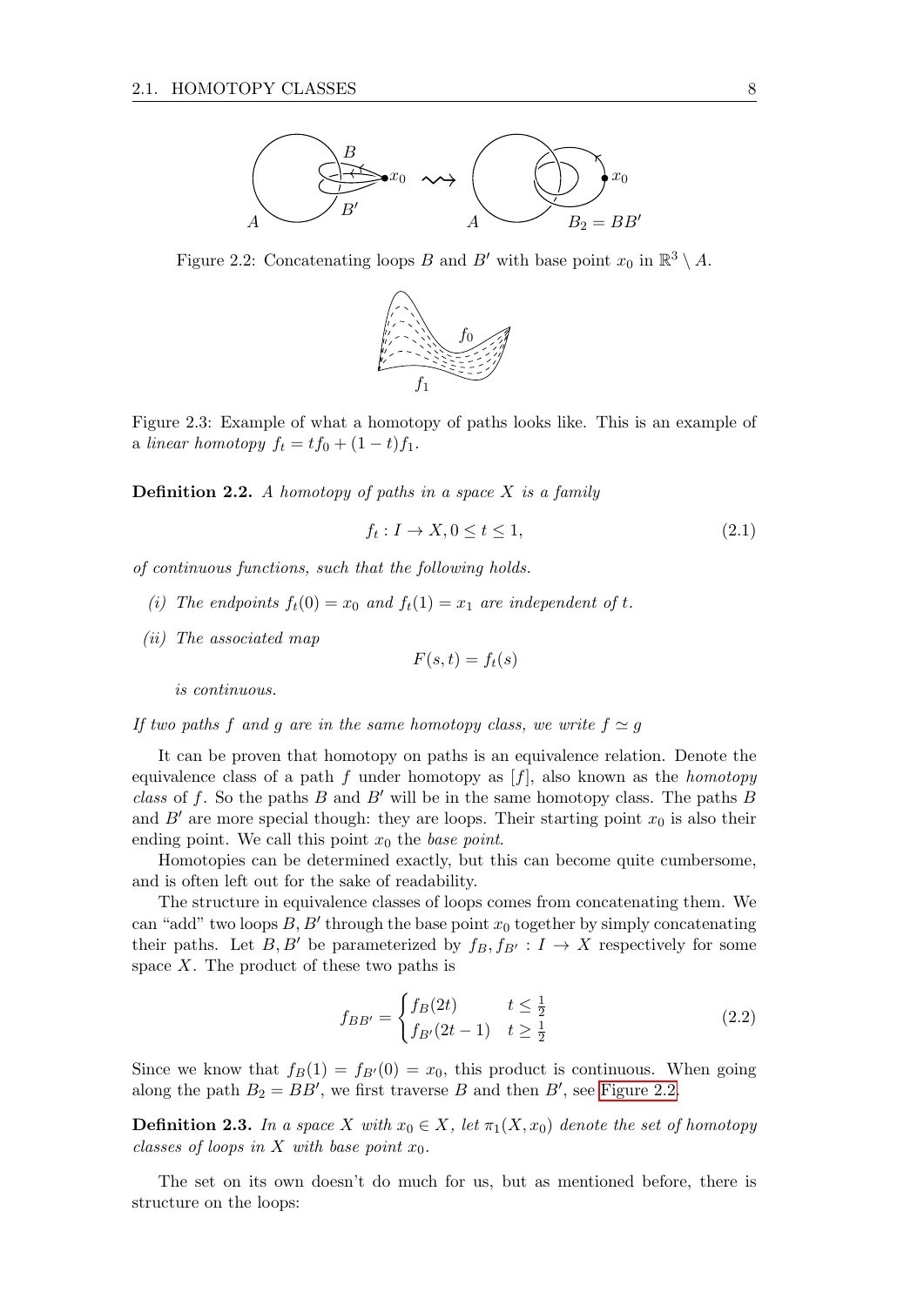Figure 2.2: Concatenating loops $B$ and $B'$ with base point $x_0$ in $\mathbb{R}^3 \setminus A$.

Figure 2.3: Example of what a homotopy of paths looks like. This is an example of a *linear homotopy* $f_t = tf_0 + (1-t)f_1$.

**Definition 2.2.** *A homotopy of paths in a space $X$ is a family*

$$f_t : I \to X, 0 \leq t \leq 1, \tag{2.1}$$

*of continuous functions, such that the following holds.*

*(i) The endpoints $f_t(0) = x_0$ and $f_t(1) = x_1$ are independent of $t$.*

*(ii) The associated map*

$$F(s,t) = f_t(s)$$

*is continuous.*

*If two paths $f$ and $g$ are in the same homotopy class, we write $f \simeq g$*

It can be proven that homotopy on paths is an equivalence relation. Denote the equivalence class of a path $f$ under homotopy as $[f]$, also known as the *homotopy class* of $f$. So the paths $B$ and $B'$ will be in the same homotopy class. The paths $B$ and $B'$ are more special though: they are loops. Their starting point $x_0$ is also their ending point. We call this point $x_0$ the *base point*.

Homotopies can be determined exactly, but this can become quite cumbersome, and is often left out for the sake of readability.

The structure in equivalence classes of loops comes from concatenating them. We can "add" two loops $B, B'$ through the base point $x_0$ together by simply concatenating their paths. Let $B, B'$ be parameterized by $f_B, f_{B'} : I \to X$ respectively for some space $X$. The product of these two paths is

$$f_{BB'} = \begin{cases} f_B(2t) & t \leq \frac{1}{2} \\ f_{B'}(2t-1) & t \geq \frac{1}{2} \end{cases} \tag{2.2}$$

Since we know that $f_B(1) = f_{B'}(0) = x_0$, this product is continuous. When going along the path $B_2 = BB'$, we first traverse $B$ and then $B'$, see Figure 2.2.

**Definition 2.3.** *In a space $X$ with $x_0 \in X$, let $\pi_1(X, x_0)$ denote the set of homotopy classes of loops in $X$ with base point $x_0$.*

The set on its own doesn't do much for us, but as mentioned before, there is structure on the loops: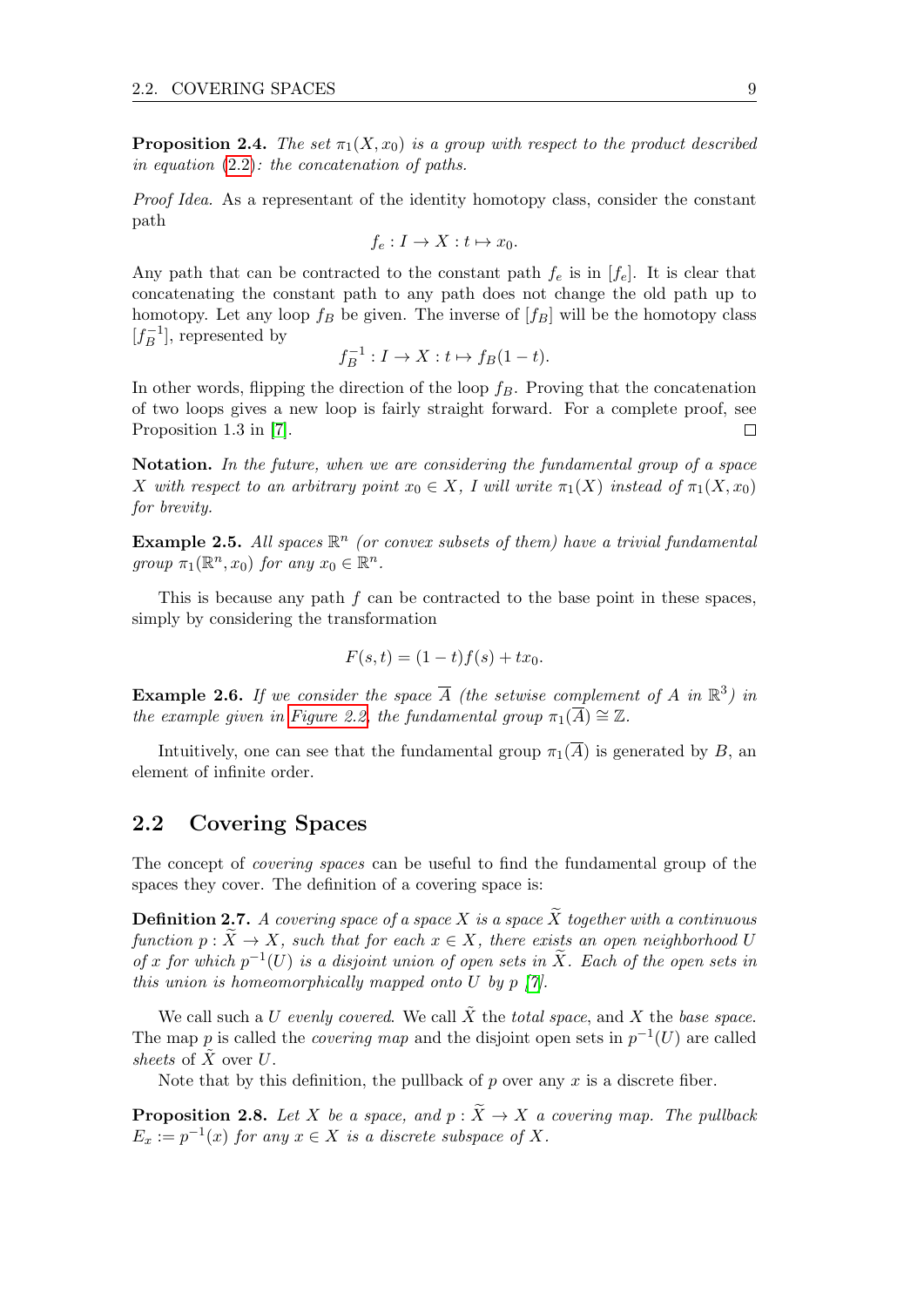**Proposition 2.4.** *The set $\pi_1(X, x_0)$ is a group with respect to the product described in equation (2.2): the concatenation of paths.*

*Proof Idea.* As a representant of the identity homotopy class, consider the constant path

$$f_e : I \to X : t \mapsto x_0.$$

Any path that can be contracted to the constant path $f_e$ is in $[f_e]$. It is clear that concatenating the constant path to any path does not change the old path up to homotopy. Let any loop $f_B$ be given. The inverse of $[f_B]$ will be the homotopy class $[f_B^{-1}]$, represented by

$$f_B^{-1} : I \to X : t \mapsto f_B(1-t).$$

In other words, flipping the direction of the loop $f_B$. Proving that the concatenation of two loops gives a new loop is fairly straight forward. For a complete proof, see Proposition 1.3 in [7]. □

**Notation.** *In the future, when we are considering the fundamental group of a space $X$ with respect to an arbitrary point $x_0 \in X$, I will write $\pi_1(X)$ instead of $\pi_1(X, x_0)$ for brevity.*

**Example 2.5.** *All spaces $\mathbb{R}^n$ (or convex subsets of them) have a trivial fundamental group $\pi_1(\mathbb{R}^n, x_0)$ for any $x_0 \in \mathbb{R}^n$.*

This is because any path $f$ can be contracted to the base point in these spaces, simply by considering the transformation

$$F(s, t) = (1-t)f(s) + tx_0.$$

**Example 2.6.** *If we consider the space $\overline{A}$ (the setwise complement of $A$ in $\mathbb{R}^3$) in the example given in Figure 2.2, the fundamental group $\pi_1(\overline{A}) \cong \mathbb{Z}$.*

Intuitively, one can see that the fundamental group $\pi_1(\overline{A})$ is generated by $B$, an element of infinite order.

## 2.2 Covering Spaces

The concept of *covering spaces* can be useful to find the fundamental group of the spaces they cover. The definition of a covering space is:

**Definition 2.7.** *A covering space of a space $X$ is a space $\widetilde{X}$ together with a continuous function $p : \widetilde{X} \to X$, such that for each $x \in X$, there exists an open neighborhood $U$ of $x$ for which $p^{-1}(U)$ is a disjoint union of open sets in $\widetilde{X}$. Each of the open sets in this union is homeomorphically mapped onto $U$ by $p$ [7].*

We call such a $U$ *evenly covered*. We call $\tilde{X}$ the *total space*, and $X$ the *base space*. The map $p$ is called the *covering map* and the disjoint open sets in $p^{-1}(U)$ are called *sheets* of $\tilde{X}$ over $U$.

Note that by this definition, the pullback of $p$ over any $x$ is a discrete fiber.

**Proposition 2.8.** *Let $X$ be a space, and $p : \widetilde{X} \to X$ a covering map. The pullback $E_x := p^{-1}(x)$ for any $x \in X$ is a discrete subspace of $X$.*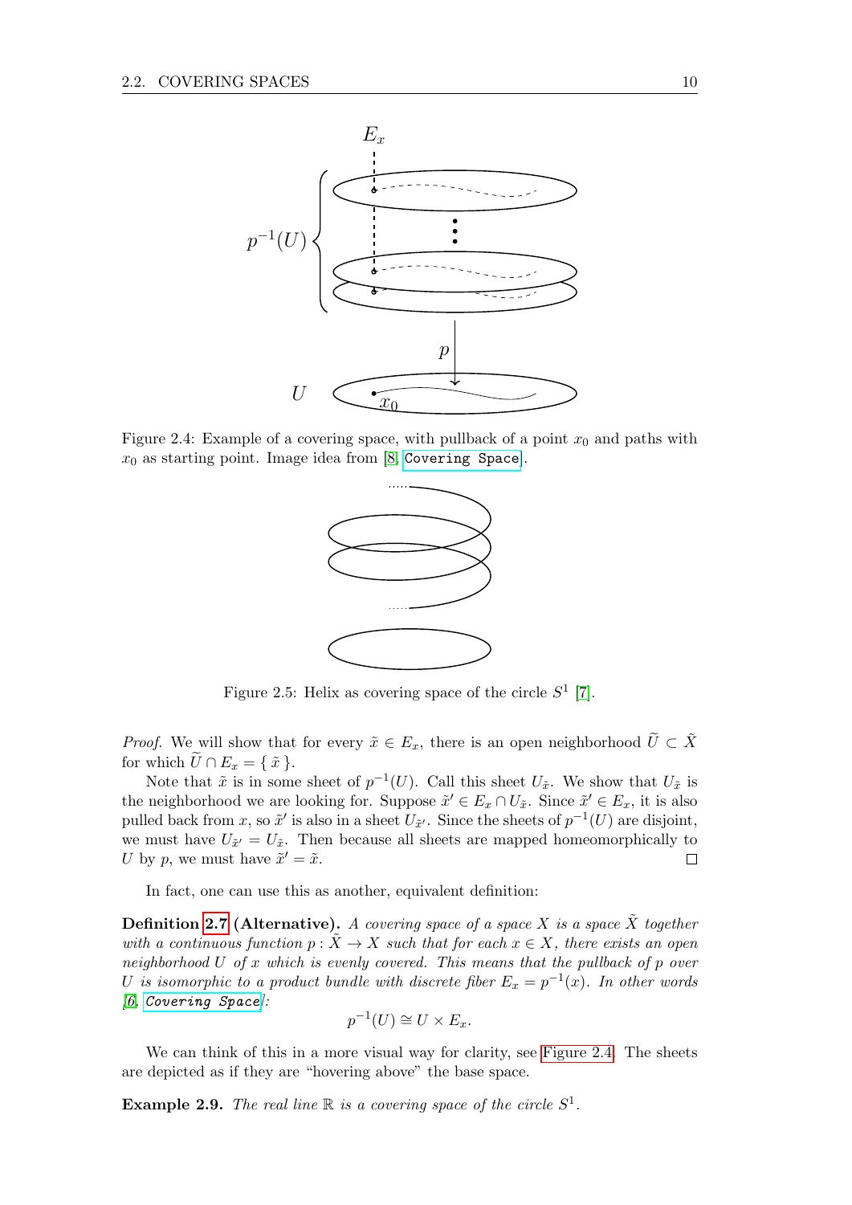Figure 2.4: Example of a covering space, with pullback of a point $x_0$ and paths with $x_0$ as starting point. Image idea from [8, Covering Space].

Figure 2.5: Helix as covering space of the circle $S^1$ [7].

*Proof.* We will show that for every $\tilde{x} \in E_x$, there is an open neighborhood $\widetilde{U} \subset \tilde{X}$ for which $\widetilde{U} \cap E_x = \{ \tilde{x} \}$.

Note that $\tilde{x}$ is in some sheet of $p^{-1}(U)$. Call this sheet $U_{\tilde{x}}$. We show that $U_{\tilde{x}}$ is the neighborhood we are looking for. Suppose $\tilde{x}' \in E_x \cap U_{\tilde{x}}$. Since $\tilde{x}' \in E_x$, it is also pulled back from $x$, so $\tilde{x}'$ is also in a sheet $U_{\tilde{x}'}$. Since the sheets of $p^{-1}(U)$ are disjoint, we must have $U_{\tilde{x}'} = U_{\tilde{x}}$. Then because all sheets are mapped homeomorphically to $U$ by $p$, we must have $\tilde{x}' = \tilde{x}$. □

In fact, one can use this as another, equivalent definition:

**Definition 2.7 (Alternative).** *A covering space of a space $X$ is a space $\tilde{X}$ together with a continuous function $p : \tilde{X} \to X$ such that for each $x \in X$, there exists an open neighborhood $U$ of $x$ which is evenly covered. This means that the pullback of $p$ over $U$ is isomorphic to a product bundle with discrete fiber $E_x = p^{-1}(x)$. In other words [6, Covering Space]:*

$$p^{-1}(U) \cong U \times E_x.$$

We can think of this in a more visual way for clarity, see Figure 2.4. The sheets are depicted as if they are "hovering above" the base space.

**Example 2.9.** *The real line $\mathbb{R}$ is a covering space of the circle $S^1$.*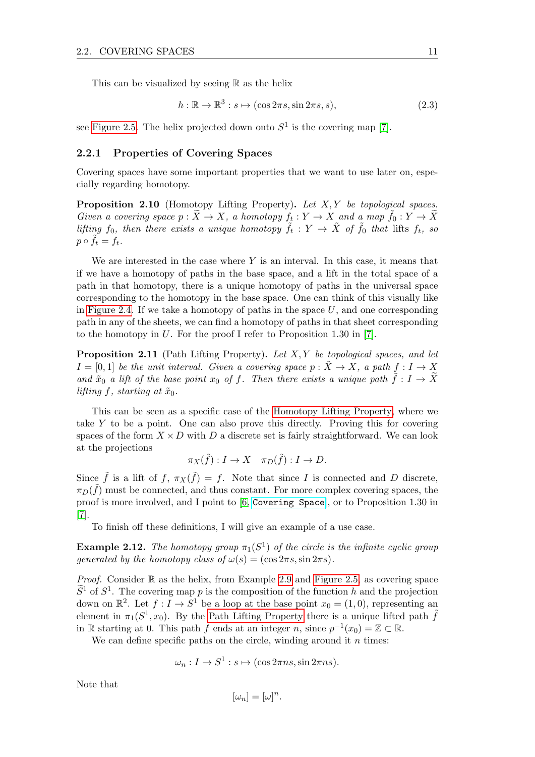This can be visualized by seeing $\mathbb{R}$ as the helix

$$h : \mathbb{R} \to \mathbb{R}^3 : s \mapsto (\cos 2\pi s, \sin 2\pi s, s), \tag{2.3}$$

see Figure 2.5. The helix projected down onto $S^1$ is the covering map [7].

### 2.2.1 Properties of Covering Spaces

Covering spaces have some important properties that we want to use later on, especially regarding homotopy.

**Proposition 2.10** (Homotopy Lifting Property)**.** *Let $X, Y$ be topological spaces. Given a covering space $p : \widetilde{X} \to X$, a homotopy $f_t : Y \to X$ and a map $\tilde{f}_0 : Y \to \widetilde{X}$ lifting $f_0$, then there exists a unique homotopy $\tilde{f}_t : Y \to \tilde{X}$ of $\tilde{f}_0$ that* lifts *$f_t$, so $p \circ \tilde{f}_t = f_t$.*

We are interested in the case where $Y$ is an interval. In this case, it means that if we have a homotopy of paths in the base space, and a lift in the total space of a path in that homotopy, there is a unique homotopy of paths in the universal space corresponding to the homotopy in the base space. One can think of this visually like in Figure 2.4. If we take a homotopy of paths in the space $U$, and one corresponding path in any of the sheets, we can find a homotopy of paths in that sheet corresponding to the homotopy in $U$. For the proof I refer to Proposition 1.30 in [7].

**Proposition 2.11** (Path Lifting Property)**.** *Let $X, Y$ be topological spaces, and let $I = [0, 1]$ be the unit interval. Given a covering space $p : \tilde{X} \to X$, a path $f : I \to X$ and $\tilde{x}_0$ a lift of the base point $x_0$ of $f$. Then there exists a unique path $\tilde{f} : I \to \widetilde{X}$ lifting $f$, starting at $\tilde{x}_0$.*

This can be seen as a specific case of the Homotopy Lifting Property, where we take $Y$ to be a point. One can also prove this directly. Proving this for covering spaces of the form $X \times D$ with $D$ a discrete set is fairly straightforward. We can look at the projections

$$\pi_X(\tilde{f}) : I \to X \quad \pi_D(\tilde{f}) : I \to D.$$

Since $\tilde{f}$ is a lift of $f$, $\pi_X(\tilde{f}) = f$. Note that since $I$ is connected and $D$ discrete, $\pi_D(\tilde{f})$ must be connected, and thus constant. For more complex covering spaces, the proof is more involved, and I point to [6, `Covering Space`], or to Proposition 1.30 in [7].

To finish off these definitions, I will give an example of a use case.

**Example 2.12.** *The homotopy group $\pi_1(S^1)$ of the circle is the infinite cyclic group generated by the homotopy class of $\omega(s) = (\cos 2\pi s, \sin 2\pi s)$.*

*Proof.* Consider $\mathbb{R}$ as the helix, from Example 2.9 and Figure 2.5, as covering space $\widetilde{S}^1$ of $S^1$. The covering map $p$ is the composition of the function $h$ and the projection down on $\mathbb{R}^2$. Let $f : I \to S^1$ be a loop at the base point $x_0 = (1, 0)$, representing an element in $\pi_1(S^1, x_0)$. By the Path Lifting Property there is a unique lifted path $\tilde{f}$ in $\mathbb{R}$ starting at 0. This path $\tilde{f}$ ends at an integer $n$, since $p^{-1}(x_0) = \mathbb{Z} \subset \mathbb{R}$.

We can define specific paths on the circle, winding around it $n$ times:

$$\omega_n : I \to S^1 : s \mapsto (\cos 2\pi ns, \sin 2\pi ns).$$

Note that

$$[\omega_n] = [\omega]^n.$$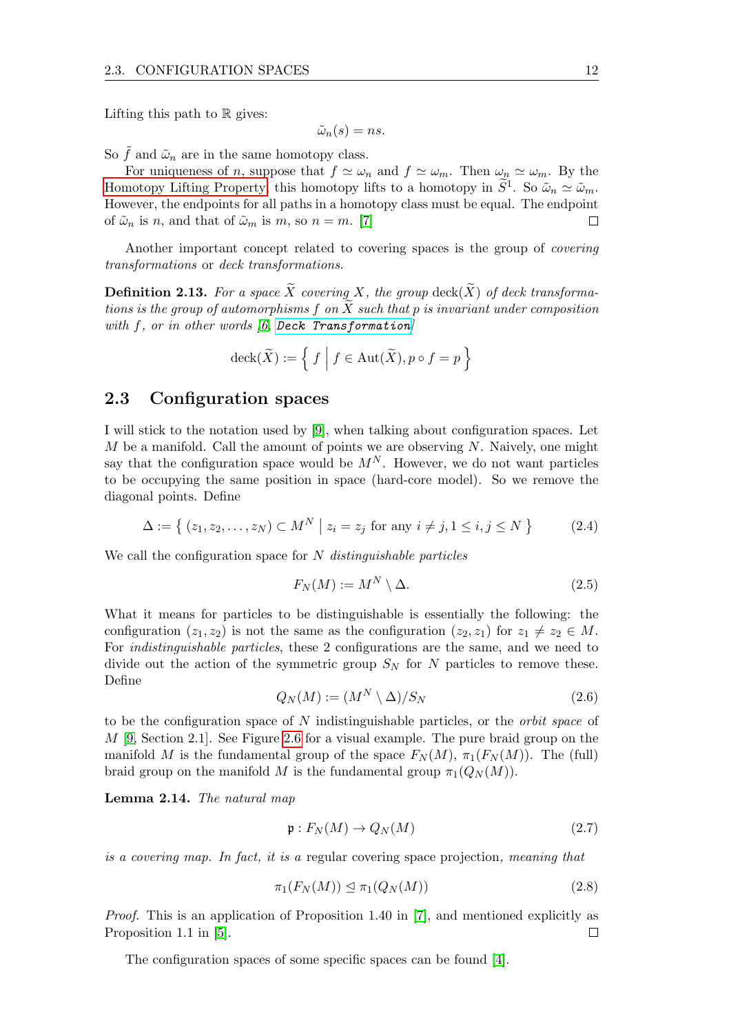Lifting this path to $\mathbb{R}$ gives:

$$\tilde{\omega}_n(s) = ns.$$

So $\tilde{f}$ and $\tilde{\omega}_n$ are in the same homotopy class.

For uniqueness of $n$, suppose that $f \simeq \omega_n$ and $f \simeq \omega_m$. Then $\omega_n \simeq \omega_m$. By the Homotopy Lifting Property, this homotopy lifts to a homotopy in $\widetilde{S}^1$. So $\tilde{\omega}_n \simeq \tilde{\omega}_m$. However, the endpoints for all paths in a homotopy class must be equal. The endpoint of $\tilde{\omega}_n$ is $n$, and that of $\tilde{\omega}_m$ is $m$, so $n = m$. [7] □

Another important concept related to covering spaces is the group of *covering transformations* or *deck transformations*.

**Definition 2.13.** *For a space $\widetilde{X}$ covering $X$, the group $\operatorname{deck}(\widetilde{X})$ of deck transformations is the group of automorphisms $f$ on $\widetilde{X}$ such that $p$ is invariant under composition with $f$, or in other words [6, `Deck Transformation`]*

$$\operatorname{deck}(\widetilde{X}) := \left\{ f \;\middle|\; f \in \operatorname{Aut}(\widetilde{X}), p \circ f = p \right\}$$

## 2.3 Configuration spaces

I will stick to the notation used by [9], when talking about configuration spaces. Let $M$ be a manifold. Call the amount of points we are observing $N$. Naively, one might say that the configuration space would be $M^N$. However, we do not want particles to be occupying the same position in space (hard-core model). So we remove the diagonal points. Define

$$\Delta := \left\{ (z_1, z_2, \ldots, z_N) \subset M^N \;\middle|\; z_i = z_j \text{ for any } i \neq j, 1 \leq i, j \leq N \right\} \tag{2.4}$$

We call the configuration space for $N$ *distinguishable particles*

$$F_N(M) := M^N \setminus \Delta. \tag{2.5}$$

What it means for particles to be distinguishable is essentially the following: the configuration $(z_1, z_2)$ is not the same as the configuration $(z_2, z_1)$ for $z_1 \neq z_2 \in M$. For *indistinguishable particles*, these 2 configurations are the same, and we need to divide out the action of the symmetric group $S_N$ for $N$ particles to remove these. Define

$$Q_N(M) := (M^N \setminus \Delta)/S_N \tag{2.6}$$

to be the configuration space of $N$ indistinguishable particles, or the *orbit space* of $M$ [9, Section 2.1]. See Figure 2.6 for a visual example. The pure braid group on the manifold $M$ is the fundamental group of the space $F_N(M)$, $\pi_1(F_N(M))$. The (full) braid group on the manifold $M$ is the fundamental group $\pi_1(Q_N(M))$.

**Lemma 2.14.** *The natural map*

$$\mathfrak{p} : F_N(M) \to Q_N(M) \tag{2.7}$$

*is a covering map. In fact, it is a* regular covering space projection, *meaning that*

$$\pi_1(F_N(M)) \trianglelefteq \pi_1(Q_N(M)) \tag{2.8}$$

*Proof.* This is an application of Proposition 1.40 in [7], and mentioned explicitly as Proposition 1.1 in [5]. □

The configuration spaces of some specific spaces can be found [4].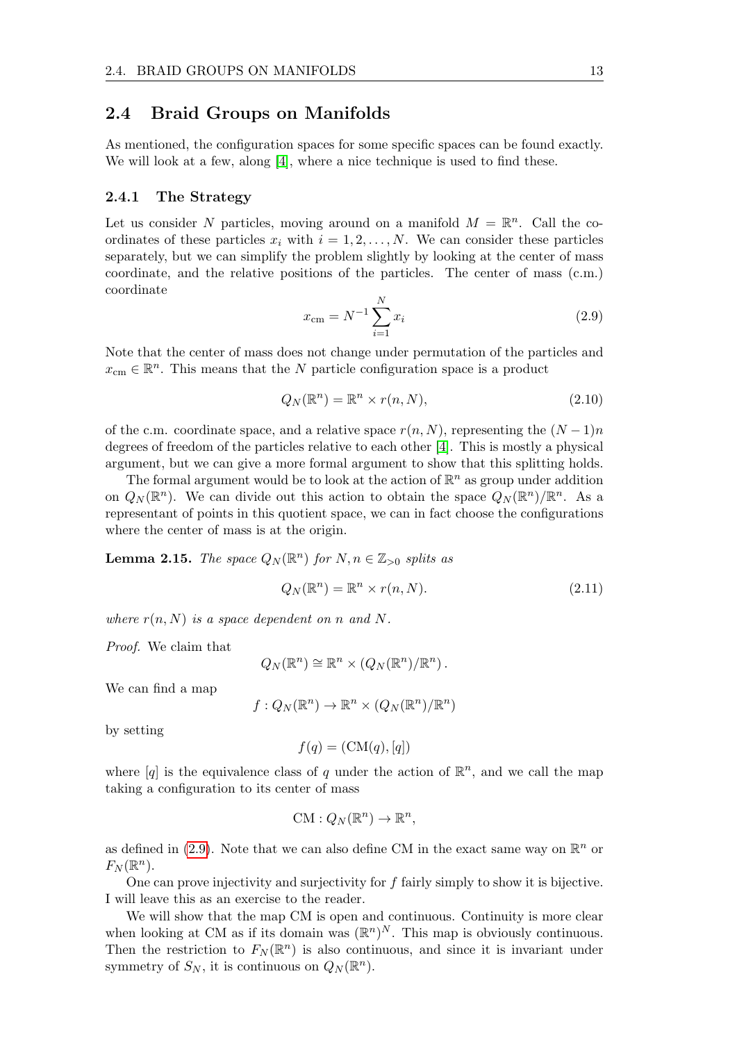## 2.4 Braid Groups on Manifolds

As mentioned, the configuration spaces for some specific spaces can be found exactly. We will look at a few, along [4], where a nice technique is used to find these.

### 2.4.1 The Strategy

Let us consider $N$ particles, moving around on a manifold $M = \mathbb{R}^n$. Call the coordinates of these particles $x_i$ with $i = 1, 2, \ldots, N$. We can consider these particles separately, but we can simplify the problem slightly by looking at the center of mass coordinate, and the relative positions of the particles. The center of mass (c.m.) coordinate

$$x_{\text{cm}} = N^{-1} \sum_{i=1}^{N} x_i \tag{2.9}$$

Note that the center of mass does not change under permutation of the particles and $x_{\text{cm}} \in \mathbb{R}^n$. This means that the $N$ particle configuration space is a product

$$Q_N(\mathbb{R}^n) = \mathbb{R}^n \times r(n, N), \tag{2.10}$$

of the c.m. coordinate space, and a relative space $r(n, N)$, representing the $(N-1)n$ degrees of freedom of the particles relative to each other [4]. This is mostly a physical argument, but we can give a more formal argument to show that this splitting holds.

The formal argument would be to look at the action of $\mathbb{R}^n$ as group under addition on $Q_N(\mathbb{R}^n)$. We can divide out this action to obtain the space $Q_N(\mathbb{R}^n)/\mathbb{R}^n$. As a representant of points in this quotient space, we can in fact choose the configurations where the center of mass is at the origin.

**Lemma 2.15.** *The space $Q_N(\mathbb{R}^n)$ for $N, n \in \mathbb{Z}_{>0}$ splits as*

$$Q_N(\mathbb{R}^n) = \mathbb{R}^n \times r(n, N). \tag{2.11}$$

*where $r(n, N)$ is a space dependent on $n$ and $N$.*

*Proof.* We claim that

$$Q_N(\mathbb{R}^n) \cong \mathbb{R}^n \times \left(Q_N(\mathbb{R}^n)/\mathbb{R}^n\right).$$

We can find a map

$$f : Q_N(\mathbb{R}^n) \to \mathbb{R}^n \times \left(Q_N(\mathbb{R}^n)/\mathbb{R}^n\right)$$

by setting

$$f(q) = (\text{CM}(q), [q])$$

where $[q]$ is the equivalence class of $q$ under the action of $\mathbb{R}^n$, and we call the map taking a configuration to its center of mass

$$\text{CM} : Q_N(\mathbb{R}^n) \to \mathbb{R}^n,$$

as defined in (2.9). Note that we can also define CM in the exact same way on $\mathbb{R}^n$ or $F_N(\mathbb{R}^n)$.

One can prove injectivity and surjectivity for $f$ fairly simply to show it is bijective. I will leave this as an exercise to the reader.

We will show that the map CM is open and continuous. Continuity is more clear when looking at CM as if its domain was $(\mathbb{R}^n)^N$. This map is obviously continuous. Then the restriction to $F_N(\mathbb{R}^n)$ is also continuous, and since it is invariant under symmetry of $S_N$, it is continuous on $Q_N(\mathbb{R}^n)$.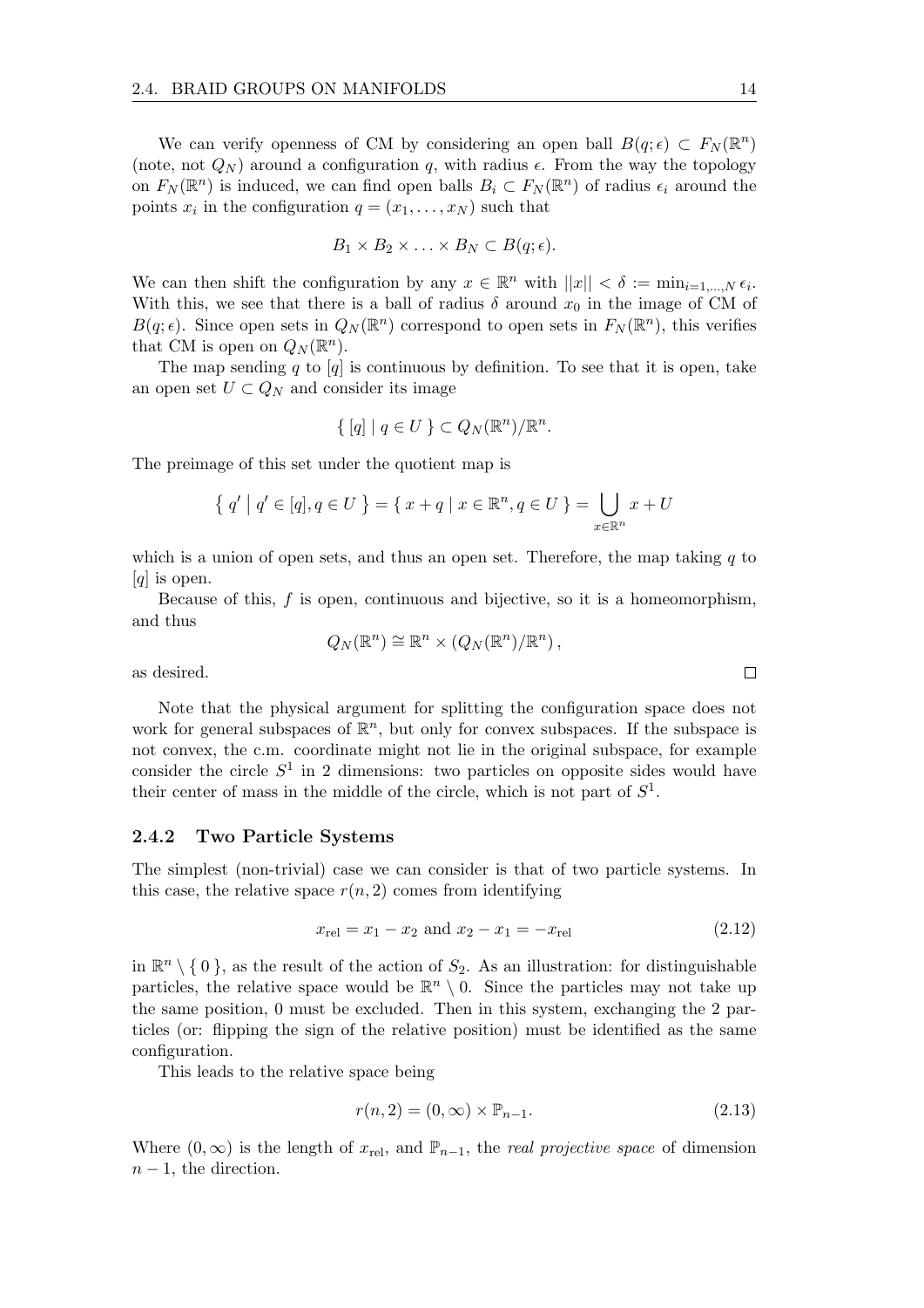We can verify openness of CM by considering an open ball $B(q;\epsilon) \subset F_N(\mathbb{R}^n)$ (note, not $Q_N$) around a configuration $q$, with radius $\epsilon$. From the way the topology on $F_N(\mathbb{R}^n)$ is induced, we can find open balls $B_i \subset F_N(\mathbb{R}^n)$ of radius $\epsilon_i$ around the points $x_i$ in the configuration $q = (x_1, \ldots, x_N)$ such that

$$B_1 \times B_2 \times \ldots \times B_N \subset B(q;\epsilon).$$

We can then shift the configuration by any $x \in \mathbb{R}^n$ with $||x|| < \delta := \min_{i=1,\ldots,N} \epsilon_i$. With this, we see that there is a ball of radius $\delta$ around $x_0$ in the image of CM of $B(q;\epsilon)$. Since open sets in $Q_N(\mathbb{R}^n)$ correspond to open sets in $F_N(\mathbb{R}^n)$, this verifies that CM is open on $Q_N(\mathbb{R}^n)$.

The map sending $q$ to $[q]$ is continuous by definition. To see that it is open, take an open set $U \subset Q_N$ and consider its image

$$\{ [q] \mid q \in U \} \subset Q_N(\mathbb{R}^n)/\mathbb{R}^n.$$

The preimage of this set under the quotient map is

$$\left\{ q' \mid q' \in [q], q \in U \right\} = \{ x + q \mid x \in \mathbb{R}^n, q \in U \} = \bigcup_{x \in \mathbb{R}^n} x + U$$

which is a union of open sets, and thus an open set. Therefore, the map taking $q$ to $[q]$ is open.

Because of this, $f$ is open, continuous and bijective, so it is a homeomorphism, and thus

$$Q_N(\mathbb{R}^n) \cong \mathbb{R}^n \times (Q_N(\mathbb{R}^n)/\mathbb{R}^n),$$

as desired. □

Note that the physical argument for splitting the configuration space does not work for general subspaces of $\mathbb{R}^n$, but only for convex subspaces. If the subspace is not convex, the c.m. coordinate might not lie in the original subspace, for example consider the circle $S^1$ in 2 dimensions: two particles on opposite sides would have their center of mass in the middle of the circle, which is not part of $S^1$.

### 2.4.2 Two Particle Systems

The simplest (non-trivial) case we can consider is that of two particle systems. In this case, the relative space $r(n, 2)$ comes from identifying

$$x_{\text{rel}} = x_1 - x_2 \text{ and } x_2 - x_1 = -x_{\text{rel}} \tag{2.12}$$

in $\mathbb{R}^n \setminus \{ 0 \}$, as the result of the action of $S_2$. As an illustration: for distinguishable particles, the relative space would be $\mathbb{R}^n \setminus 0$. Since the particles may not take up the same position, 0 must be excluded. Then in this system, exchanging the 2 particles (or: flipping the sign of the relative position) must be identified as the same configuration.

This leads to the relative space being

$$r(n, 2) = (0, \infty) \times \mathbb{P}_{n-1}. \tag{2.13}$$

Where $(0, \infty)$ is the length of $x_{\text{rel}}$, and $\mathbb{P}_{n-1}$, the *real projective space* of dimension $n - 1$, the direction.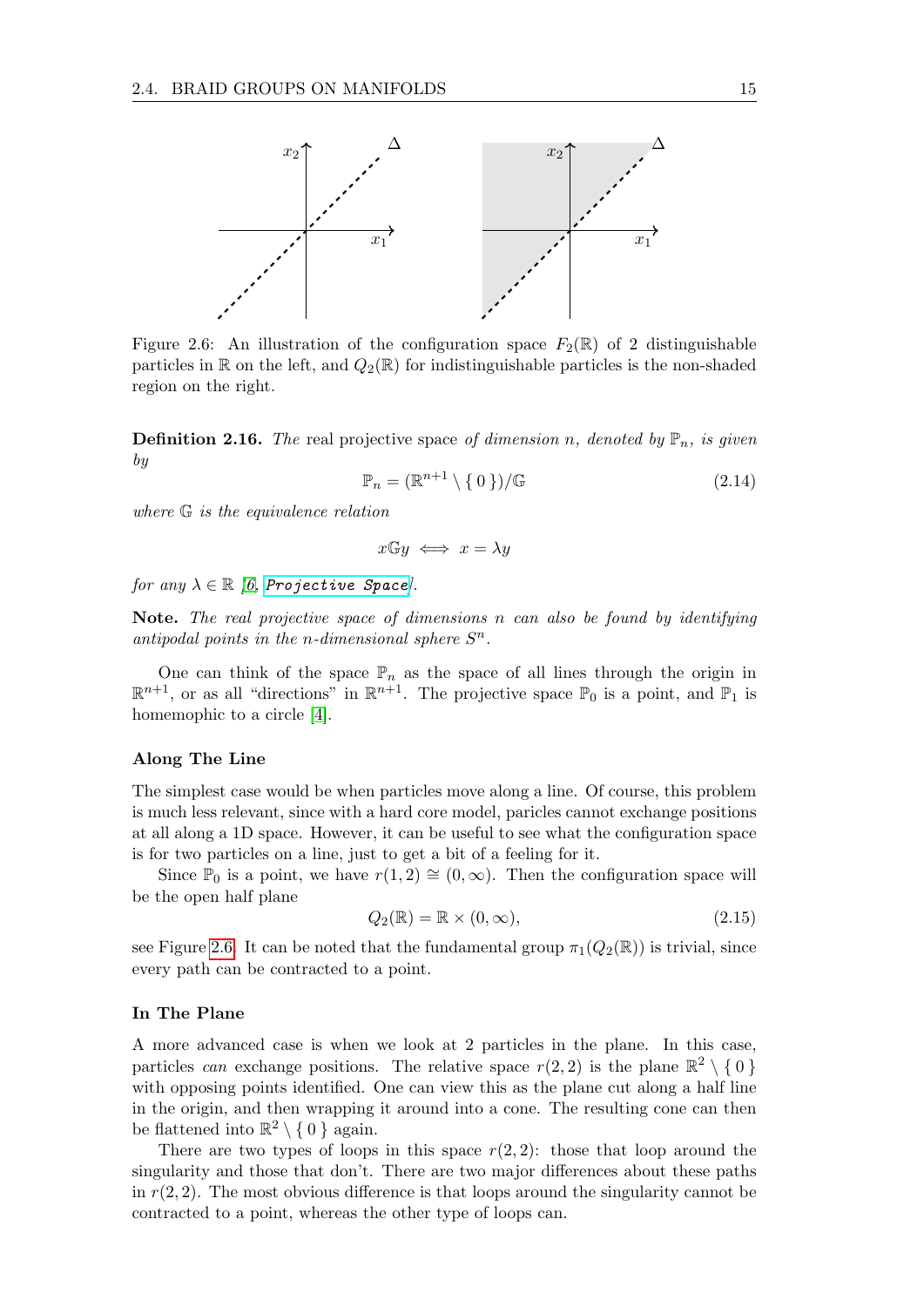Figure 2.6: An illustration of the configuration space $F_2(\mathbb{R})$ of 2 distinguishable particles in $\mathbb{R}$ on the left, and $Q_2(\mathbb{R})$ for indistinguishable particles is the non-shaded region on the right.

**Definition 2.16.** *The* real projective space *of dimension $n$, denoted by $\mathbb{P}_n$, is given by*

$$\mathbb{P}_n = (\mathbb{R}^{n+1} \setminus \{ 0 \})/\mathbb{G} \tag{2.14}$$

*where $\mathbb{G}$ is the equivalence relation*

$$x\mathbb{G}y \iff x = \lambda y$$

*for any $\lambda \in \mathbb{R}$ [6, `Projective Space`].*

**Note.** *The real projective space of dimensions $n$ can also be found by identifying antipodal points in the $n$-dimensional sphere $S^n$.*

One can think of the space $\mathbb{P}_n$ as the space of all lines through the origin in $\mathbb{R}^{n+1}$, or as all "directions" in $\mathbb{R}^{n+1}$. The projective space $\mathbb{P}_0$ is a point, and $\mathbb{P}_1$ is homemophic to a circle [4].

### Along The Line

The simplest case would be when particles move along a line. Of course, this problem is much less relevant, since with a hard core model, paricles cannot exchange positions at all along a 1D space. However, it can be useful to see what the configuration space is for two particles on a line, just to get a bit of a feeling for it.

Since $\mathbb{P}_0$ is a point, we have $r(1, 2) \cong (0, \infty)$. Then the configuration space will be the open half plane

$$Q_2(\mathbb{R}) = \mathbb{R} \times (0, \infty), \tag{2.15}$$

see Figure 2.6. It can be noted that the fundamental group $\pi_1(Q_2(\mathbb{R}))$ is trivial, since every path can be contracted to a point.

### In The Plane

A more advanced case is when we look at 2 particles in the plane. In this case, particles *can* exchange positions. The relative space $r(2, 2)$ is the plane $\mathbb{R}^2 \setminus \{ 0 \}$ with opposing points identified. One can view this as the plane cut along a half line in the origin, and then wrapping it around into a cone. The resulting cone can then be flattened into $\mathbb{R}^2 \setminus \{ 0 \}$ again.

There are two types of loops in this space $r(2, 2)$: those that loop around the singularity and those that don't. There are two major differences about these paths in $r(2, 2)$. The most obvious difference is that loops around the singularity cannot be contracted to a point, whereas the other type of loops can.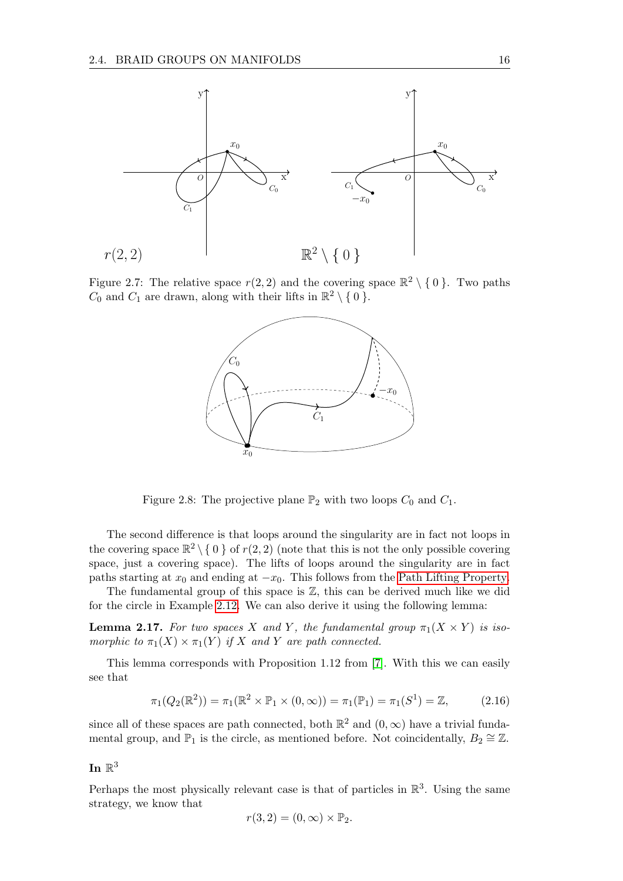Figure 2.7: The relative space $r(2,2)$ and the covering space $\mathbb{R}^2 \setminus \{ 0 \}$. Two paths $C_0$ and $C_1$ are drawn, along with their lifts in $\mathbb{R}^2 \setminus \{ 0 \}$.

Figure 2.8: The projective plane $\mathbb{P}_2$ with two loops $C_0$ and $C_1$.

The second difference is that loops around the singularity are in fact not loops in the covering space $\mathbb{R}^2 \setminus \{ 0 \}$ of $r(2,2)$ (note that this is not the only possible covering space, just a covering space). The lifts of loops around the singularity are in fact paths starting at $x_0$ and ending at $-x_0$. This follows from the Path Lifting Property.

The fundamental group of this space is $\mathbb{Z}$, this can be derived much like we did for the circle in Example 2.12. We can also derive it using the following lemma:

**Lemma 2.17.** *For two spaces $X$ and $Y$, the fundamental group $\pi_1(X \times Y)$ is isomorphic to $\pi_1(X) \times \pi_1(Y)$ if $X$ and $Y$ are path connected.*

This lemma corresponds with Proposition 1.12 from [7]. With this we can easily see that

$$\pi_1(Q_2(\mathbb{R}^2)) = \pi_1(\mathbb{R}^2 \times \mathbb{P}_1 \times (0,\infty)) = \pi_1(\mathbb{P}_1) = \pi_1(S^1) = \mathbb{Z}, \tag{2.16}$$

since all of these spaces are path connected, both $\mathbb{R}^2$ and $(0,\infty)$ have a trivial fundamental group, and $\mathbb{P}_1$ is the circle, as mentioned before. Not coincidentally, $B_2 \cong \mathbb{Z}$.

### In $\mathbb{R}^3$

Perhaps the most physically relevant case is that of particles in $\mathbb{R}^3$. Using the same strategy, we know that

$$r(3,2) = (0,\infty) \times \mathbb{P}_2.$$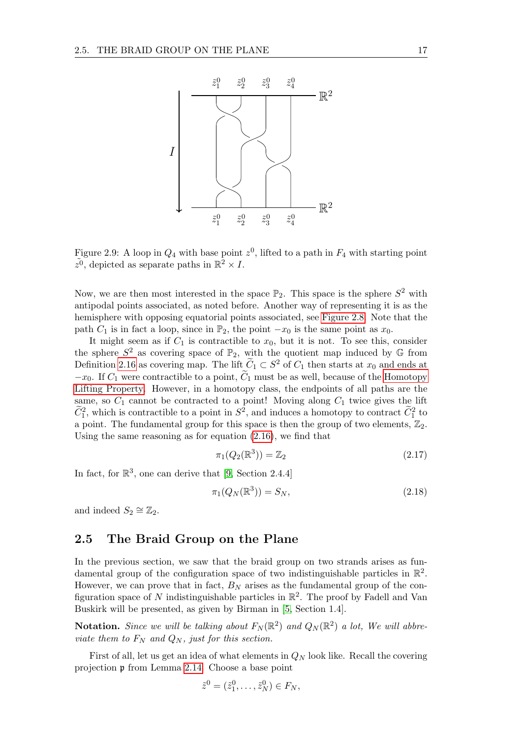Figure 2.9: A loop in $Q_4$ with base point $z^0$, lifted to a path in $F_4$ with starting point $\tilde{z^0}$, depicted as separate paths in $\mathbb{R}^2 \times I$.

Now, we are then most interested in the space $\mathbb{P}_2$. This space is the sphere $S^2$ with antipodal points associated, as noted before. Another way of representing it is as the hemisphere with opposing equatorial points associated, see Figure 2.8. Note that the path $C_1$ is in fact a loop, since in $\mathbb{P}_2$, the point $-x_0$ is the same point as $x_0$.

It might seem as if $C_1$ is contractible to $x_0$, but it is not. To see this, consider the sphere $S^2$ as covering space of $\mathbb{P}_2$, with the quotient map induced by $\mathbb{G}$ from Definition 2.16 as covering map. The lift $\widetilde{C}_1 \subset S^2$ of $C_1$ then starts at $x_0$ and ends at $-x_0$. If $C_1$ were contractible to a point, $\widetilde{C}_1$ must be as well, because of the Homotopy Lifting Property. However, in a homotopy class, the endpoints of all paths are the same, so $C_1$ cannot be contracted to a point! Moving along $C_1$ twice gives the lift $\widetilde{C}_1^2$, which is contractible to a point in $S^2$, and induces a homotopy to contract $\widetilde{C}_1^2$ to a point. The fundamental group for this space is then the group of two elements, $\mathbb{Z}_2$. Using the same reasoning as for equation (2.16), we find that

$$\pi_1(Q_2(\mathbb{R}^3)) = \mathbb{Z}_2 \tag{2.17}$$

In fact, for $\mathbb{R}^3$, one can derive that [9, Section 2.4.4]

$$\pi_1(Q_N(\mathbb{R}^3)) = S_N, \tag{2.18}$$

and indeed $S_2 \cong \mathbb{Z}_2$.

## 2.5 The Braid Group on the Plane

In the previous section, we saw that the braid group on two strands arises as fundamental group of the configuration space of two indistinguishable particles in $\mathbb{R}^2$. However, we can prove that in fact, $B_N$ arises as the fundamental group of the configuration space of $N$ indistinguishable particles in $\mathbb{R}^2$. The proof by Fadell and Van Buskirk will be presented, as given by Birman in [5, Section 1.4].

**Notation.** *Since we will be talking about $F_N(\mathbb{R}^2)$ and $Q_N(\mathbb{R}^2)$ a lot, We will abbreviate them to $F_N$ and $Q_N$, just for this section.*

First of all, let us get an idea of what elements in $Q_N$ look like. Recall the covering projection $\mathfrak{p}$ from Lemma 2.14. Choose a base point

$$\tilde{z}^0 = (\tilde{z}_1^0, \dots, \tilde{z}_N^0) \in F_N,$$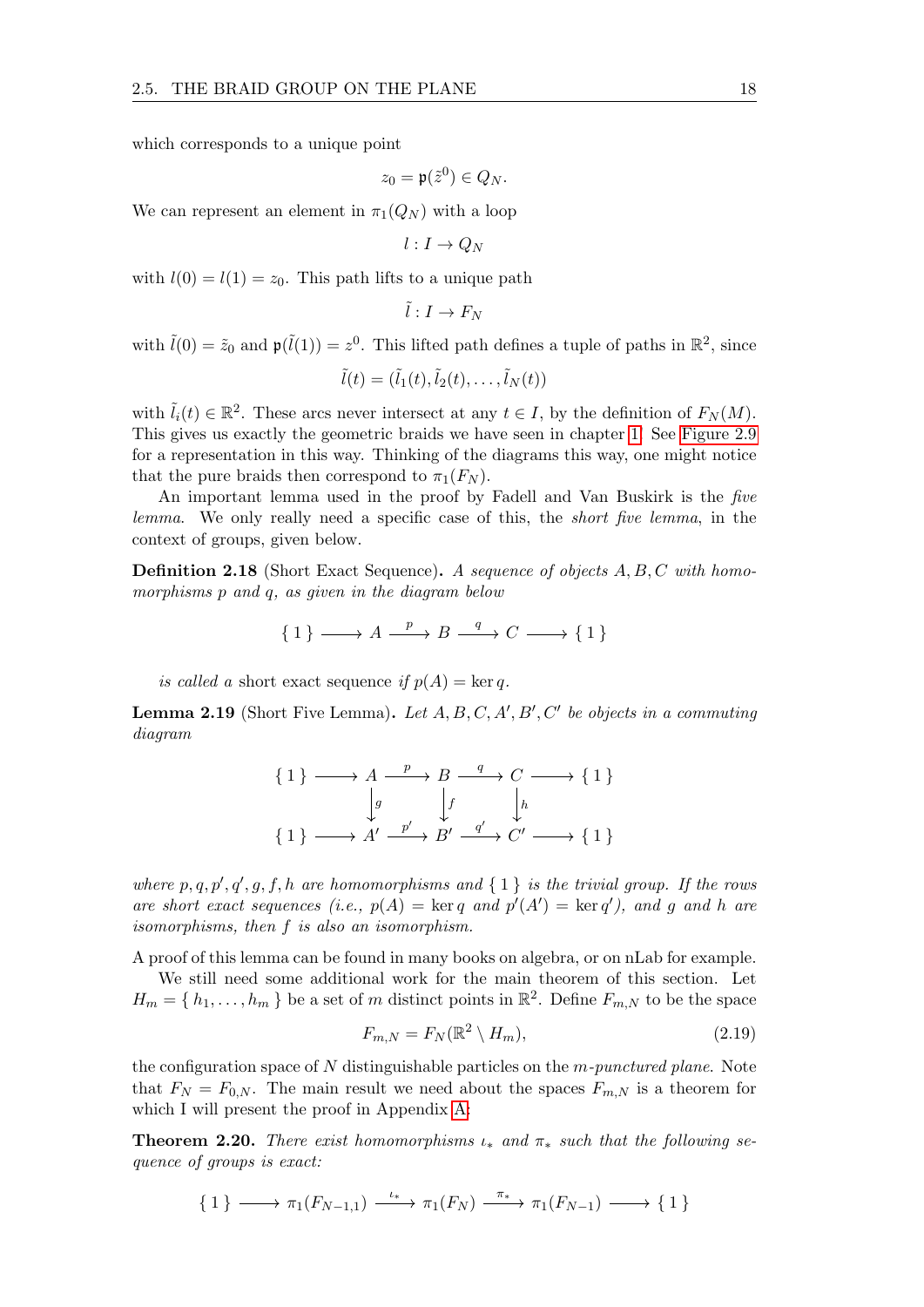which corresponds to a unique point

$$z_0 = \mathfrak{p}(\tilde{z}^0) \in Q_N.$$

We can represent an element in $\pi_1(Q_N)$ with a loop

$$l : I \to Q_N$$

with $l(0) = l(1) = z_0$. This path lifts to a unique path

$$\tilde{l} : I \to F_N$$

with $\tilde{l}(0) = \tilde{z}_0$ and $\mathfrak{p}(\tilde{l}(1)) = z^0$. This lifted path defines a tuple of paths in $\mathbb{R}^2$, since

$$\tilde{l}(t) = (\tilde{l}_1(t), \tilde{l}_2(t), \ldots, \tilde{l}_N(t))$$

with $\tilde{l}_i(t) \in \mathbb{R}^2$. These arcs never intersect at any $t \in I$, by the definition of $F_N(M)$. This gives us exactly the geometric braids we have seen in chapter 1. See Figure 2.9 for a representation in this way. Thinking of the diagrams this way, one might notice that the pure braids then correspond to $\pi_1(F_N)$.

An important lemma used in the proof by Fadell and Van Buskirk is the *five lemma*. We only really need a specific case of this, the *short five lemma*, in the context of groups, given below.

**Definition 2.18** (Short Exact Sequence)**.** *A sequence of objects $A, B, C$ with homomorphisms $p$ and $q$, as given in the diagram below*

$$\{\,1\,\} \longrightarrow A \xrightarrow{\;p\;} B \xrightarrow{\;q\;} C \longrightarrow \{\,1\,\}$$

*is called a* short exact sequence *if $p(A) = \ker q$.*

**Lemma 2.19** (Short Five Lemma)**.** *Let $A, B, C, A', B', C'$ be objects in a commuting diagram*

$$\begin{array}{ccccccccc}
\{\,1\,\} & \longrightarrow & A & \xrightarrow{\;p\;} & B & \xrightarrow{\;q\;} & C & \longrightarrow & \{\,1\,\} \\
 & & \downarrow{\scriptstyle g} & & \downarrow{\scriptstyle f} & & \downarrow{\scriptstyle h} & & \\
\{\,1\,\} & \longrightarrow & A' & \xrightarrow{\;p'\;} & B' & \xrightarrow{\;q'\;} & C' & \longrightarrow & \{\,1\,\}
\end{array}$$

*where $p, q, p', q', g, f, h$ are homomorphisms and $\{\,1\,\}$ is the trivial group. If the rows are short exact sequences (i.e., $p(A) = \ker q$ and $p'(A') = \ker q'$), and $g$ and $h$ are isomorphisms, then $f$ is also an isomorphism.*

A proof of this lemma can be found in many books on algebra, or on nLab for example.

We still need some additional work for the main theorem of this section. Let $H_m = \{\,h_1, \ldots, h_m\,\}$ be a set of $m$ distinct points in $\mathbb{R}^2$. Define $F_{m,N}$ to be the space

$$F_{m,N} = F_N(\mathbb{R}^2 \setminus H_m), \tag{2.19}$$

the configuration space of $N$ distinguishable particles on the *m-punctured plane*. Note that $F_N = F_{0,N}$. The main result we need about the spaces $F_{m,N}$ is a theorem for which I will present the proof in Appendix A.

**Theorem 2.20.** *There exist homomorphisms $\iota_*$ and $\pi_*$ such that the following sequence of groups is exact:*

$$\{\,1\,\} \longrightarrow \pi_1(F_{N-1,1}) \xrightarrow{\;\iota_*\;} \pi_1(F_N) \xrightarrow{\;\pi_*\;} \pi_1(F_{N-1}) \longrightarrow \{\,1\,\}$$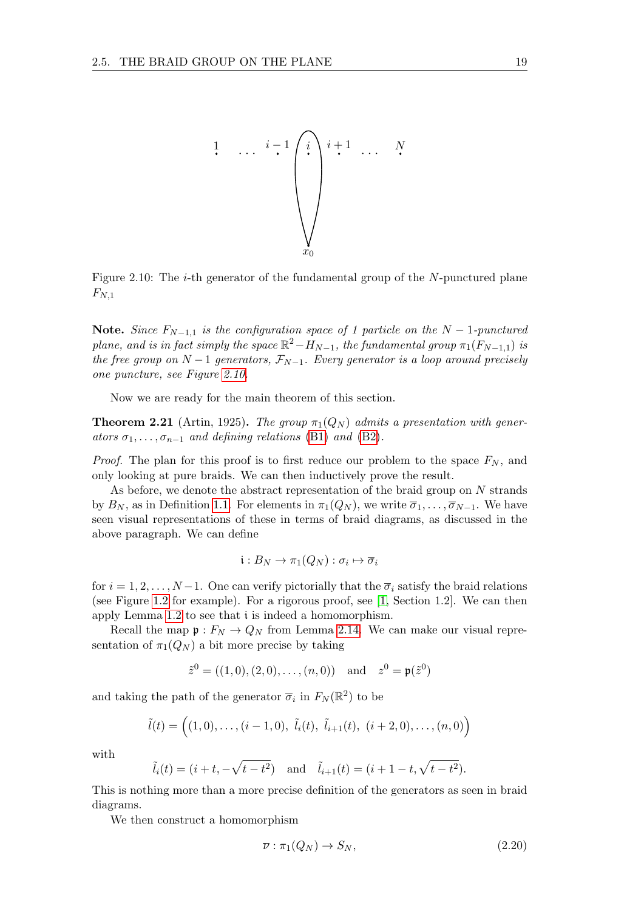Figure 2.10: The $i$-th generator of the fundamental group of the $N$-punctured plane $F_{N,1}$

**Note.** *Since $F_{N-1,1}$ is the configuration space of 1 particle on the $N-1$-punctured plane, and is in fact simply the space $\mathbb{R}^2 - H_{N-1}$, the fundamental group $\pi_1(F_{N-1,1})$ is the free group on $N-1$ generators, $\mathcal{F}_{N-1}$. Every generator is a loop around precisely one puncture, see Figure 2.10.*

Now we are ready for the main theorem of this section.

**Theorem 2.21** (Artin, 1925). *The group $\pi_1(Q_N)$ admits a presentation with generators $\sigma_1, \ldots, \sigma_{n-1}$ and defining relations (B1) and (B2).*

*Proof.* The plan for this proof is to first reduce our problem to the space $F_N$, and only looking at pure braids. We can then inductively prove the result.

As before, we denote the abstract representation of the braid group on $N$ strands by $B_N$, as in Definition 1.1. For elements in $\pi_1(Q_N)$, we write $\overline{\sigma}_1, \ldots, \overline{\sigma}_{N-1}$. We have seen visual representations of these in terms of braid diagrams, as discussed in the above paragraph. We can define

$$\mathfrak{i} : B_N \to \pi_1(Q_N) : \sigma_i \mapsto \overline{\sigma}_i$$

for $i = 1, 2, \ldots, N-1$. One can verify pictorially that the $\overline{\sigma}_i$ satisfy the braid relations (see Figure 1.2 for example). For a rigorous proof, see [1, Section 1.2]. We can then apply Lemma 1.2 to see that $\mathfrak{i}$ is indeed a homomorphism.

Recall the map $\mathfrak{p} : F_N \to Q_N$ from Lemma 2.14. We can make our visual representation of $\pi_1(Q_N)$ a bit more precise by taking

$$\tilde{z}^0 = ((1,0), (2,0), \ldots, (n,0)) \quad \text{and} \quad z^0 = \mathfrak{p}(\tilde{z}^0)$$

and taking the path of the generator $\overline{\sigma}_i$ in $F_N(\mathbb{R}^2)$ to be

$$\tilde{l}(t) = \Big((1,0), \ldots, (i-1,0),\ \tilde{l}_i(t),\ \tilde{l}_{i+1}(t),\ (i+2,0), \ldots, (n,0)\Big)$$

with

$$\tilde{l}_i(t) = (i+t, -\sqrt{t-t^2}) \quad \text{and} \quad \tilde{l}_{i+1}(t) = (i+1-t, \sqrt{t-t^2}).$$

This is nothing more than a more precise definition of the generators as seen in braid diagrams.

We then construct a homomorphism

$$\overline{\nu} : \pi_1(Q_N) \to S_N, \tag{2.20}$$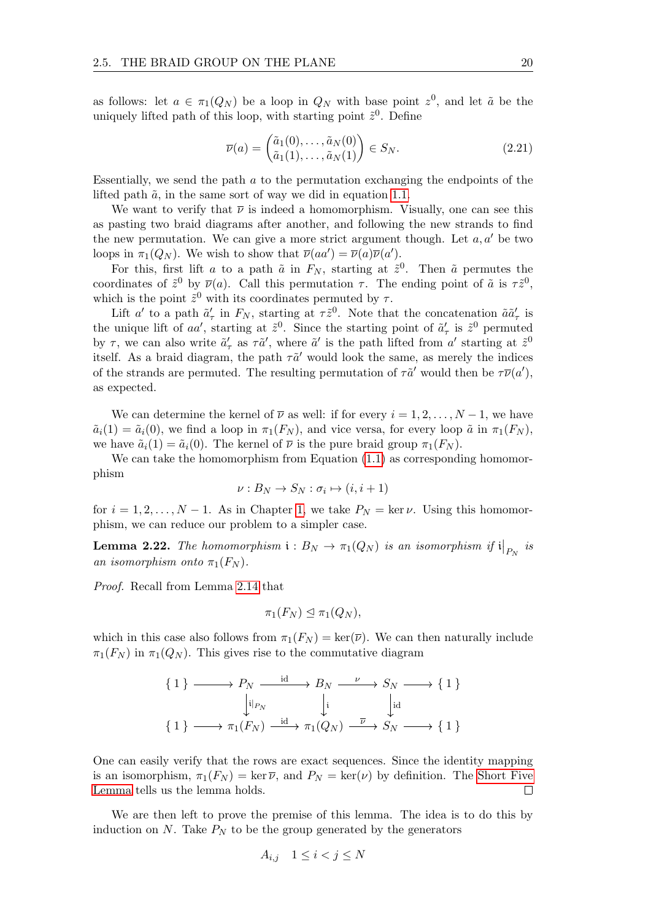as follows: let $a \in \pi_1(Q_N)$ be a loop in $Q_N$ with base point $z^0$, and let $\tilde{a}$ be the uniquely lifted path of this loop, with starting point $\tilde{z}^0$. Define

$$\overline{\nu}(a) = \begin{pmatrix} \tilde{a}_1(0), \ldots, \tilde{a}_N(0) \\ \tilde{a}_1(1), \ldots, \tilde{a}_N(1) \end{pmatrix} \in S_N. \tag{2.21}$$

Essentially, we send the path $a$ to the permutation exchanging the endpoints of the lifted path $\tilde{a}$, in the same sort of way we did in equation 1.1.

We want to verify that $\overline{\nu}$ is indeed a homomorphism. Visually, one can see this as pasting two braid diagrams after another, and following the new strands to find the new permutation. We can give a more strict argument though. Let $a, a'$ be two loops in $\pi_1(Q_N)$. We wish to show that $\overline{\nu}(aa') = \overline{\nu}(a)\overline{\nu}(a')$.

For this, first lift $a$ to a path $\tilde{a}$ in $F_N$, starting at $\tilde{z}^0$. Then $\tilde{a}$ permutes the coordinates of $\tilde{z}^0$ by $\overline{\nu}(a)$. Call this permutation $\tau$. The ending point of $\tilde{a}$ is $\tau\tilde{z}^0$, which is the point $\tilde{z}^0$ with its coordinates permuted by $\tau$.

Lift $a'$ to a path $\tilde{a}'_\tau$ in $F_N$, starting at $\tau\tilde{z}^0$. Note that the concatenation $\tilde{a}\tilde{a}'_\tau$ is the unique lift of $aa'$, starting at $\tilde{z}^0$. Since the starting point of $\tilde{a}'_\tau$ is $\tilde{z}^0$ permuted by $\tau$, we can also write $\tilde{a}'_\tau$ as $\tau\tilde{a}'$, where $\tilde{a}'$ is the path lifted from $a'$ starting at $\tilde{z}^0$ itself. As a braid diagram, the path $\tau\tilde{a}'$ would look the same, as merely the indices of the strands are permuted. The resulting permutation of $\tau\tilde{a}'$ would then be $\tau\overline{\nu}(a')$, as expected.

We can determine the kernel of $\overline{\nu}$ as well: if for every $i = 1, 2, \ldots, N-1$, we have $\tilde{a}_i(1) = \tilde{a}_i(0)$, we find a loop in $\pi_1(F_N)$, and vice versa, for every loop $\tilde{a}$ in $\pi_1(F_N)$, we have $\tilde{a}_i(1) = \tilde{a}_i(0)$. The kernel of $\overline{\nu}$ is the pure braid group $\pi_1(F_N)$.

We can take the homomorphism from Equation (1.1) as corresponding homomorphism

$$\nu : B_N \to S_N : \sigma_i \mapsto (i, i+1)$$

for $i = 1, 2, \ldots, N-1$. As in Chapter 1, we take $P_N = \ker \nu$. Using this homomorphism, we can reduce our problem to a simpler case.

**Lemma 2.22.** *The homomorphism $\mathfrak{i} : B_N \to \pi_1(Q_N)$ is an isomorphism if $\mathfrak{i}\big|_{P_N}$ is an isomorphism onto $\pi_1(F_N)$.*

*Proof.* Recall from Lemma 2.14 that

$$\pi_1(F_N) \trianglelefteq \pi_1(Q_N),$$

which in this case also follows from $\pi_1(F_N) = \ker(\overline{\nu})$. We can then naturally include $\pi_1(F_N)$ in $\pi_1(Q_N)$. This gives rise to the commutative diagram

$$\begin{array}{ccccccccc}
\{1\} & \longrightarrow & P_N & \xrightarrow{\text{id}} & B_N & \xrightarrow{\nu} & S_N & \longrightarrow & \{1\} \\
 & & \big\downarrow{\scriptstyle \mathfrak{i}|_{P_N}} & & \big\downarrow{\scriptstyle \mathfrak{i}} & & \big\downarrow{\scriptstyle \text{id}} & & \\
\{1\} & \longrightarrow & \pi_1(F_N) & \xrightarrow{\text{id}} & \pi_1(Q_N) & \xrightarrow{\overline{\nu}} & S_N & \longrightarrow & \{1\}
\end{array}$$

One can easily verify that the rows are exact sequences. Since the identity mapping is an isomorphism, $\pi_1(F_N) = \ker \overline{\nu}$, and $P_N = \ker(\nu)$ by definition. The Short Five Lemma tells us the lemma holds. $\square$

We are then left to prove the premise of this lemma. The idea is to do this by induction on $N$. Take $P_N$ to be the group generated by the generators

$$A_{i,j} \quad 1 \leq i < j \leq N$$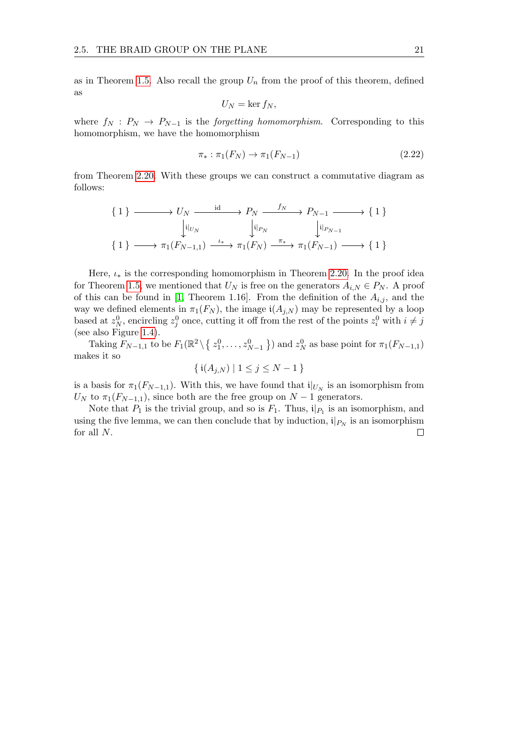as in Theorem 1.5. Also recall the group $U_n$ from the proof of this theorem, defined as

$$U_N = \ker f_N,$$

where $f_N : P_N \to P_{N-1}$ is the *forgetting homomorphism*. Corresponding to this homomorphism, we have the homomorphism

$$\pi_* : \pi_1(F_N) \to \pi_1(F_{N-1}) \tag{2.22}$$

from Theorem 2.20. With these groups we can construct a commutative diagram as follows:

$$\begin{array}{ccccccccc}
\{ 1 \} & \longrightarrow & U_N & \xrightarrow{\text{id}} & P_N & \xrightarrow{f_N} & P_{N-1} & \longrightarrow & \{ 1 \} \\
 & & \downarrow{\scriptstyle \mathfrak{i}|_{U_N}} & & \downarrow{\scriptstyle \mathfrak{i}|_{P_N}} & & \downarrow{\scriptstyle \mathfrak{i}|_{P_{N-1}}} & & \\
\{ 1 \} & \longrightarrow & \pi_1(F_{N-1,1}) & \xrightarrow{\iota_*} & \pi_1(F_N) & \xrightarrow{\pi_*} & \pi_1(F_{N-1}) & \longrightarrow & \{ 1 \}
\end{array}$$

Here, $\iota_*$ is the corresponding homomorphism in Theorem 2.20. In the proof idea for Theorem 1.5, we mentioned that $U_N$ is free on the generators $A_{i,N} \in P_N$. A proof of this can be found in [1, Theorem 1.16]. From the definition of the $A_{i,j}$, and the way we defined elements in $\pi_1(F_N)$, the image $\mathfrak{i}(A_{j,N})$ may be represented by a loop based at $z_N^0$, encircling $z_j^0$ once, cutting it off from the rest of the points $z_i^0$ with $i \neq j$ (see also Figure 1.4).

Taking $F_{N-1,1}$ to be $F_1(\mathbb{R}^2 \setminus \{ z_1^0, \dots, z_{N-1}^0 \})$ and $z_N^0$ as base point for $\pi_1(F_{N-1,1})$ makes it so

$$\{ \mathfrak{i}(A_{j,N}) \mid 1 \leq j \leq N-1 \}$$

is a basis for $\pi_1(F_{N-1,1})$. With this, we have found that $\mathfrak{i}|_{U_N}$ is an isomorphism from $U_N$ to $\pi_1(F_{N-1,1})$, since both are the free group on $N-1$ generators.

Note that $P_1$ is the trivial group, and so is $F_1$. Thus, $\mathfrak{i}|_{P_1}$ is an isomorphism, and using the five lemma, we can then conclude that by induction, $\mathfrak{i}|_{P_N}$ is an isomorphism for all $N$. ∎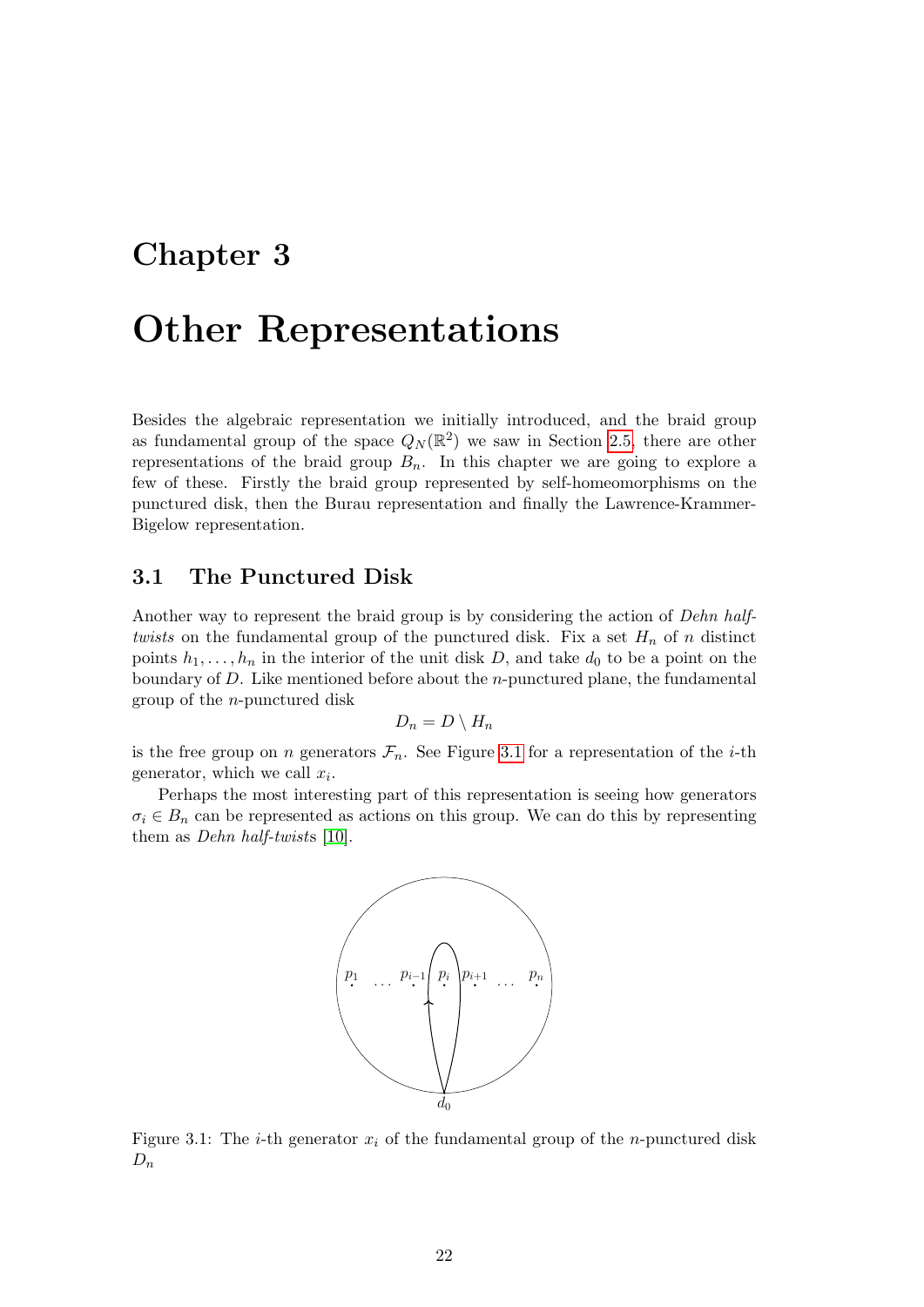# Chapter 3

# Other Representations

Besides the algebraic representation we initially introduced, and the braid group as fundamental group of the space $Q_N(\mathbb{R}^2)$ we saw in Section 2.5, there are other representations of the braid group $B_n$. In this chapter we are going to explore a few of these. Firstly the braid group represented by self-homeomorphisms on the punctured disk, then the Burau representation and finally the Lawrence-Krammer-Bigelow representation.

## 3.1 The Punctured Disk

Another way to represent the braid group is by considering the action of *Dehn half-twists* on the fundamental group of the punctured disk. Fix a set $H_n$ of $n$ distinct points $h_1, \ldots, h_n$ in the interior of the unit disk $D$, and take $d_0$ to be a point on the boundary of $D$. Like mentioned before about the $n$-punctured plane, the fundamental group of the $n$-punctured disk

$$D_n = D \setminus H_n$$

is the free group on $n$ generators $\mathcal{F}_n$. See Figure 3.1 for a representation of the $i$-th generator, which we call $x_i$.

Perhaps the most interesting part of this representation is seeing how generators $\sigma_i \in B_n$ can be represented as actions on this group. We can do this by representing them as *Dehn half-twists* [10].

Figure 3.1: The $i$-th generator $x_i$ of the fundamental group of the $n$-punctured disk $D_n$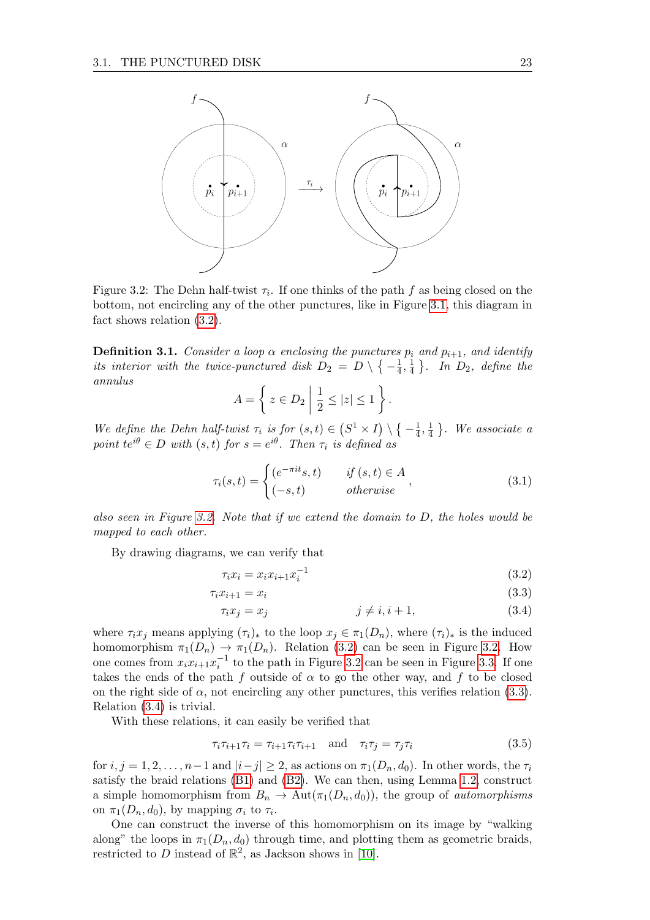Figure 3.2: The Dehn half-twist $\tau_i$. If one thinks of the path $f$ as being closed on the bottom, not encircling any of the other punctures, like in Figure 3.1, this diagram in fact shows relation (3.2).

**Definition 3.1.** *Consider a loop $\alpha$ enclosing the punctures $p_i$ and $p_{i+1}$, and identify its interior with the twice-punctured disk $D_2 = D \setminus \left\{ -\frac{1}{4}, \frac{1}{4} \right\}$. In $D_2$, define the annulus*

$$A = \left\{ z \in D_2 \;\middle|\; \frac{1}{2} \leq |z| \leq 1 \right\}.$$

*We define the Dehn half-twist $\tau_i$ is for $(s,t) \in \left(S^1 \times I\right) \setminus \left\{ -\frac{1}{4}, \frac{1}{4} \right\}$. We associate a point $te^{i\theta} \in D$ with $(s,t)$ for $s = e^{i\theta}$. Then $\tau_i$ is defined as*

$$\tau_i(s,t) = \begin{cases} (e^{-\pi i t}s, t) & \text{if } (s,t) \in A \\ (-s, t) & \text{otherwise} \end{cases}, \tag{3.1}$$

*also seen in Figure 3.2. Note that if we extend the domain to $D$, the holes would be mapped to each other.*

By drawing diagrams, we can verify that

$$\tau_i x_i = x_i x_{i+1} x_i^{-1} \tag{3.2}$$

$$\tau_i x_{i+1} = x_i \tag{3.3}$$

$$\tau_i x_j = x_j \qquad\qquad j \neq i, i+1, \tag{3.4}$$

where $\tau_i x_j$ means applying $(\tau_i)_*$ to the loop $x_j \in \pi_1(D_n)$, where $(\tau_i)_*$ is the induced homomorphism $\pi_1(D_n) \to \pi_1(D_n)$. Relation (3.2) can be seen in Figure 3.2. How one comes from $x_i x_{i+1} x_i^{-1}$ to the path in Figure 3.2 can be seen in Figure 3.3. If one takes the ends of the path $f$ outside of $\alpha$ to go the other way, and $f$ to be closed on the right side of $\alpha$, not encircling any other punctures, this verifies relation (3.3). Relation (3.4) is trivial.

With these relations, it can easily be verified that

$$\tau_i \tau_{i+1} \tau_i = \tau_{i+1} \tau_i \tau_{i+1} \quad \text{and} \quad \tau_i \tau_j = \tau_j \tau_i \tag{3.5}$$

for $i, j = 1, 2, \ldots, n-1$ and $|i-j| \geq 2$, as actions on $\pi_1(D_n, d_0)$. In other words, the $\tau_i$ satisfy the braid relations (B1) and (B2). We can then, using Lemma 1.2, construct a simple homomorphism from $B_n \to \operatorname{Aut}(\pi_1(D_n, d_0))$, the group of *automorphisms* on $\pi_1(D_n, d_0)$, by mapping $\sigma_i$ to $\tau_i$.

One can construct the inverse of this homomorphism on its image by "walking along" the loops in $\pi_1(D_n, d_0)$ through time, and plotting them as geometric braids, restricted to $D$ instead of $\mathbb{R}^2$, as Jackson shows in [10].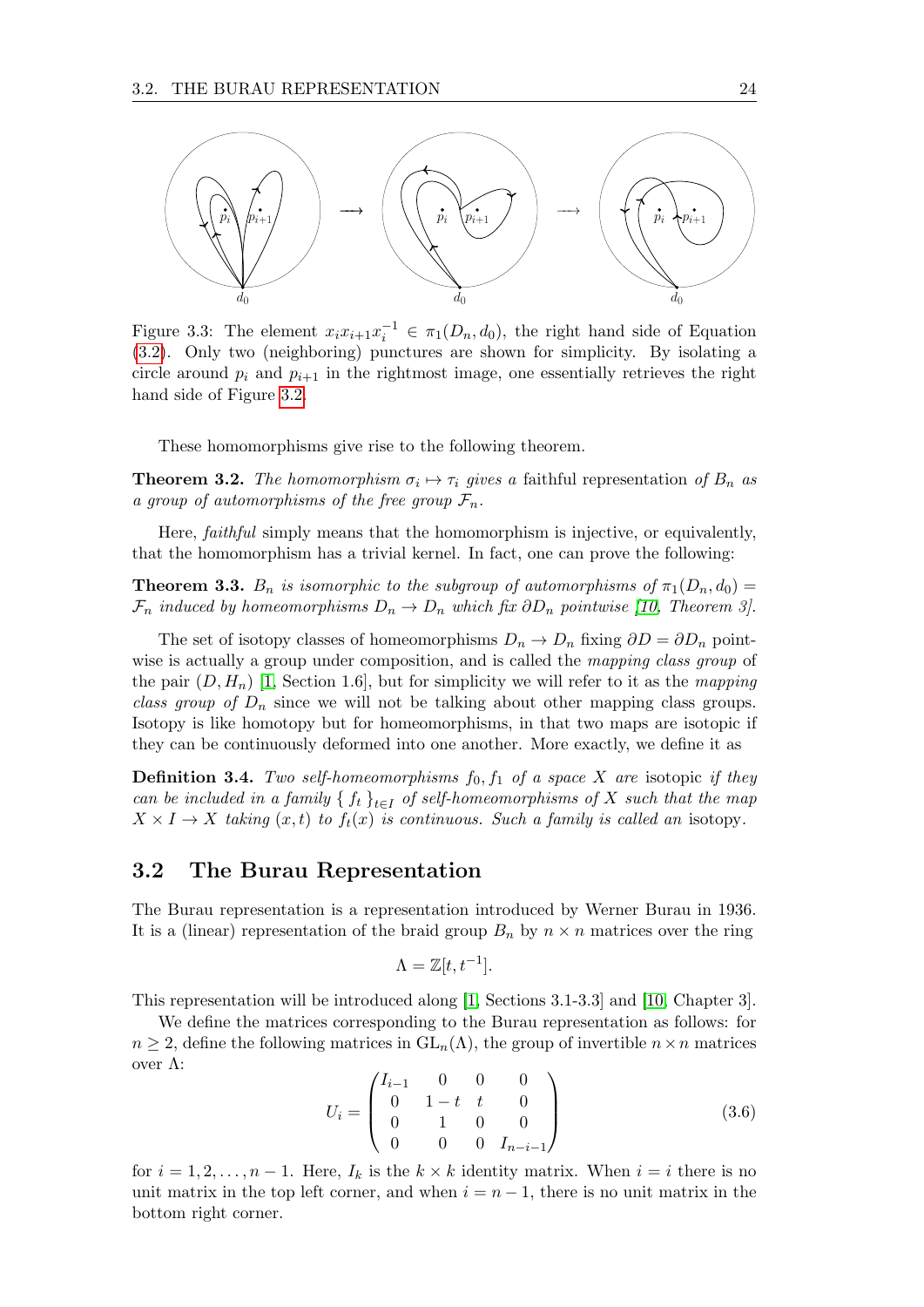Figure 3.3: The element $x_i x_{i+1} x_i^{-1} \in \pi_1(D_n, d_0)$, the right hand side of Equation (3.2). Only two (neighboring) punctures are shown for simplicity. By isolating a circle around $p_i$ and $p_{i+1}$ in the rightmost image, one essentially retrieves the right hand side of Figure 3.2.

These homomorphisms give rise to the following theorem.

**Theorem 3.2.** *The homomorphism $\sigma_i \mapsto \tau_i$ gives a* faithful representation *of $B_n$ as a group of automorphisms of the free group $\mathcal{F}_n$.*

Here, *faithful* simply means that the homomorphism is injective, or equivalently, that the homomorphism has a trivial kernel. In fact, one can prove the following:

**Theorem 3.3.** *$B_n$ is isomorphic to the subgroup of automorphisms of $\pi_1(D_n, d_0) = \mathcal{F}_n$ induced by homeomorphisms $D_n \to D_n$ which fix $\partial D_n$ pointwise [10, Theorem 3].*

The set of isotopy classes of homeomorphisms $D_n \to D_n$ fixing $\partial D = \partial D_n$ pointwise is actually a group under composition, and is called the *mapping class group* of the pair $(D, H_n)$ [1, Section 1.6], but for simplicity we will refer to it as the *mapping class group of $D_n$* since we will not be talking about other mapping class groups. Isotopy is like homotopy but for homeomorphisms, in that two maps are isotopic if they can be continuously deformed into one another. More exactly, we define it as

**Definition 3.4.** *Two self-homeomorphisms $f_0, f_1$ of a space $X$ are* isotopic *if they can be included in a family $\{ f_t \}_{t \in I}$ of self-homeomorphisms of $X$ such that the map $X \times I \to X$ taking $(x, t)$ to $f_t(x)$ is continuous. Such a family is called an* isotopy.

## 3.2 The Burau Representation

The Burau representation is a representation introduced by Werner Burau in 1936. It is a (linear) representation of the braid group $B_n$ by $n \times n$ matrices over the ring

$$\Lambda = \mathbb{Z}[t, t^{-1}].$$

This representation will be introduced along [1, Sections 3.1-3.3] and [10, Chapter 3].

We define the matrices corresponding to the Burau representation as follows: for $n \geq 2$, define the following matrices in $\mathrm{GL}_n(\Lambda)$, the group of invertible $n \times n$ matrices over $\Lambda$:

$$U_i = \begin{pmatrix} I_{i-1} & 0 & 0 & 0 \\ 0 & 1-t & t & 0 \\ 0 & 1 & 0 & 0 \\ 0 & 0 & 0 & I_{n-i-1} \end{pmatrix} \tag{3.6}$$

for $i = 1, 2, \ldots, n-1$. Here, $I_k$ is the $k \times k$ identity matrix. When $i = i$ there is no unit matrix in the top left corner, and when $i = n-1$, there is no unit matrix in the bottom right corner.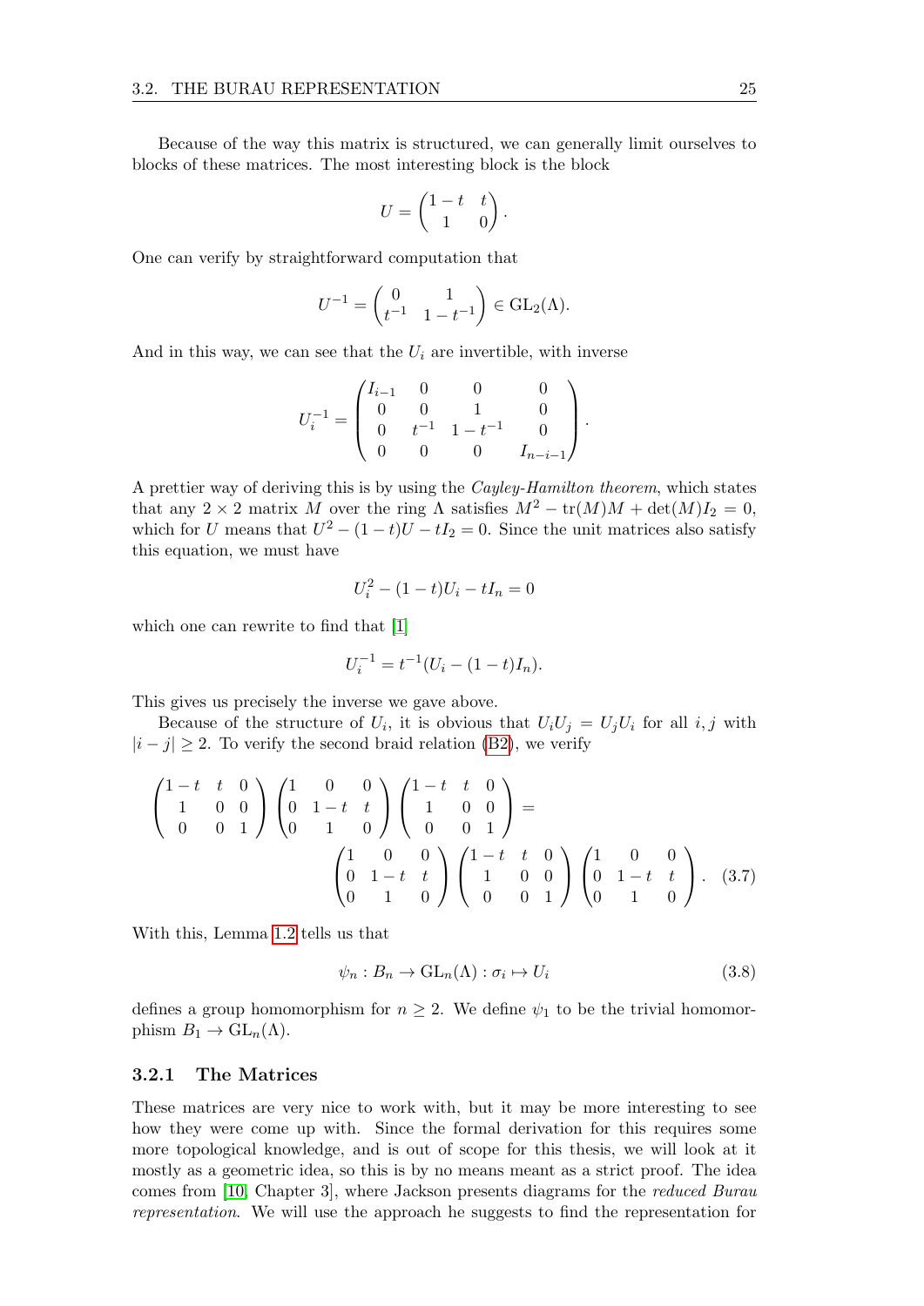Because of the way this matrix is structured, we can generally limit ourselves to blocks of these matrices. The most interesting block is the block

$$U = \begin{pmatrix} 1-t & t \\ 1 & 0 \end{pmatrix}.$$

One can verify by straightforward computation that

$$U^{-1} = \begin{pmatrix} 0 & 1 \\ t^{-1} & 1-t^{-1} \end{pmatrix} \in \mathrm{GL}_2(\Lambda).$$

And in this way, we can see that the $U_i$ are invertible, with inverse

$$U_i^{-1} = \begin{pmatrix} I_{i-1} & 0 & 0 & 0 \\ 0 & 0 & 1 & 0 \\ 0 & t^{-1} & 1-t^{-1} & 0 \\ 0 & 0 & 0 & I_{n-i-1} \end{pmatrix}.$$

A prettier way of deriving this is by using the *Cayley-Hamilton theorem*, which states that any $2 \times 2$ matrix $M$ over the ring $\Lambda$ satisfies $M^2 - \mathrm{tr}(M)M + \det(M)I_2 = 0$, which for $U$ means that $U^2 - (1-t)U - tI_2 = 0$. Since the unit matrices also satisfy this equation, we must have

$$U_i^2 - (1-t)U_i - tI_n = 0$$

which one can rewrite to find that [1]

$$U_i^{-1} = t^{-1}(U_i - (1-t)I_n).$$

This gives us precisely the inverse we gave above.

Because of the structure of $U_i$, it is obvious that $U_iU_j = U_jU_i$ for all $i, j$ with $|i - j| \geq 2$. To verify the second braid relation (B2), we verify

$$\begin{pmatrix} 1-t & t & 0 \\ 1 & 0 & 0 \\ 0 & 0 & 1 \end{pmatrix} \begin{pmatrix} 1 & 0 & 0 \\ 0 & 1-t & t \\ 0 & 1 & 0 \end{pmatrix} \begin{pmatrix} 1-t & t & 0 \\ 1 & 0 & 0 \\ 0 & 0 & 1 \end{pmatrix} = \begin{pmatrix} 1 & 0 & 0 \\ 0 & 1-t & t \\ 0 & 1 & 0 \end{pmatrix} \begin{pmatrix} 1-t & t & 0 \\ 1 & 0 & 0 \\ 0 & 0 & 1 \end{pmatrix} \begin{pmatrix} 1 & 0 & 0 \\ 0 & 1-t & t \\ 0 & 1 & 0 \end{pmatrix}. \quad (3.7)$$

With this, Lemma 1.2 tells us that

$$\psi_n : B_n \to \mathrm{GL}_n(\Lambda) : \sigma_i \mapsto U_i \quad (3.8)$$

defines a group homomorphism for $n \geq 2$. We define $\psi_1$ to be the trivial homomorphism $B_1 \to \mathrm{GL}_n(\Lambda)$.

### 3.2.1 The Matrices

These matrices are very nice to work with, but it may be more interesting to see how they were come up with. Since the formal derivation for this requires some more topological knowledge, and is out of scope for this thesis, we will look at it mostly as a geometric idea, so this is by no means meant as a strict proof. The idea comes from [10, Chapter 3], where Jackson presents diagrams for the *reduced Burau representation*. We will use the approach he suggests to find the representation for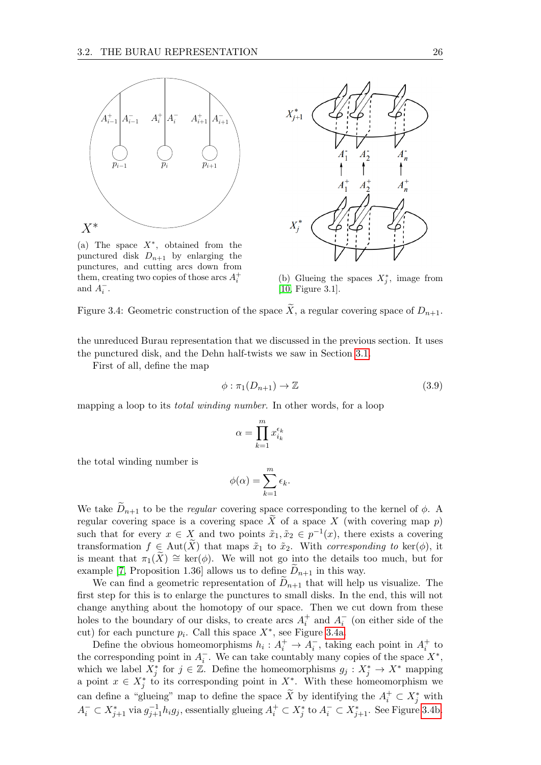(a) The space $X^*$, obtained from the punctured disk $D_{n+1}$ by enlarging the punctures, and cutting arcs down from them, creating two copies of those arcs $A_i^+$ and $A_i^-$.

(b) Glueing the spaces $X_j^*$, image from [10, Figure 3.1].

Figure 3.4: Geometric construction of the space $\widetilde{X}$, a regular covering space of $D_{n+1}$.

the unreduced Burau representation that we discussed in the previous section. It uses the punctured disk, and the Dehn half-twists we saw in Section 3.1.

First of all, define the map

$$\phi : \pi_1(D_{n+1}) \to \mathbb{Z} \tag{3.9}$$

mapping a loop to its *total winding number*. In other words, for a loop

$$\alpha = \prod_{k=1}^{m} x_{i_k}^{\epsilon_k}$$

the total winding number is

$$\phi(\alpha) = \sum_{k=1}^{m} \epsilon_k.$$

We take $\widetilde{D}_{n+1}$ to be the *regular* covering space corresponding to the kernel of $\phi$. A regular covering space is a covering space $\widetilde{X}$ of a space $X$ (with covering map $p$) such that for every $x \in X$ and two points $\tilde{x}_1, \tilde{x}_2 \in p^{-1}(x)$, there exists a covering transformation $f \in \mathrm{Aut}(\widetilde{X})$ that maps $\tilde{x}_1$ to $\tilde{x}_2$. With *corresponding to* $\ker(\phi)$, it is meant that $\pi_1(\widetilde{X}) \cong \ker(\phi)$. We will not go into the details too much, but for example [7, Proposition 1.36] allows us to define $\widetilde{D}_{n+1}$ in this way.

We can find a geometric representation of $\widetilde{D}_{n+1}$ that will help us visualize. The first step for this is to enlarge the punctures to small disks. In the end, this will not change anything about the homotopy of our space. Then we cut down from these holes to the boundary of our disks, to create arcs $A_i^+$ and $A_i^-$ (on either side of the cut) for each puncture $p_i$. Call this space $X^*$, see Figure 3.4a.

Define the obvious homeomorphisms $h_i : A_i^+ \to A_i^-$, taking each point in $A_i^+$ to the corresponding point in $A_i^-$. We can take countably many copies of the space $X^*$, which we label $X_j^*$ for $j \in \mathbb{Z}$. Define the homeomorphisms $g_j : X_j^* \to X^*$ mapping a point $x \in X_j^*$ to its corresponding point in $X^*$. With these homeomorphism we can define a "glueing" map to define the space $\widetilde{X}$ by identifying the $A_i^+ \subset X_j^*$ with $A_i^- \subset X_{j+1}^*$ via $g_{j+1}^{-1} h_i g_j$, essentially glueing $A_i^+ \subset X_j^*$ to $A_i^- \subset X_{j+1}^*$. See Figure 3.4b.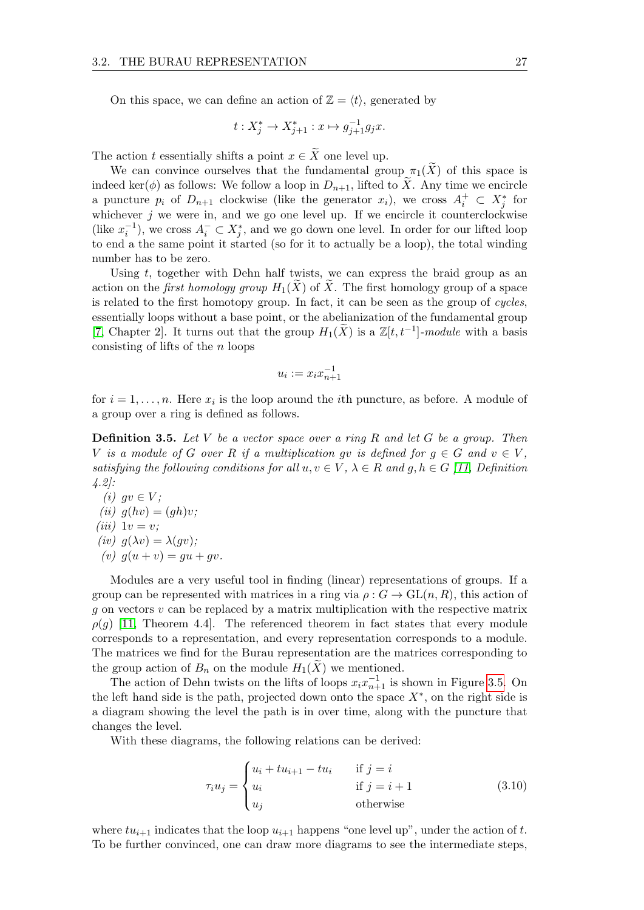On this space, we can define an action of $\mathbb{Z} = \langle t \rangle$, generated by

$$t : X_j^* \to X_{j+1}^* : x \mapsto g_{j+1}^{-1} g_j x.$$

The action $t$ essentially shifts a point $x \in \widetilde{X}$ one level up.

We can convince ourselves that the fundamental group $\pi_1(\widetilde{X})$ of this space is indeed $\ker(\phi)$ as follows: We follow a loop in $D_{n+1}$, lifted to $\widetilde{X}$. Any time we encircle a puncture $p_i$ of $D_{n+1}$ clockwise (like the generator $x_i$), we cross $A_i^+ \subset X_j^*$ for whichever $j$ we were in, and we go one level up. If we encircle it counterclockwise (like $x_i^{-1}$), we cross $A_i^- \subset X_j^*$, and we go down one level. In order for our lifted loop to end a the same point it started (so for it to actually be a loop), the total winding number has to be zero.

Using $t$, together with Dehn half twists, we can express the braid group as an action on the *first homology group* $H_1(\widetilde{X})$ of $\widetilde{X}$. The first homology group of a space is related to the first homotopy group. In fact, it can be seen as the group of *cycles*, essentially loops without a base point, or the abelianization of the fundamental group [7, Chapter 2]. It turns out that the group $H_1(\widetilde{X})$ is a $\mathbb{Z}[t, t^{-1}]$-*module* with a basis consisting of lifts of the $n$ loops

$$u_i := x_i x_{n+1}^{-1}$$

for $i = 1, \ldots, n$. Here $x_i$ is the loop around the $i$th puncture, as before. A module of a group over a ring is defined as follows.

**Definition 3.5.** *Let $V$ be a vector space over a ring $R$ and let $G$ be a group. Then $V$ is a module of $G$ over $R$ if a multiplication $gv$ is defined for $g \in G$ and $v \in V$, satisfying the following conditions for all $u, v \in V$, $\lambda \in R$ and $g, h \in G$ [11, Definition 4.2]:*

*(i)* $gv \in V$;
*(ii)* $g(hv) = (gh)v$;
*(iii)* $1v = v$;
*(iv)* $g(\lambda v) = \lambda(gv)$;
*(v)* $g(u + v) = gu + gv$.

Modules are a very useful tool in finding (linear) representations of groups. If a group can be represented with matrices in a ring via $\rho : G \to \mathrm{GL}(n, R)$, this action of $g$ on vectors $v$ can be replaced by a matrix multiplication with the respective matrix $\rho(g)$ [11, Theorem 4.4]. The referenced theorem in fact states that every module corresponds to a representation, and every representation corresponds to a module. The matrices we find for the Burau representation are the matrices corresponding to the group action of $B_n$ on the module $H_1(\widetilde{X})$ we mentioned.

The action of Dehn twists on the lifts of loops $x_i x_{n+1}^{-1}$ is shown in Figure 3.5. On the left hand side is the path, projected down onto the space $X^*$, on the right side is a diagram showing the level the path is in over time, along with the puncture that changes the level.

With these diagrams, the following relations can be derived:

$$\tau_i u_j = \begin{cases} u_i + t u_{i+1} - t u_i & \text{if } j = i \\ u_i & \text{if } j = i+1 \\ u_j & \text{otherwise} \end{cases} \tag{3.10}$$

where $t u_{i+1}$ indicates that the loop $u_{i+1}$ happens "one level up", under the action of $t$. To be further convinced, one can draw more diagrams to see the intermediate steps,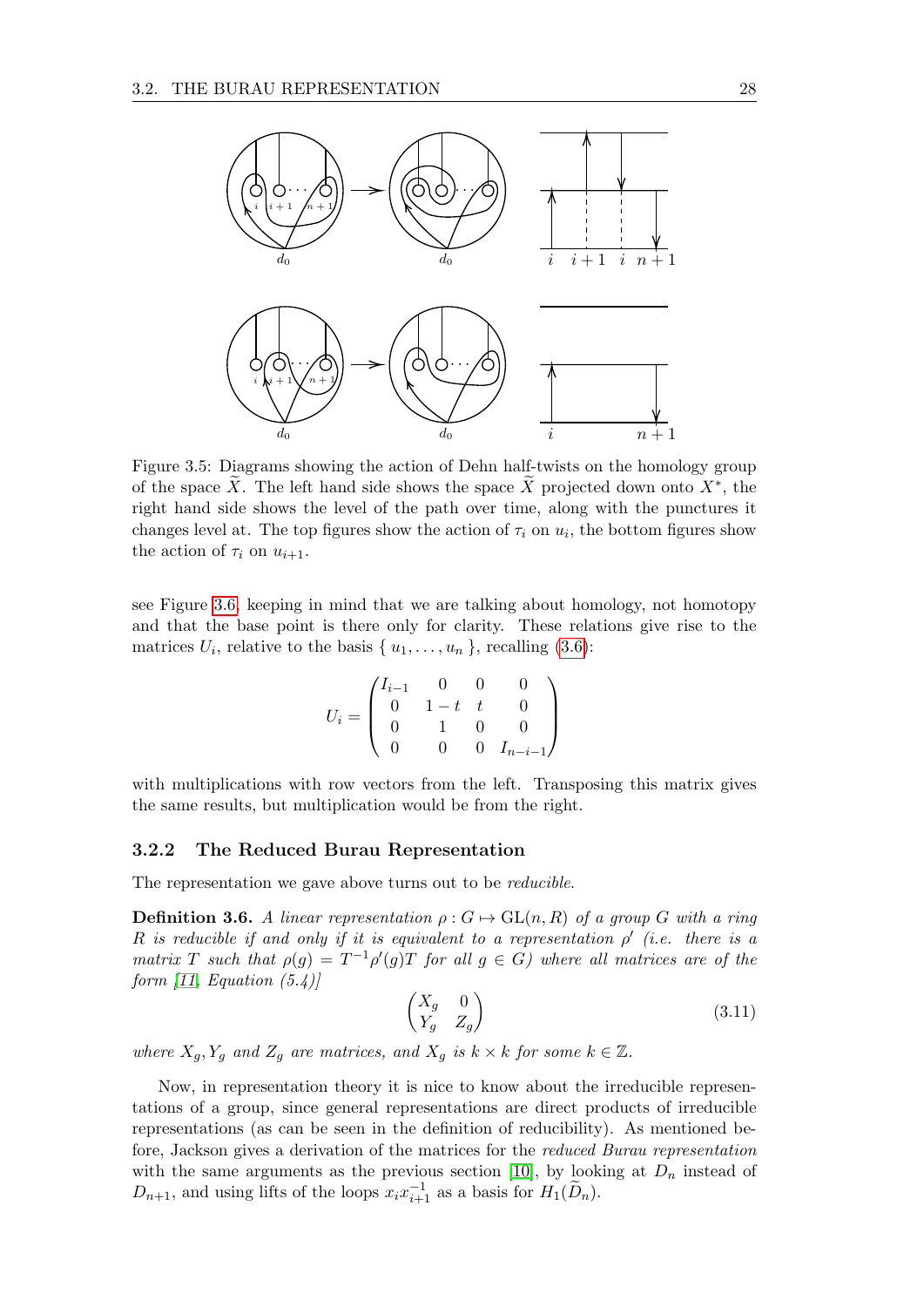Figure 3.5: Diagrams showing the action of Dehn half-twists on the homology group of the space $\widetilde{X}$. The left hand side shows the space $\widetilde{X}$ projected down onto $X^*$, the right hand side shows the level of the path over time, along with the punctures it changes level at. The top figures show the action of $\tau_i$ on $u_i$, the bottom figures show the action of $\tau_i$ on $u_{i+1}$.

see Figure 3.6, keeping in mind that we are talking about homology, not homotopy and that the base point is there only for clarity. These relations give rise to the matrices $U_i$, relative to the basis $\{ u_1, \dots, u_n \}$, recalling (3.6):

$$U_i = \begin{pmatrix} I_{i-1} & 0 & 0 & 0 \\ 0 & 1-t & t & 0 \\ 0 & 1 & 0 & 0 \\ 0 & 0 & 0 & I_{n-i-1} \end{pmatrix}$$

with multiplications with row vectors from the left. Transposing this matrix gives the same results, but multiplication would be from the right.

### 3.2.2 The Reduced Burau Representation

The representation we gave above turns out to be *reducible*.

**Definition 3.6.** *A linear representation $\rho : G \mapsto \mathrm{GL}(n, R)$ of a group $G$ with a ring $R$ is reducible if and only if it is equivalent to a representation $\rho'$ (i.e. there is a matrix $T$ such that $\rho(g) = T^{-1}\rho'(g)T$ for all $g \in G$) where all matrices are of the form [11, Equation (5.4)]*

$$\begin{pmatrix} X_g & 0 \\ Y_g & Z_g \end{pmatrix} \tag{3.11}$$

*where $X_g, Y_g$ and $Z_g$ are matrices, and $X_g$ is $k \times k$ for some $k \in \mathbb{Z}$.*

Now, in representation theory it is nice to know about the irreducible representations of a group, since general representations are direct products of irreducible representations (as can be seen in the definition of reducibility). As mentioned before, Jackson gives a derivation of the matrices for the *reduced Burau representation* with the same arguments as the previous section [10], by looking at $D_n$ instead of $D_{n+1}$, and using lifts of the loops $x_i x_{i+1}^{-1}$ as a basis for $H_1(\widetilde{D}_n)$.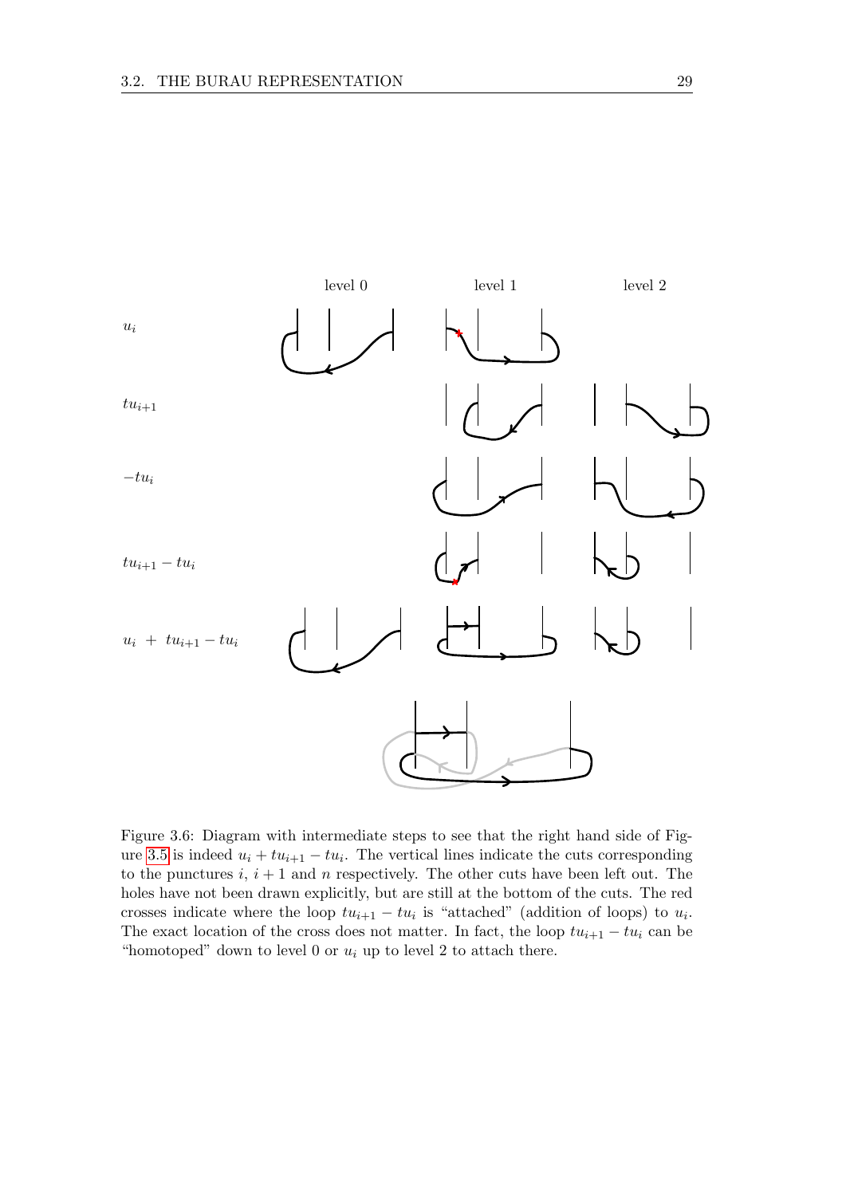Figure 3.6: Diagram with intermediate steps to see that the right hand side of Figure 3.5 is indeed $u_i + tu_{i+1} - tu_i$. The vertical lines indicate the cuts corresponding to the punctures $i$, $i+1$ and $n$ respectively. The other cuts have been left out. The holes have not been drawn explicitly, but are still at the bottom of the cuts. The red crosses indicate where the loop $tu_{i+1} - tu_i$ is "attached" (addition of loops) to $u_i$. The exact location of the cross does not matter. In fact, the loop $tu_{i+1} - tu_i$ can be "homotoped" down to level 0 or $u_i$ up to level 2 to attach there.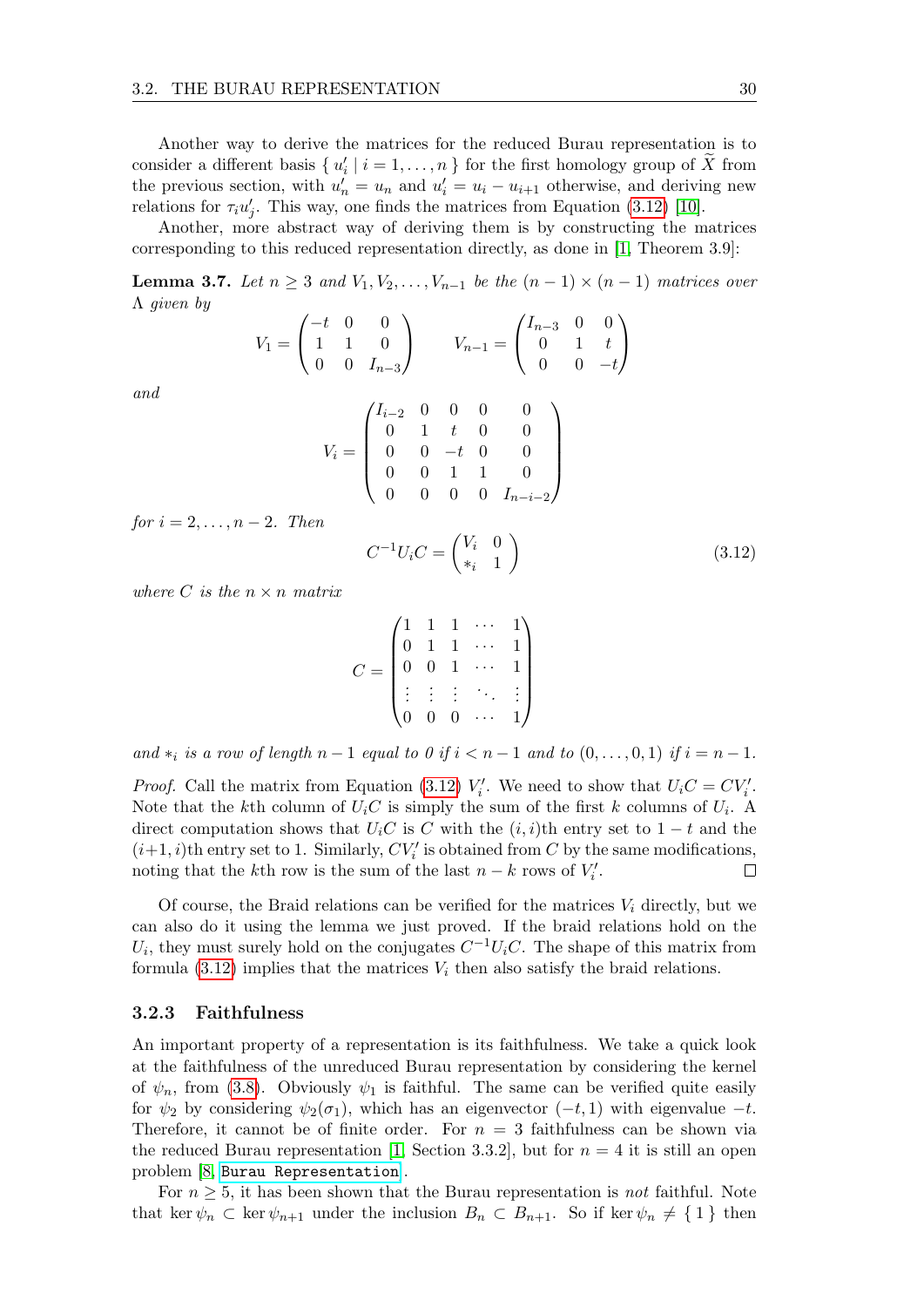Another way to derive the matrices for the reduced Burau representation is to consider a different basis $\{ u'_i \mid i = 1, \ldots, n \}$ for the first homology group of $\widetilde{X}$ from the previous section, with $u'_n = u_n$ and $u'_i = u_i - u_{i+1}$ otherwise, and deriving new relations for $\tau_i u'_j$. This way, one finds the matrices from Equation (3.12) [10].

Another, more abstract way of deriving them is by constructing the matrices corresponding to this reduced representation directly, as done in [1, Theorem 3.9]:

**Lemma 3.7.** *Let $n \geq 3$ and $V_1, V_2, \ldots, V_{n-1}$ be the $(n-1) \times (n-1)$ matrices over $\Lambda$ given by*

$$V_1 = \begin{pmatrix} -t & 0 & 0 \\ 1 & 1 & 0 \\ 0 & 0 & I_{n-3} \end{pmatrix} \qquad V_{n-1} = \begin{pmatrix} I_{n-3} & 0 & 0 \\ 0 & 1 & t \\ 0 & 0 & -t \end{pmatrix}$$

*and*

$$V_i = \begin{pmatrix} I_{i-2} & 0 & 0 & 0 & 0 \\ 0 & 1 & t & 0 & 0 \\ 0 & 0 & -t & 0 & 0 \\ 0 & 0 & 1 & 1 & 0 \\ 0 & 0 & 0 & 0 & I_{n-i-2} \end{pmatrix}$$

*for $i = 2, \ldots, n-2$. Then*

$$C^{-1} U_i C = \begin{pmatrix} V_i & 0 \\ *_i & 1 \end{pmatrix} \tag{3.12}$$

*where $C$ is the $n \times n$ matrix*

$$C = \begin{pmatrix} 1 & 1 & 1 & \cdots & 1 \\ 0 & 1 & 1 & \cdots & 1 \\ 0 & 0 & 1 & \cdots & 1 \\ \vdots & \vdots & \vdots & \ddots & \vdots \\ 0 & 0 & 0 & \cdots & 1 \end{pmatrix}$$

*and $*_i$ is a row of length $n-1$ equal to 0 if $i < n-1$ and to $(0, \ldots, 0, 1)$ if $i = n-1$.*

*Proof.* Call the matrix from Equation (3.12) $V'_i$. We need to show that $U_i C = C V'_i$. Note that the $k$th column of $U_i C$ is simply the sum of the first $k$ columns of $U_i$. A direct computation shows that $U_i C$ is $C$ with the $(i,i)$th entry set to $1-t$ and the $(i+1,i)$th entry set to 1. Similarly, $C V'_i$ is obtained from $C$ by the same modifications, noting that the $k$th row is the sum of the last $n-k$ rows of $V'_i$. ∎

Of course, the Braid relations can be verified for the matrices $V_i$ directly, but we can also do it using the lemma we just proved. If the braid relations hold on the $U_i$, they must surely hold on the conjugates $C^{-1} U_i C$. The shape of this matrix from formula (3.12) implies that the matrices $V_i$ then also satisfy the braid relations.

### 3.2.3 Faithfulness

An important property of a representation is its faithfulness. We take a quick look at the faithfulness of the unreduced Burau representation by considering the kernel of $\psi_n$, from (3.8). Obviously $\psi_1$ is faithful. The same can be verified quite easily for $\psi_2$ by considering $\psi_2(\sigma_1)$, which has an eigenvector $(-t, 1)$ with eigenvalue $-t$. Therefore, it cannot be of finite order. For $n = 3$ faithfulness can be shown via the reduced Burau representation [1, Section 3.3.2], but for $n = 4$ it is still an open problem [8, `Burau Representation`].

For $n \geq 5$, it has been shown that the Burau representation is *not* faithful. Note that $\ker \psi_n \subset \ker \psi_{n+1}$ under the inclusion $B_n \subset B_{n+1}$. So if $\ker \psi_n \neq \{ 1 \}$ then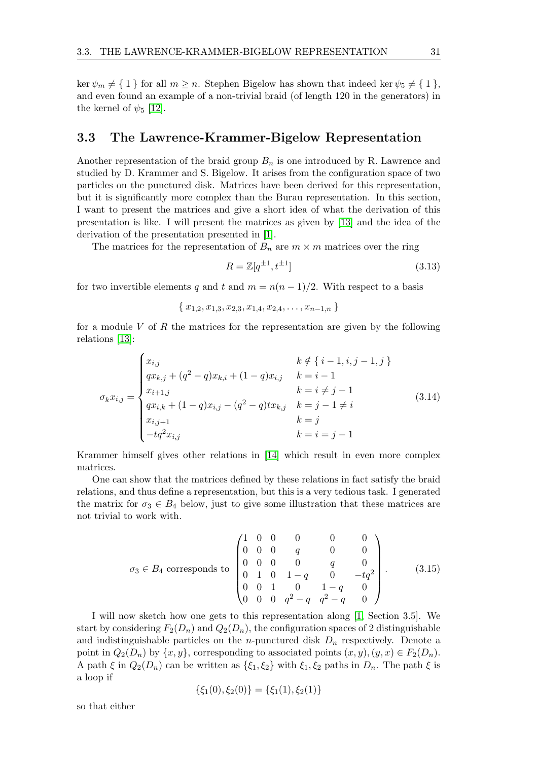$\ker \psi_m \neq \{ 1 \}$ for all $m \geq n$. Stephen Bigelow has shown that indeed $\ker \psi_5 \neq \{ 1 \}$, and even found an example of a non-trivial braid (of length 120 in the generators) in the kernel of $\psi_5$ [12].

## 3.3 The Lawrence-Krammer-Bigelow Representation

Another representation of the braid group $B_n$ is one introduced by R. Lawrence and studied by D. Krammer and S. Bigelow. It arises from the configuration space of two particles on the punctured disk. Matrices have been derived for this representation, but it is significantly more complex than the Burau representation. In this section, I want to present the matrices and give a short idea of what the derivation of this presentation is like. I will present the matrices as given by [13] and the idea of the derivation of the presentation presented in [1].

The matrices for the representation of $B_n$ are $m \times m$ matrices over the ring

$$R = \mathbb{Z}[q^{\pm 1}, t^{\pm 1}] \tag{3.13}$$

for two invertible elements $q$ and $t$ and $m = n(n-1)/2$. With respect to a basis

$$\{ x_{1,2}, x_{1,3}, x_{2,3}, x_{1,4}, x_{2,4}, \ldots, x_{n-1,n} \}$$

for a module $V$ of $R$ the matrices for the representation are given by the following relations [13]:

$$\sigma_k x_{i,j} = \begin{cases} x_{i,j} & k \notin \{ i-1, i, j-1, j \} \\ q x_{k,j} + (q^2 - q) x_{k,i} + (1-q) x_{i,j} & k = i-1 \\ x_{i+1,j} & k = i \neq j-1 \\ q x_{i,k} + (1-q) x_{i,j} - (q^2 - q) t x_{k,j} & k = j-1 \neq i \\ x_{i,j+1} & k = j \\ -tq^2 x_{i,j} & k = i = j-1 \end{cases} \tag{3.14}$$

Krammer himself gives other relations in [14] which result in even more complex matrices.

One can show that the matrices defined by these relations in fact satisfy the braid relations, and thus define a representation, but this is a very tedious task. I generated the matrix for $\sigma_3 \in B_4$ below, just to give some illustration that these matrices are not trivial to work with.

$$\sigma_3 \in B_4 \text{ corresponds to } \begin{pmatrix} 1 & 0 & 0 & 0 & 0 & 0 \\ 0 & 0 & 0 & q & 0 & 0 \\ 0 & 0 & 0 & 0 & q & 0 \\ 0 & 1 & 0 & 1-q & 0 & -tq^2 \\ 0 & 0 & 1 & 0 & 1-q & 0 \\ 0 & 0 & 0 & q^2-q & q^2-q & 0 \end{pmatrix}. \tag{3.15}$$

I will now sketch how one gets to this representation along [1, Section 3.5]. We start by considering $F_2(D_n)$ and $Q_2(D_n)$, the configuration spaces of 2 distinguishable and indistinguishable particles on the $n$-punctured disk $D_n$ respectively. Denote a point in $Q_2(D_n)$ by $\{x, y\}$, corresponding to associated points $(x, y), (y, x) \in F_2(D_n)$. A path $\xi$ in $Q_2(D_n)$ can be written as $\{\xi_1, \xi_2\}$ with $\xi_1, \xi_2$ paths in $D_n$. The path $\xi$ is a loop if

$$\{\xi_1(0), \xi_2(0)\} = \{\xi_1(1), \xi_2(1)\}$$

so that either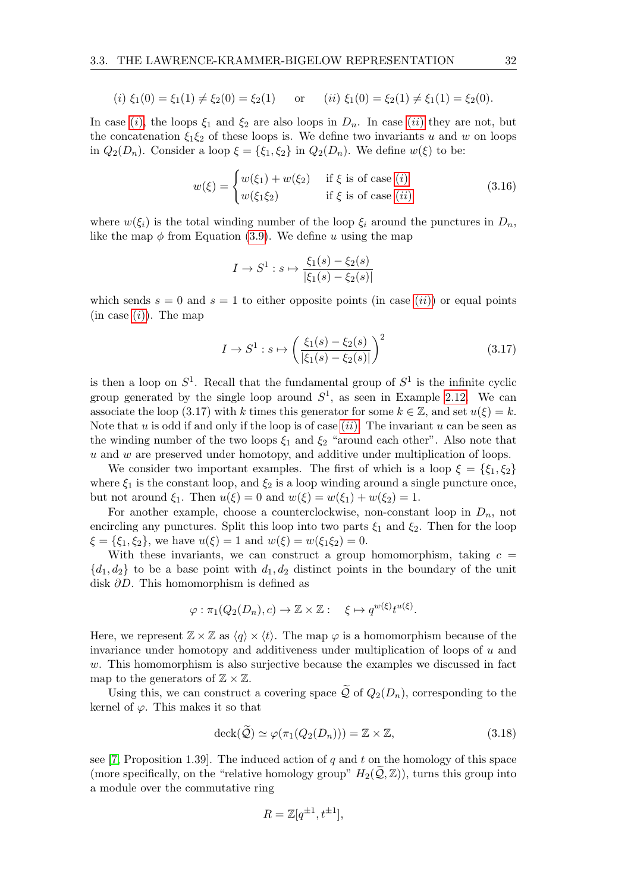$(i)$ $\xi_1(0) = \xi_1(1) \neq \xi_2(0) = \xi_2(1)$ or $(ii)$ $\xi_1(0) = \xi_2(1) \neq \xi_1(1) = \xi_2(0)$.

In case $(i)$, the loops $\xi_1$ and $\xi_2$ are also loops in $D_n$. In case $(ii)$ they are not, but the concatenation $\xi_1\xi_2$ of these loops is. We define two invariants $u$ and $w$ on loops in $Q_2(D_n)$. Consider a loop $\xi = \{\xi_1, \xi_2\}$ in $Q_2(D_n)$. We define $w(\xi)$ to be:

$$w(\xi) = \begin{cases} w(\xi_1) + w(\xi_2) & \text{if } \xi \text{ is of case } (i) \\ w(\xi_1\xi_2) & \text{if } \xi \text{ is of case } (ii) \end{cases} \tag{3.16}$$

where $w(\xi_i)$ is the total winding number of the loop $\xi_i$ around the punctures in $D_n$, like the map $\phi$ from Equation (3.9). We define $u$ using the map

$$I \to S^1 : s \mapsto \frac{\xi_1(s) - \xi_2(s)}{|\xi_1(s) - \xi_2(s)|}$$

which sends $s = 0$ and $s = 1$ to either opposite points (in case $(ii)$) or equal points (in case $(i)$). The map

$$I \to S^1 : s \mapsto \left( \frac{\xi_1(s) - \xi_2(s)}{|\xi_1(s) - \xi_2(s)|} \right)^2 \tag{3.17}$$

is then a loop on $S^1$. Recall that the fundamental group of $S^1$ is the infinite cyclic group generated by the single loop around $S^1$, as seen in Example 2.12. We can associate the loop (3.17) with $k$ times this generator for some $k \in \mathbb{Z}$, and set $u(\xi) = k$. Note that $u$ is odd if and only if the loop is of case $(ii)$. The invariant $u$ can be seen as the winding number of the two loops $\xi_1$ and $\xi_2$ "around each other". Also note that $u$ and $w$ are preserved under homotopy, and additive under multiplication of loops.

We consider two important examples. The first of which is a loop $\xi = \{\xi_1, \xi_2\}$ where $\xi_1$ is the constant loop, and $\xi_2$ is a loop winding around a single puncture once, but not around $\xi_1$. Then $u(\xi) = 0$ and $w(\xi) = w(\xi_1) + w(\xi_2) = 1$.

For another example, choose a counterclockwise, non-constant loop in $D_n$, not encircling any punctures. Split this loop into two parts $\xi_1$ and $\xi_2$. Then for the loop $\xi = \{\xi_1, \xi_2\}$, we have $u(\xi) = 1$ and $w(\xi) = w(\xi_1\xi_2) = 0$.

With these invariants, we can construct a group homomorphism, taking $c = \{d_1, d_2\}$ to be a base point with $d_1, d_2$ distinct points in the boundary of the unit disk $\partial D$. This homomorphism is defined as

$$\varphi : \pi_1(Q_2(D_n), c) \to \mathbb{Z} \times \mathbb{Z} : \quad \xi \mapsto q^{w(\xi)} t^{u(\xi)}.$$

Here, we represent $\mathbb{Z} \times \mathbb{Z}$ as $\langle q \rangle \times \langle t \rangle$. The map $\varphi$ is a homomorphism because of the invariance under homotopy and additiveness under multiplication of loops of $u$ and $w$. This homomorphism is also surjective because the examples we discussed in fact map to the generators of $\mathbb{Z} \times \mathbb{Z}$.

Using this, we can construct a covering space $\widetilde{\mathcal{Q}}$ of $Q_2(D_n)$, corresponding to the kernel of $\varphi$. This makes it so that

$$\operatorname{deck}(\widetilde{\mathcal{Q}}) \simeq \varphi(\pi_1(Q_2(D_n))) = \mathbb{Z} \times \mathbb{Z}, \tag{3.18}$$

see [7, Proposition 1.39]. The induced action of $q$ and $t$ on the homology of this space (more specifically, on the "relative homology group" $H_2(\widetilde{\mathcal{Q}}, \mathbb{Z})$), turns this group into a module over the commutative ring

$$R = \mathbb{Z}[q^{\pm 1}, t^{\pm 1}],$$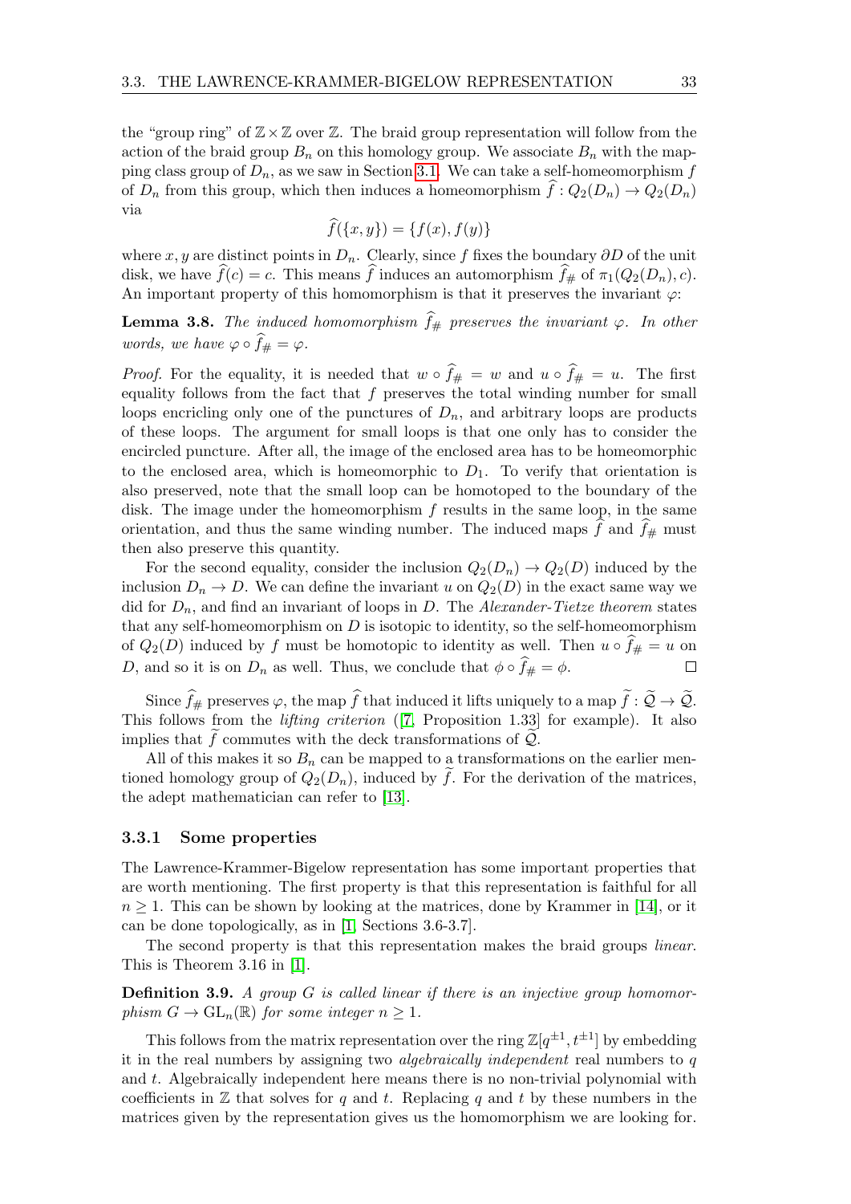the "group ring" of $\mathbb{Z} \times \mathbb{Z}$ over $\mathbb{Z}$. The braid group representation will follow from the action of the braid group $B_n$ on this homology group. We associate $B_n$ with the mapping class group of $D_n$, as we saw in Section 3.1. We can take a self-homeomorphism $f$ of $D_n$ from this group, which then induces a homeomorphism $\widehat{f} : Q_2(D_n) \to Q_2(D_n)$ via

$$\widehat{f}(\{x, y\}) = \{f(x), f(y)\}$$

where $x, y$ are distinct points in $D_n$. Clearly, since $f$ fixes the boundary $\partial D$ of the unit disk, we have $\widehat{f}(c) = c$. This means $\widehat{f}$ induces an automorphism $\widehat{f}_\#$ of $\pi_1(Q_2(D_n), c)$. An important property of this homomorphism is that it preserves the invariant $\varphi$:

**Lemma 3.8.** *The induced homomorphism $\widehat{f}_\#$ preserves the invariant $\varphi$. In other words, we have $\varphi \circ \widehat{f}_\# = \varphi$.*

*Proof.* For the equality, it is needed that $w \circ \widehat{f}_\# = w$ and $u \circ \widehat{f}_\# = u$. The first equality follows from the fact that $f$ preserves the total winding number for small loops encricling only one of the punctures of $D_n$, and arbitrary loops are products of these loops. The argument for small loops is that one only has to consider the encircled puncture. After all, the image of the enclosed area has to be homeomorphic to the enclosed area, which is homeomorphic to $D_1$. To verify that orientation is also preserved, note that the small loop can be homotoped to the boundary of the disk. The image under the homeomorphism $f$ results in the same loop, in the same orientation, and thus the same winding number. The induced maps $\widehat{f}$ and $\widehat{f}_\#$ must then also preserve this quantity.

For the second equality, consider the inclusion $Q_2(D_n) \to Q_2(D)$ induced by the inclusion $D_n \to D$. We can define the invariant $u$ on $Q_2(D)$ in the exact same way we did for $D_n$, and find an invariant of loops in $D$. The *Alexander-Tietze theorem* states that any self-homeomorphism on $D$ is isotopic to identity, so the self-homeomorphism of $Q_2(D)$ induced by $f$ must be homotopic to identity as well. Then $u \circ \widehat{f}_\# = u$ on $D$, and so it is on $D_n$ as well. Thus, we conclude that $\phi \circ \widehat{f}_\# = \phi$. $\square$

Since $\widehat{f}_\#$ preserves $\varphi$, the map $\widehat{f}$ that induced it lifts uniquely to a map $\widetilde{f} : \widetilde{\mathcal{Q}} \to \widetilde{\mathcal{Q}}$. This follows from the *lifting criterion* ([7, Proposition 1.33] for example). It also implies that $\widetilde{f}$ commutes with the deck transformations of $\widetilde{\mathcal{Q}}$.

All of this makes it so $B_n$ can be mapped to a transformations on the earlier mentioned homology group of $Q_2(D_n)$, induced by $\widetilde{f}$. For the derivation of the matrices, the adept mathematician can refer to [13].

### 3.3.1 Some properties

The Lawrence-Krammer-Bigelow representation has some important properties that are worth mentioning. The first property is that this representation is faithful for all $n \geq 1$. This can be shown by looking at the matrices, done by Krammer in [14], or it can be done topologically, as in [1, Sections 3.6-3.7].

The second property is that this representation makes the braid groups *linear*. This is Theorem 3.16 in [1].

**Definition 3.9.** *A group $G$ is called linear if there is an injective group homomorphism $G \to \mathrm{GL}_n(\mathbb{R})$ for some integer $n \geq 1$.*

This follows from the matrix representation over the ring $\mathbb{Z}[q^{\pm 1}, t^{\pm 1}]$ by embedding it in the real numbers by assigning two *algebraically independent* real numbers to $q$ and $t$. Algebraically independent here means there is no non-trivial polynomial with coefficients in $\mathbb{Z}$ that solves for $q$ and $t$. Replacing $q$ and $t$ by these numbers in the matrices given by the representation gives us the homomorphism we are looking for.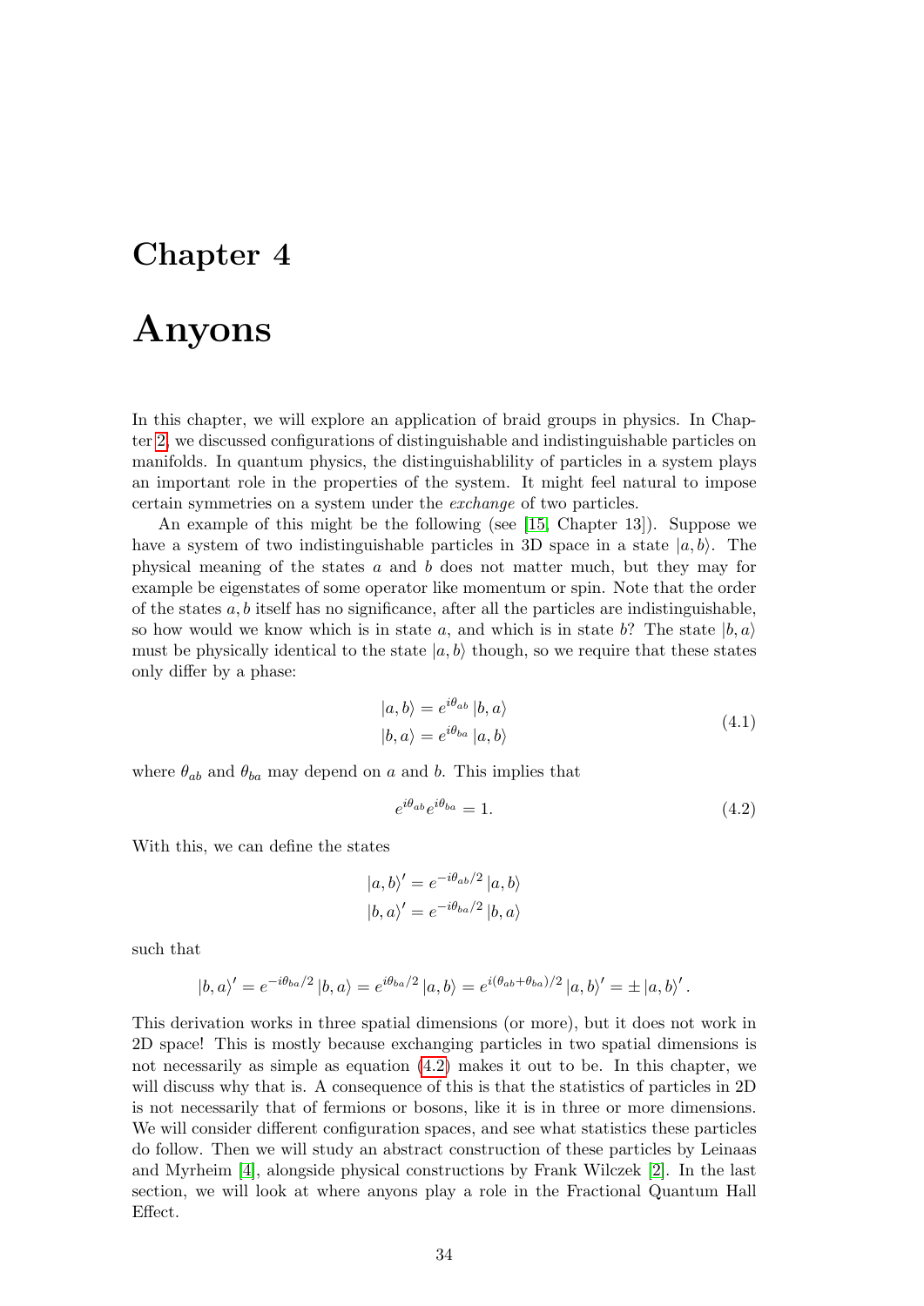# Chapter 4

# Anyons

In this chapter, we will explore an application of braid groups in physics. In Chapter 2, we discussed configurations of distinguishable and indistinguishable particles on manifolds. In quantum physics, the distinguishablility of particles in a system plays an important role in the properties of the system. It might feel natural to impose certain symmetries on a system under the *exchange* of two particles.

An example of this might be the following (see [15, Chapter 13]). Suppose we have a system of two indistinguishable particles in 3D space in a state $|a, b\rangle$. The physical meaning of the states $a$ and $b$ does not matter much, but they may for example be eigenstates of some operator like momentum or spin. Note that the order of the states $a, b$ itself has no significance, after all the particles are indistinguishable, so how would we know which is in state $a$, and which is in state $b$? The state $|b, a\rangle$ must be physically identical to the state $|a, b\rangle$ though, so we require that these states only differ by a phase:

$$
\begin{aligned}
|a, b\rangle &= e^{i\theta_{ab}} |b, a\rangle \\
|b, a\rangle &= e^{i\theta_{ba}} |a, b\rangle
\end{aligned}
\tag{4.1}
$$

where $\theta_{ab}$ and $\theta_{ba}$ may depend on $a$ and $b$. This implies that

$$
e^{i\theta_{ab}} e^{i\theta_{ba}} = 1. \tag{4.2}
$$

With this, we can define the states

$$
\begin{aligned}
|a, b\rangle' &= e^{-i\theta_{ab}/2} |a, b\rangle \\
|b, a\rangle' &= e^{-i\theta_{ba}/2} |b, a\rangle
\end{aligned}
$$

such that

$$
|b, a\rangle' = e^{-i\theta_{ba}/2} |b, a\rangle = e^{i\theta_{ba}/2} |a, b\rangle = e^{i(\theta_{ab}+\theta_{ba})/2} |a, b\rangle' = \pm |a, b\rangle' .
$$

This derivation works in three spatial dimensions (or more), but it does not work in 2D space! This is mostly because exchanging particles in two spatial dimensions is not necessarily as simple as equation (4.2) makes it out to be. In this chapter, we will discuss why that is. A consequence of this is that the statistics of particles in 2D is not necessarily that of fermions or bosons, like it is in three or more dimensions. We will consider different configuration spaces, and see what statistics these particles do follow. Then we will study an abstract construction of these particles by Leinaas and Myrheim [4], alongside physical constructions by Frank Wilczek [2]. In the last section, we will look at where anyons play a role in the Fractional Quantum Hall Effect.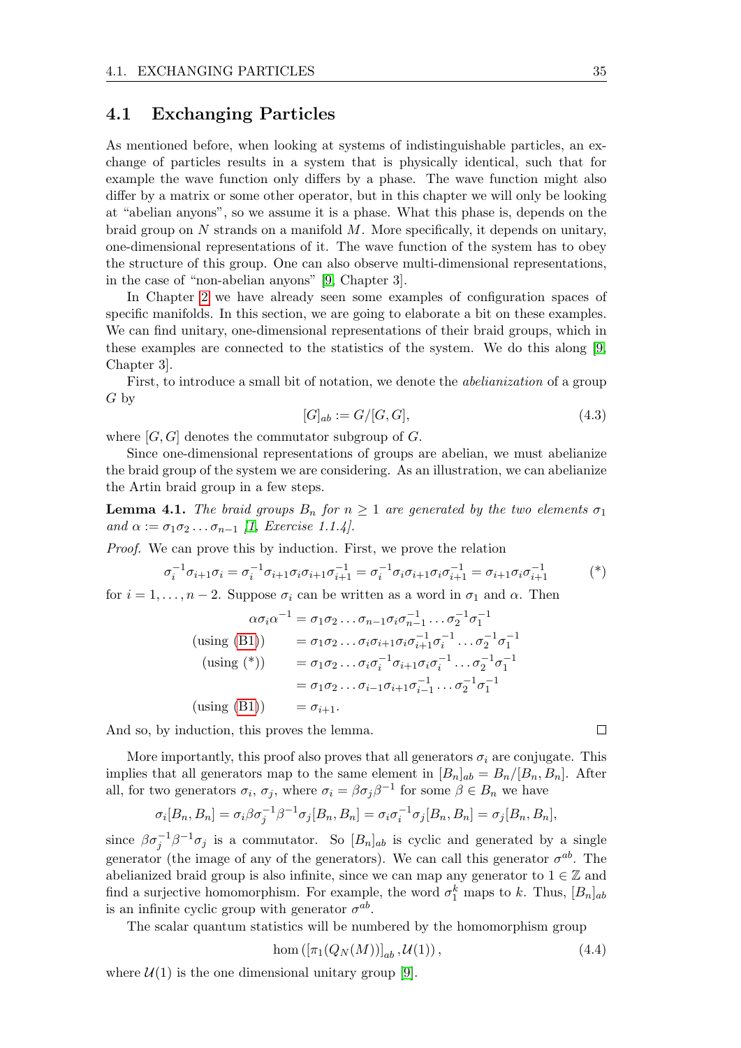## 4.1 Exchanging Particles

As mentioned before, when looking at systems of indistinguishable particles, an exchange of particles results in a system that is physically identical, such that for example the wave function only differs by a phase. The wave function might also differ by a matrix or some other operator, but in this chapter we will only be looking at "abelian anyons", so we assume it is a phase. What this phase is, depends on the braid group on $N$ strands on a manifold $M$. More specifically, it depends on unitary, one-dimensional representations of it. The wave function of the system has to obey the structure of this group. One can also observe multi-dimensional representations, in the case of "non-abelian anyons" [9, Chapter 3].

In Chapter 2 we have already seen some examples of configuration spaces of specific manifolds. In this section, we are going to elaborate a bit on these examples. We can find unitary, one-dimensional representations of their braid groups, which in these examples are connected to the statistics of the system. We do this along [9, Chapter 3].

First, to introduce a small bit of notation, we denote the *abelianization* of a group $G$ by

$$[G]_{ab} := G/[G,G], \tag{4.3}$$

where $[G,G]$ denotes the commutator subgroup of $G$.

Since one-dimensional representations of groups are abelian, we must abelianize the braid group of the system we are considering. As an illustration, we can abelianize the Artin braid group in a few steps.

**Lemma 4.1.** *The braid groups $B_n$ for $n \geq 1$ are generated by the two elements $\sigma_1$ and $\alpha := \sigma_1\sigma_2 \dots \sigma_{n-1}$ [1, Exercise 1.1.4].*

*Proof.* We can prove this by induction. First, we prove the relation

$$\sigma_i^{-1}\sigma_{i+1}\sigma_i = \sigma_i^{-1}\sigma_{i+1}\sigma_i\sigma_{i+1}\sigma_{i+1}^{-1} = \sigma_i^{-1}\sigma_i\sigma_{i+1}\sigma_i\sigma_{i+1}^{-1} = \sigma_{i+1}\sigma_i\sigma_{i+1}^{-1} \tag{*}$$

for $i = 1, \dots, n-2$. Suppose $\sigma_i$ can be written as a word in $\sigma_1$ and $\alpha$. Then

$$\begin{aligned}
\alpha\sigma_i\alpha^{-1} &= \sigma_1\sigma_2 \dots \sigma_{n-1}\sigma_i\sigma_{n-1}^{-1} \dots \sigma_2^{-1}\sigma_1^{-1} \\
\text{(using (B1))} \qquad &= \sigma_1\sigma_2 \dots \sigma_i\sigma_{i+1}\sigma_i\sigma_{i+1}^{-1}\sigma_i^{-1} \dots \sigma_2^{-1}\sigma_1^{-1} \\
\text{(using (*))} \qquad &= \sigma_1\sigma_2 \dots \sigma_i\sigma_i^{-1}\sigma_{i+1}\sigma_i\sigma_i^{-1} \dots \sigma_2^{-1}\sigma_1^{-1} \\
&= \sigma_1\sigma_2 \dots \sigma_{i-1}\sigma_{i+1}\sigma_{i-1}^{-1} \dots \sigma_2^{-1}\sigma_1^{-1} \\
\text{(using (B1))} \qquad &= \sigma_{i+1}.
\end{aligned}$$

And so, by induction, this proves the lemma. ◻

More importantly, this proof also proves that all generators $\sigma_i$ are conjugate. This implies that all generators map to the same element in $[B_n]_{ab} = B_n/[B_n, B_n]$. After all, for two generators $\sigma_i$, $\sigma_j$, where $\sigma_i = \beta\sigma_j\beta^{-1}$ for some $\beta \in B_n$ we have

$$\sigma_i[B_n, B_n] = \sigma_i\beta\sigma_j^{-1}\beta^{-1}\sigma_j[B_n, B_n] = \sigma_i\sigma_i^{-1}\sigma_j[B_n, B_n] = \sigma_j[B_n, B_n],$$

since $\beta\sigma_j^{-1}\beta^{-1}\sigma_j$ is a commutator. So $[B_n]_{ab}$ is cyclic and generated by a single generator (the image of any of the generators). We can call this generator $\sigma^{ab}$. The abelianized braid group is also infinite, since we can map any generator to $1 \in \mathbb{Z}$ and find a surjective homomorphism. For example, the word $\sigma_1^k$ maps to $k$. Thus, $[B_n]_{ab}$ is an infinite cyclic group with generator $\sigma^{ab}$.

The scalar quantum statistics will be numbered by the homomorphism group

$$\hom\left([\pi_1(Q_N(M))]_{ab}, \mathcal{U}(1)\right), \tag{4.4}$$

where $\mathcal{U}(1)$ is the one dimensional unitary group [9].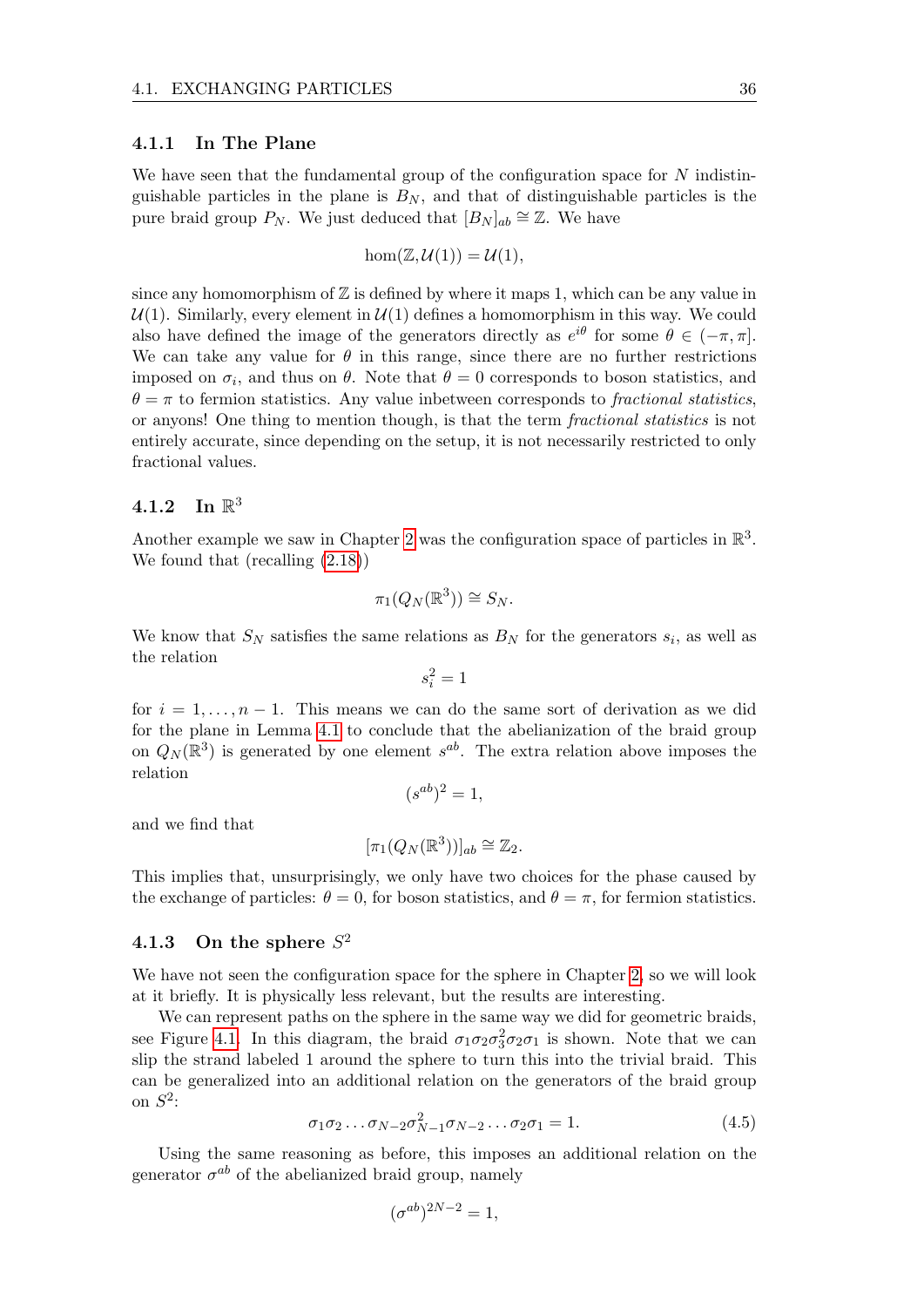### 4.1.1 In The Plane

We have seen that the fundamental group of the configuration space for $N$ indistinguishable particles in the plane is $B_N$, and that of distinguishable particles is the pure braid group $P_N$. We just deduced that $[B_N]_{ab} \cong \mathbb{Z}$. We have

$$\hom(\mathbb{Z}, \mathcal{U}(1)) = \mathcal{U}(1),$$

since any homomorphism of $\mathbb{Z}$ is defined by where it maps 1, which can be any value in $\mathcal{U}(1)$. Similarly, every element in $\mathcal{U}(1)$ defines a homomorphism in this way. We could also have defined the image of the generators directly as $e^{i\theta}$ for some $\theta \in (-\pi, \pi]$. We can take any value for $\theta$ in this range, since there are no further restrictions imposed on $\sigma_i$, and thus on $\theta$. Note that $\theta = 0$ corresponds to boson statistics, and $\theta = \pi$ to fermion statistics. Any value inbetween corresponds to *fractional statistics*, or anyons! One thing to mention though, is that the term *fractional statistics* is not entirely accurate, since depending on the setup, it is not necessarily restricted to only fractional values.

### 4.1.2 In $\mathbb{R}^3$

Another example we saw in Chapter 2 was the configuration space of particles in $\mathbb{R}^3$. We found that (recalling (2.18))

$$\pi_1(Q_N(\mathbb{R}^3)) \cong S_N.$$

We know that $S_N$ satisfies the same relations as $B_N$ for the generators $s_i$, as well as the relation

$$s_i^2 = 1$$

for $i = 1, \ldots, n-1$. This means we can do the same sort of derivation as we did for the plane in Lemma 4.1 to conclude that the abelianization of the braid group on $Q_N(\mathbb{R}^3)$ is generated by one element $s^{ab}$. The extra relation above imposes the relation

$$(s^{ab})^2 = 1,$$

and we find that

$$[\pi_1(Q_N(\mathbb{R}^3))]_{ab} \cong \mathbb{Z}_2.$$

This implies that, unsurprisingly, we only have two choices for the phase caused by the exchange of particles: $\theta = 0$, for boson statistics, and $\theta = \pi$, for fermion statistics.

### 4.1.3 On the sphere $S^2$

We have not seen the configuration space for the sphere in Chapter 2, so we will look at it briefly. It is physically less relevant, but the results are interesting.

We can represent paths on the sphere in the same way we did for geometric braids, see Figure 4.1. In this diagram, the braid $\sigma_1\sigma_2\sigma_3^2\sigma_2\sigma_1$ is shown. Note that we can slip the strand labeled 1 around the sphere to turn this into the trivial braid. This can be generalized into an additional relation on the generators of the braid group on $S^2$:

$$\sigma_1\sigma_2 \ldots \sigma_{N-2}\sigma_{N-1}^2\sigma_{N-2} \ldots \sigma_2\sigma_1 = 1. \tag{4.5}$$

Using the same reasoning as before, this imposes an additional relation on the generator $\sigma^{ab}$ of the abelianized braid group, namely

$$(\sigma^{ab})^{2N-2} = 1,$$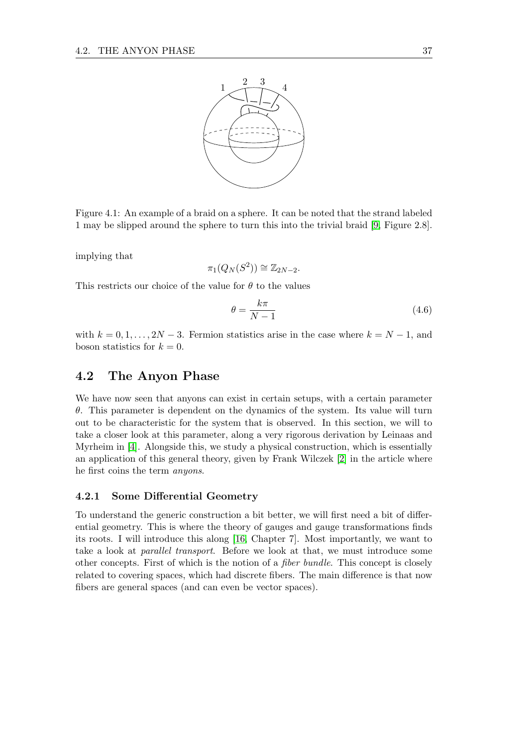Figure 4.1: An example of a braid on a sphere. It can be noted that the strand labeled 1 may be slipped around the sphere to turn this into the trivial braid [9, Figure 2.8].

implying that

$$\pi_1(Q_N(S^2)) \cong \mathbb{Z}_{2N-2}.$$

This restricts our choice of the value for $\theta$ to the values

$$\theta = \frac{k\pi}{N-1} \tag{4.6}$$

with $k = 0, 1, \ldots, 2N-3$. Fermion statistics arise in the case where $k = N-1$, and boson statistics for $k = 0$.

## 4.2 The Anyon Phase

We have now seen that anyons can exist in certain setups, with a certain parameter $\theta$. This parameter is dependent on the dynamics of the system. Its value will turn out to be characteristic for the system that is observed. In this section, we will to take a closer look at this parameter, along a very rigorous derivation by Leinaas and Myrheim in [4]. Alongside this, we study a physical construction, which is essentially an application of this general theory, given by Frank Wilczek [2] in the article where he first coins the term *anyons*.

### 4.2.1 Some Differential Geometry

To understand the generic construction a bit better, we will first need a bit of differential geometry. This is where the theory of gauges and gauge transformations finds its roots. I will introduce this along [16, Chapter 7]. Most importantly, we want to take a look at *parallel transport*. Before we look at that, we must introduce some other concepts. First of which is the notion of a *fiber bundle*. This concept is closely related to covering spaces, which had discrete fibers. The main difference is that now fibers are general spaces (and can even be vector spaces).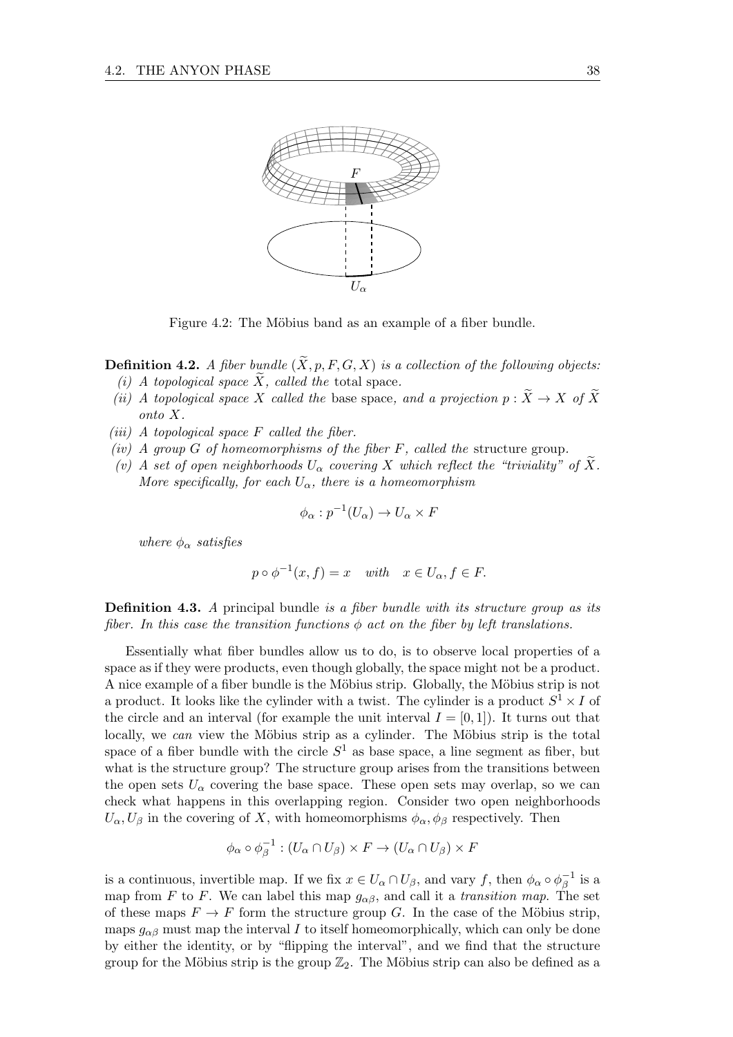Figure 4.2: The Möbius band as an example of a fiber bundle.

**Definition 4.2.** *A fiber bundle $(\widetilde{X}, p, F, G, X)$ is a collection of the following objects:*

*(i) A topological space $\widetilde{X}$, called the* total space*.*

*(ii) A topological space $X$ called the* base space*, and a projection $p : \widetilde{X} \to X$ of $\widetilde{X}$ onto $X$.*

*(iii) A topological space $F$ called the fiber.*

*(iv) A group $G$ of homeomorphisms of the fiber $F$, called the* structure group*.*

*(v) A set of open neighborhoods $U_\alpha$ covering $X$ which reflect the "triviality" of $\widetilde{X}$. More specifically, for each $U_\alpha$, there is a homeomorphism*

$$\phi_\alpha : p^{-1}(U_\alpha) \to U_\alpha \times F$$

*where $\phi_\alpha$ satisfies*

$$p \circ \phi^{-1}(x, f) = x \quad \text{with} \quad x \in U_\alpha, f \in F.$$

**Definition 4.3.** *A* principal bundle *is a fiber bundle with its structure group as its fiber. In this case the transition functions $\phi$ act on the fiber by left translations.*

Essentially what fiber bundles allow us to do, is to observe local properties of a space as if they were products, even though globally, the space might not be a product. A nice example of a fiber bundle is the Möbius strip. Globally, the Möbius strip is not a product. It looks like the cylinder with a twist. The cylinder is a product $S^1 \times I$ of the circle and an interval (for example the unit interval $I = [0, 1]$). It turns out that locally, we *can* view the Möbius strip as a cylinder. The Möbius strip is the total space of a fiber bundle with the circle $S^1$ as base space, a line segment as fiber, but what is the structure group? The structure group arises from the transitions between the open sets $U_\alpha$ covering the base space. These open sets may overlap, so we can check what happens in this overlapping region. Consider two open neighborhoods $U_\alpha, U_\beta$ in the covering of $X$, with homeomorphisms $\phi_\alpha, \phi_\beta$ respectively. Then

$$\phi_\alpha \circ \phi_\beta^{-1} : (U_\alpha \cap U_\beta) \times F \to (U_\alpha \cap U_\beta) \times F$$

is a continuous, invertible map. If we fix $x \in U_\alpha \cap U_\beta$, and vary $f$, then $\phi_\alpha \circ \phi_\beta^{-1}$ is a map from $F$ to $F$. We can label this map $g_{\alpha\beta}$, and call it a *transition map*. The set of these maps $F \to F$ form the structure group $G$. In the case of the Möbius strip, maps $g_{\alpha\beta}$ must map the interval $I$ to itself homeomorphically, which can only be done by either the identity, or by "flipping the interval", and we find that the structure group for the Möbius strip is the group $\mathbb{Z}_2$. The Möbius strip can also be defined as a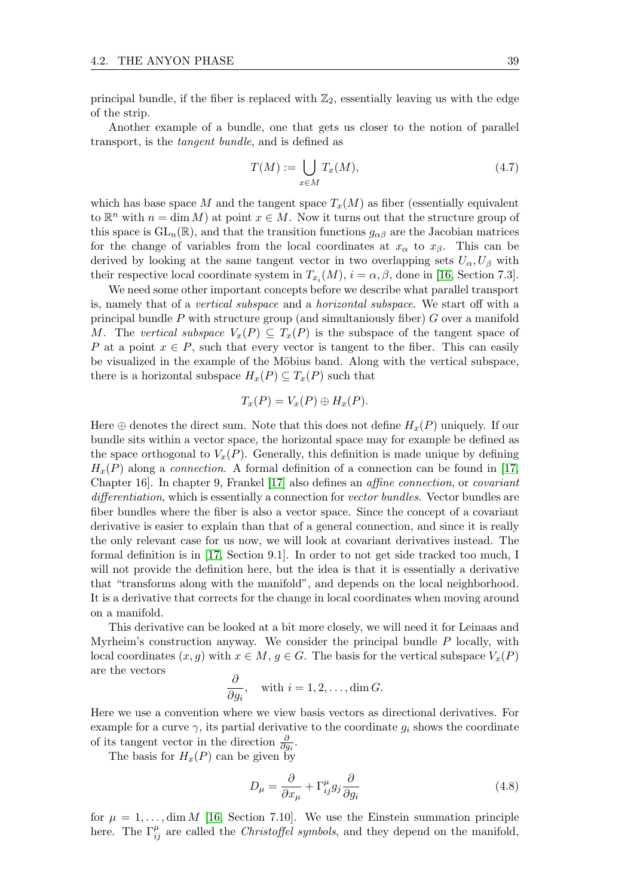principal bundle, if the fiber is replaced with $\mathbb{Z}_2$, essentially leaving us with the edge of the strip.

Another example of a bundle, one that gets us closer to the notion of parallel transport, is the *tangent bundle*, and is defined as

$$T(M) := \bigcup_{x \in M} T_x(M), \tag{4.7}$$

which has base space $M$ and the tangent space $T_x(M)$ as fiber (essentially equivalent to $\mathbb{R}^n$ with $n = \dim M$) at point $x \in M$. Now it turns out that the structure group of this space is $\mathrm{GL}_n(\mathbb{R})$, and that the transition functions $g_{\alpha\beta}$ are the Jacobian matrices for the change of variables from the local coordinates at $x_\alpha$ to $x_\beta$. This can be derived by looking at the same tangent vector in two overlapping sets $U_\alpha, U_\beta$ with their respective local coordinate system in $T_{x_i}(M)$, $i = \alpha, \beta$, done in [16, Section 7.3].

We need some other important concepts before we describe what parallel transport is, namely that of a *vertical subspace* and a *horizontal subspace*. We start off with a principal bundle $P$ with structure group (and simultaniously fiber) $G$ over a manifold $M$. The *vertical subspace* $V_x(P) \subseteq T_x(P)$ is the subspace of the tangent space of $P$ at a point $x \in P$, such that every vector is tangent to the fiber. This can easily be visualized in the example of the Möbius band. Along with the vertical subspace, there is a horizontal subspace $H_x(P) \subseteq T_x(P)$ such that

$$T_x(P) = V_x(P) \oplus H_x(P).$$

Here $\oplus$ denotes the direct sum. Note that this does not define $H_x(P)$ uniquely. If our bundle sits within a vector space, the horizontal space may for example be defined as the space orthogonal to $V_x(P)$. Generally, this definition is made unique by defining $H_x(P)$ along a *connection*. A formal definition of a connection can be found in [17, Chapter 16]. In chapter 9, Frankel [17] also defines an *affine connection*, or *covariant differentiation*, which is essentially a connection for *vector bundles*. Vector bundles are fiber bundles where the fiber is also a vector space. Since the concept of a covariant derivative is easier to explain than that of a general connection, and since it is really the only relevant case for us now, we will look at covariant derivatives instead. The formal definition is in [17, Section 9.1]. In order to not get side tracked too much, I will not provide the definition here, but the idea is that it is essentially a derivative that "transforms along with the manifold", and depends on the local neighborhood. It is a derivative that corrects for the change in local coordinates when moving around on a manifold.

This derivative can be looked at a bit more closely, we will need it for Leinaas and Myrheim's construction anyway. We consider the principal bundle $P$ locally, with local coordinates $(x, g)$ with $x \in M$, $g \in G$. The basis for the vertical subspace $V_x(P)$ are the vectors

$$\frac{\partial}{\partial g_i}, \quad \text{with } i = 1, 2, \ldots, \dim G.$$

Here we use a convention where we view basis vectors as directional derivatives. For example for a curve $\gamma$, its partial derivative to the coordinate $g_i$ shows the coordinate of its tangent vector in the direction $\frac{\partial}{\partial g_i}$.

The basis for $H_x(P)$ can be given by

$$D_\mu = \frac{\partial}{\partial x_\mu} + \Gamma^\mu_{ij} g_j \frac{\partial}{\partial g_i} \tag{4.8}$$

for $\mu = 1, \ldots, \dim M$ [16, Section 7.10]. We use the Einstein summation principle here. The $\Gamma^\mu_{ij}$ are called the *Christoffel symbols*, and they depend on the manifold,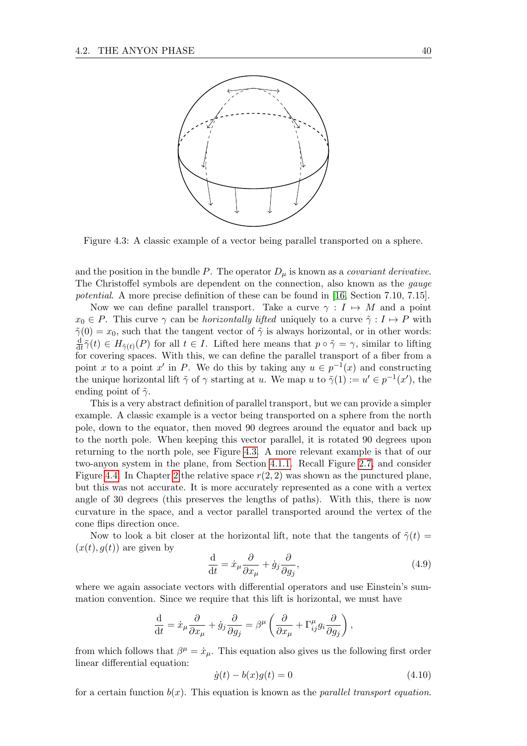Figure 4.3: A classic example of a vector being parallel transported on a sphere.

and the position in the bundle $P$. The operator $D_\mu$ is known as a *covariant derivative*. The Christoffel symbols are dependent on the connection, also known as the *gauge potential*. A more precise definition of these can be found in [16, Section 7.10, 7.15].

Now we can define parallel transport. Take a curve $\gamma : I \mapsto M$ and a point $x_0 \in P$. This curve $\gamma$ can be *horizontally lifted* uniquely to a curve $\tilde{\gamma} : I \mapsto P$ with $\tilde{\gamma}(0) = x_0$, such that the tangent vector of $\tilde{\gamma}$ is always horizontal, or in other words: $\frac{\mathrm{d}}{\mathrm{d}t}\tilde{\gamma}(t) \in H_{\tilde{\gamma}(t)}(P)$ for all $t \in I$. Lifted here means that $p \circ \tilde{\gamma} = \gamma$, similar to lifting for covering spaces. With this, we can define the parallel transport of a fiber from a point $x$ to a point $x'$ in $P$. We do this by taking any $u \in p^{-1}(x)$ and constructing the unique horizontal lift $\tilde{\gamma}$ of $\gamma$ starting at $u$. We map $u$ to $\tilde{\gamma}(1) := u' \in p^{-1}(x')$, the ending point of $\tilde{\gamma}$.

This is a very abstract definition of parallel transport, but we can provide a simpler example. A classic example is a vector being transported on a sphere from the north pole, down to the equator, then moved 90 degrees around the equator and back up to the north pole. When keeping this vector parallel, it is rotated 90 degrees upon returning to the north pole, see Figure 4.3. A more relevant example is that of our two-anyon system in the plane, from Section 4.1.1. Recall Figure 2.7, and consider Figure 4.4. In Chapter 2 the relative space $r(2,2)$ was shown as the punctured plane, but this was not accurate. It is more accurately represented as a cone with a vertex angle of 30 degrees (this preserves the lengths of paths). With this, there is now curvature in the space, and a vector parallel transported around the vertex of the cone flips direction once.

Now to look a bit closer at the horizontal lift, note that the tangents of $\tilde{\gamma}(t) = (x(t), g(t))$ are given by

$$\frac{\mathrm{d}}{\mathrm{d}t} = \dot{x}_\mu \frac{\partial}{\partial x_\mu} + \dot{g}_j \frac{\partial}{\partial g_j}, \tag{4.9}$$

where we again associate vectors with differential operators and use Einstein's summation convention. Since we require that this lift is horizontal, we must have

$$\frac{\mathrm{d}}{\mathrm{d}t} = \dot{x}_\mu \frac{\partial}{\partial x_\mu} + \dot{g}_j \frac{\partial}{\partial g_j} = \beta^\mu \left( \frac{\partial}{\partial x_\mu} + \Gamma^\mu_{ij} g_i \frac{\partial}{\partial g_j} \right),$$

from which follows that $\beta^\mu = \dot{x}_\mu$. This equation also gives us the following first order linear differential equation:

$$\dot{g}(t) - b(x)g(t) = 0 \tag{4.10}$$

for a certain function $b(x)$. This equation is known as the *parallel transport equation*.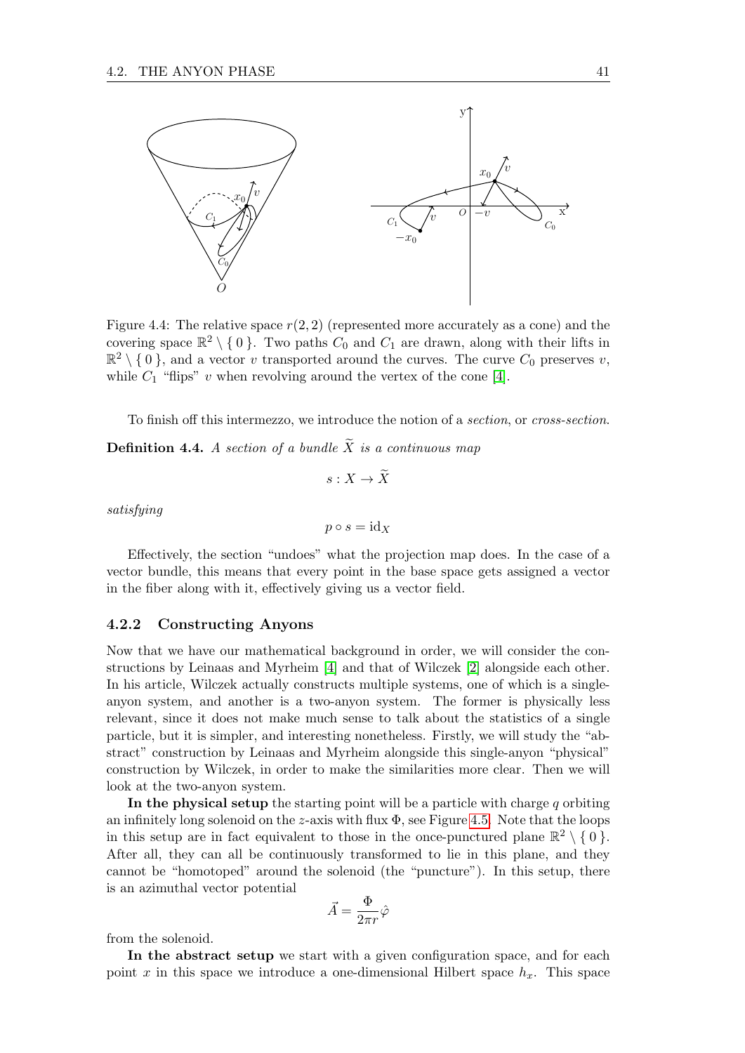Figure 4.4: The relative space $r(2,2)$ (represented more accurately as a cone) and the covering space $\mathbb{R}^2 \setminus \{ 0 \}$. Two paths $C_0$ and $C_1$ are drawn, along with their lifts in $\mathbb{R}^2 \setminus \{ 0 \}$, and a vector $v$ transported around the curves. The curve $C_0$ preserves $v$, while $C_1$ "flips" $v$ when revolving around the vertex of the cone [4].

To finish off this intermezzo, we introduce the notion of a *section*, or *cross-section*.

**Definition 4.4.** *A section of a bundle $\widetilde{X}$ is a continuous map*

$$s : X \to \widetilde{X}$$

*satisfying*

$$p \circ s = \mathrm{id}_X$$

Effectively, the section "undoes" what the projection map does. In the case of a vector bundle, this means that every point in the base space gets assigned a vector in the fiber along with it, effectively giving us a vector field.

### 4.2.2 Constructing Anyons

Now that we have our mathematical background in order, we will consider the constructions by Leinaas and Myrheim [4] and that of Wilczek [2] alongside each other. In his article, Wilczek actually constructs multiple systems, one of which is a single-anyon system, and another is a two-anyon system. The former is physically less relevant, since it does not make much sense to talk about the statistics of a single particle, but it is simpler, and interesting nonetheless. Firstly, we will study the "abstract" construction by Leinaas and Myrheim alongside this single-anyon "physical" construction by Wilczek, in order to make the similarities more clear. Then we will look at the two-anyon system.

**In the physical setup** the starting point will be a particle with charge $q$ orbiting an infinitely long solenoid on the $z$-axis with flux $\Phi$, see Figure 4.5. Note that the loops in this setup are in fact equivalent to those in the once-punctured plane $\mathbb{R}^2 \setminus \{ 0 \}$. After all, they can all be continuously transformed to lie in this plane, and they cannot be "homotoped" around the solenoid (the "puncture"). In this setup, there is an azimuthal vector potential

$$\vec{A} = \frac{\Phi}{2\pi r}\hat{\varphi}$$

from the solenoid.

**In the abstract setup** we start with a given configuration space, and for each point $x$ in this space we introduce a one-dimensional Hilbert space $h_x$. This space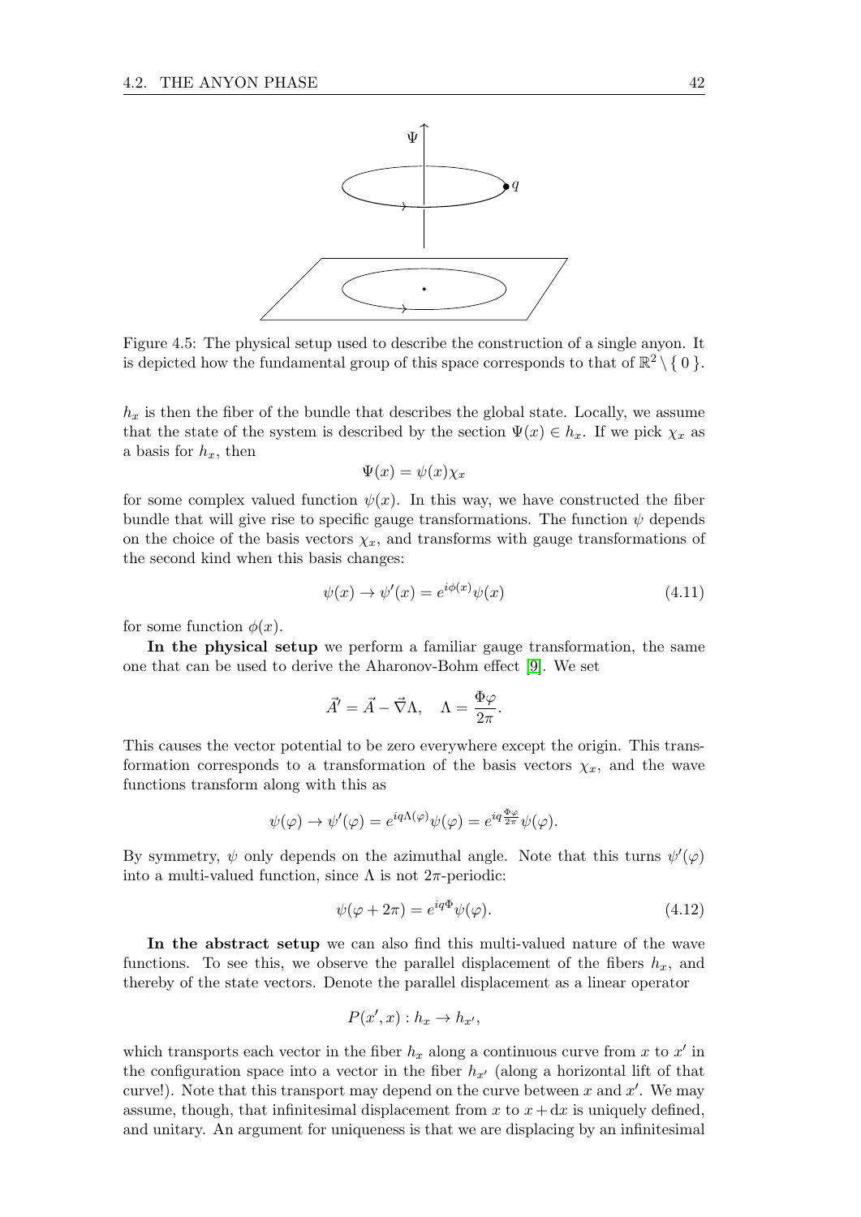Figure 4.5: The physical setup used to describe the construction of a single anyon. It is depicted how the fundamental group of this space corresponds to that of $\mathbb{R}^2 \setminus \{0\}$.

$h_x$ is then the fiber of the bundle that describes the global state. Locally, we assume that the state of the system is described by the section $\Psi(x) \in h_x$. If we pick $\chi_x$ as a basis for $h_x$, then

$$\Psi(x) = \psi(x)\chi_x$$

for some complex valued function $\psi(x)$. In this way, we have constructed the fiber bundle that will give rise to specific gauge transformations. The function $\psi$ depends on the choice of the basis vectors $\chi_x$, and transforms with gauge transformations of the second kind when this basis changes:

$$\psi(x) \to \psi'(x) = e^{i\phi(x)}\psi(x) \tag{4.11}$$

for some function $\phi(x)$.

**In the physical setup** we perform a familiar gauge transformation, the same one that can be used to derive the Aharonov-Bohm effect [9]. We set

$$\vec{A}' = \vec{A} - \vec{\nabla}\Lambda, \quad \Lambda = \frac{\Phi\varphi}{2\pi}.$$

This causes the vector potential to be zero everywhere except the origin. This transformation corresponds to a transformation of the basis vectors $\chi_x$, and the wave functions transform along with this as

$$\psi(\varphi) \to \psi'(\varphi) = e^{iq\Lambda(\varphi)}\psi(\varphi) = e^{iq\frac{\Phi\varphi}{2\pi}}\psi(\varphi).$$

By symmetry, $\psi$ only depends on the azimuthal angle. Note that this turns $\psi'(\varphi)$ into a multi-valued function, since $\Lambda$ is not $2\pi$-periodic:

$$\psi(\varphi + 2\pi) = e^{iq\Phi}\psi(\varphi). \tag{4.12}$$

**In the abstract setup** we can also find this multi-valued nature of the wave functions. To see this, we observe the parallel displacement of the fibers $h_x$, and thereby of the state vectors. Denote the parallel displacement as a linear operator

$$P(x', x) : h_x \to h_{x'},$$

which transports each vector in the fiber $h_x$ along a continuous curve from $x$ to $x'$ in the configuration space into a vector in the fiber $h_{x'}$ (along a horizontal lift of that curve!). Note that this transport may depend on the curve between $x$ and $x'$. We may assume, though, that infinitesimal displacement from $x$ to $x + \mathrm{d}x$ is uniquely defined, and unitary. An argument for uniqueness is that we are displacing by an infinitesimal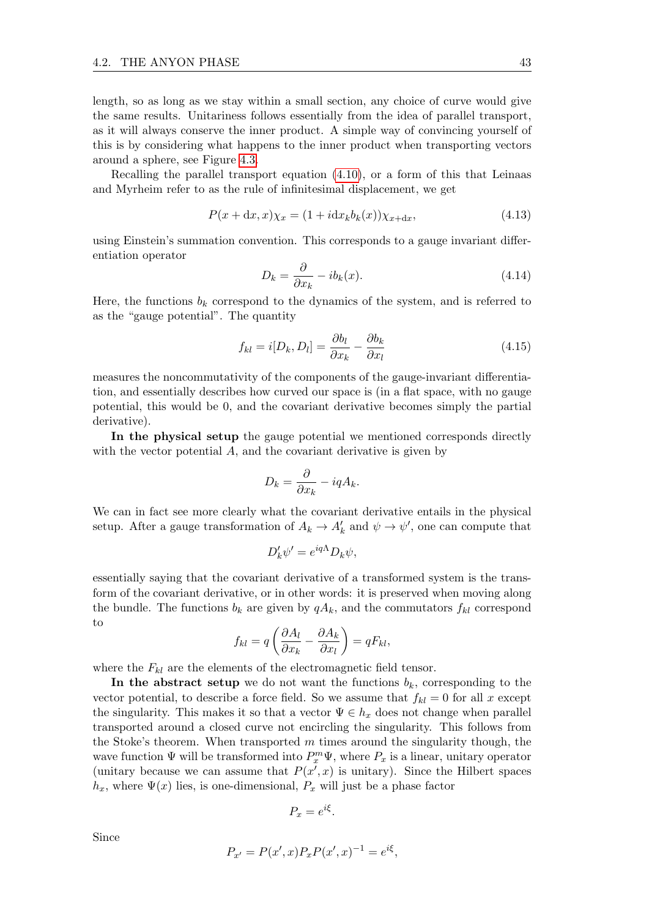length, so as long as we stay within a small section, any choice of curve would give the same results. Unitariness follows essentially from the idea of parallel transport, as it will always conserve the inner product. A simple way of convincing yourself of this is by considering what happens to the inner product when transporting vectors around a sphere, see Figure 4.3.

Recalling the parallel transport equation (4.10), or a form of this that Leinaas and Myrheim refer to as the rule of infinitesimal displacement, we get

$$P(x + \mathrm{d}x, x)\chi_x = (1 + i\mathrm{d}x_k b_k(x))\chi_{x+\mathrm{d}x}, \tag{4.13}$$

using Einstein's summation convention. This corresponds to a gauge invariant differentiation operator

$$D_k = \frac{\partial}{\partial x_k} - ib_k(x). \tag{4.14}$$

Here, the functions $b_k$ correspond to the dynamics of the system, and is referred to as the "gauge potential". The quantity

$$f_{kl} = i[D_k, D_l] = \frac{\partial b_l}{\partial x_k} - \frac{\partial b_k}{\partial x_l} \tag{4.15}$$

measures the noncommutativity of the components of the gauge-invariant differentiation, and essentially describes how curved our space is (in a flat space, with no gauge potential, this would be 0, and the covariant derivative becomes simply the partial derivative).

**In the physical setup** the gauge potential we mentioned corresponds directly with the vector potential $A$, and the covariant derivative is given by

$$D_k = \frac{\partial}{\partial x_k} - iqA_k.$$

We can in fact see more clearly what the covariant derivative entails in the physical setup. After a gauge transformation of $A_k \to A'_k$ and $\psi \to \psi'$, one can compute that

$$D'_k\psi' = e^{iq\Lambda}D_k\psi,$$

essentially saying that the covariant derivative of a transformed system is the transform of the covariant derivative, or in other words: it is preserved when moving along the bundle. The functions $b_k$ are given by $qA_k$, and the commutators $f_{kl}$ correspond to

$$f_{kl} = q\left(\frac{\partial A_l}{\partial x_k} - \frac{\partial A_k}{\partial x_l}\right) = qF_{kl},$$

where the $F_{kl}$ are the elements of the electromagnetic field tensor.

**In the abstract setup** we do not want the functions $b_k$, corresponding to the vector potential, to describe a force field. So we assume that $f_{kl} = 0$ for all $x$ except the singularity. This makes it so that a vector $\Psi \in h_x$ does not change when parallel transported around a closed curve not encircling the singularity. This follows from the Stoke's theorem. When transported $m$ times around the singularity though, the wave function $\Psi$ will be transformed into $P_x^m\Psi$, where $P_x$ is a linear, unitary operator (unitary because we can assume that $P(x', x)$ is unitary). Since the Hilbert spaces $h_x$, where $\Psi(x)$ lies, is one-dimensional, $P_x$ will just be a phase factor

$$P_x = e^{i\xi}.$$

Since

$$P_{x'} = P(x', x)P_xP(x', x)^{-1} = e^{i\xi},$$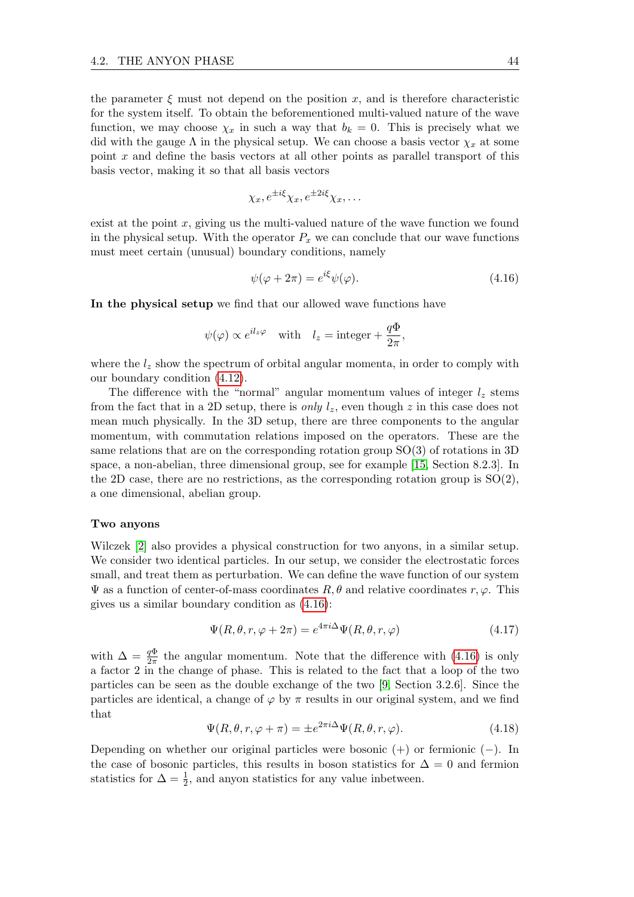the parameter $\xi$ must not depend on the position $x$, and is therefore characteristic for the system itself. To obtain the beforementioned multi-valued nature of the wave function, we may choose $\chi_x$ in such a way that $b_k = 0$. This is precisely what we did with the gauge $\Lambda$ in the physical setup. We can choose a basis vector $\chi_x$ at some point $x$ and define the basis vectors at all other points as parallel transport of this basis vector, making it so that all basis vectors

$$\chi_x, e^{\pm i\xi}\chi_x, e^{\pm 2i\xi}\chi_x, \dots$$

exist at the point $x$, giving us the multi-valued nature of the wave function we found in the physical setup. With the operator $P_x$ we can conclude that our wave functions must meet certain (unusual) boundary conditions, namely

$$\psi(\varphi + 2\pi) = e^{i\xi}\psi(\varphi). \tag{4.16}$$

**In the physical setup** we find that our allowed wave functions have

$$\psi(\varphi) \propto e^{il_z\varphi} \quad \text{with} \quad l_z = \text{integer} + \frac{q\Phi}{2\pi},$$

where the $l_z$ show the spectrum of orbital angular momenta, in order to comply with our boundary condition (4.12).

The difference with the "normal" angular momentum values of integer $l_z$ stems from the fact that in a 2D setup, there is *only* $l_z$, even though $z$ in this case does not mean much physically. In the 3D setup, there are three components to the angular momentum, with commutation relations imposed on the operators. These are the same relations that are on the corresponding rotation group SO(3) of rotations in 3D space, a non-abelian, three dimensional group, see for example [15, Section 8.2.3]. In the 2D case, there are no restrictions, as the corresponding rotation group is SO(2), a one dimensional, abelian group.

#### Two anyons

Wilczek [2] also provides a physical construction for two anyons, in a similar setup. We consider two identical particles. In our setup, we consider the electrostatic forces small, and treat them as perturbation. We can define the wave function of our system $\Psi$ as a function of center-of-mass coordinates $R, \theta$ and relative coordinates $r, \varphi$. This gives us a similar boundary condition as (4.16):

$$\Psi(R, \theta, r, \varphi + 2\pi) = e^{4\pi i\Delta}\Psi(R, \theta, r, \varphi) \tag{4.17}$$

with $\Delta = \frac{q\Phi}{2\pi}$ the angular momentum. Note that the difference with (4.16) is only a factor 2 in the change of phase. This is related to the fact that a loop of the two particles can be seen as the double exchange of the two [9, Section 3.2.6]. Since the particles are identical, a change of $\varphi$ by $\pi$ results in our original system, and we find that

$$\Psi(R, \theta, r, \varphi + \pi) = \pm e^{2\pi i\Delta}\Psi(R, \theta, r, \varphi). \tag{4.18}$$

Depending on whether our original particles were bosonic $(+)$ or fermionic $(-)$. In the case of bosonic particles, this results in boson statistics for $\Delta = 0$ and fermion statistics for $\Delta = \frac{1}{2}$, and anyon statistics for any value inbetween.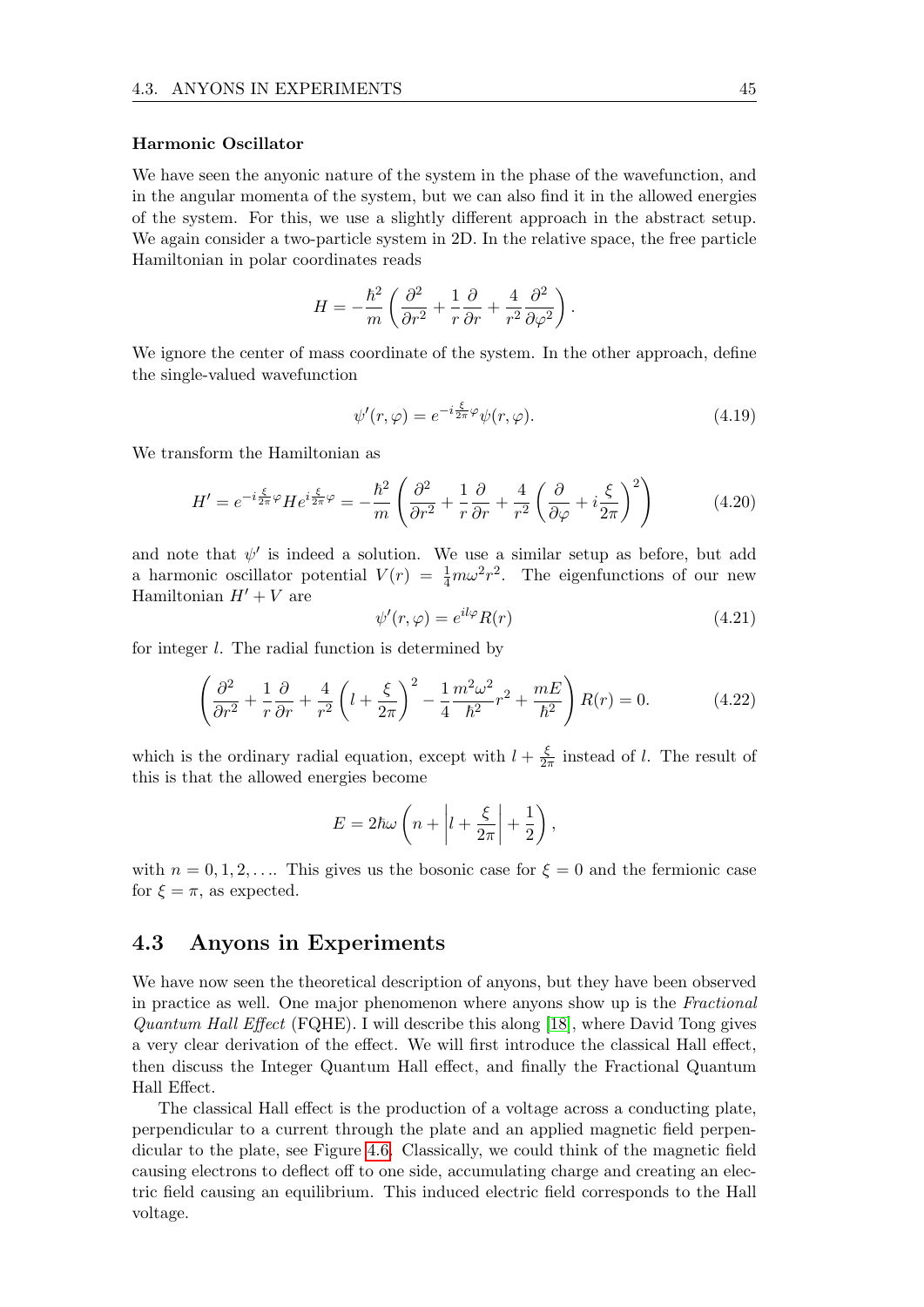### Harmonic Oscillator

We have seen the anyonic nature of the system in the phase of the wavefunction, and in the angular momenta of the system, but we can also find it in the allowed energies of the system. For this, we use a slightly different approach in the abstract setup. We again consider a two-particle system in 2D. In the relative space, the free particle Hamiltonian in polar coordinates reads

$$H = -\frac{\hbar^2}{m}\left(\frac{\partial^2}{\partial r^2} + \frac{1}{r}\frac{\partial}{\partial r} + \frac{4}{r^2}\frac{\partial^2}{\partial \varphi^2}\right).$$

We ignore the center of mass coordinate of the system. In the other approach, define the single-valued wavefunction

$$\psi'(r,\varphi) = e^{-i\frac{\xi}{2\pi}\varphi}\psi(r,\varphi). \tag{4.19}$$

We transform the Hamiltonian as

$$H' = e^{-i\frac{\xi}{2\pi}\varphi} H e^{i\frac{\xi}{2\pi}\varphi} = -\frac{\hbar^2}{m}\left(\frac{\partial^2}{\partial r^2} + \frac{1}{r}\frac{\partial}{\partial r} + \frac{4}{r^2}\left(\frac{\partial}{\partial \varphi} + i\frac{\xi}{2\pi}\right)^2\right) \tag{4.20}$$

and note that $\psi'$ is indeed a solution. We use a similar setup as before, but add a harmonic oscillator potential $V(r) = \frac{1}{4}m\omega^2 r^2$. The eigenfunctions of our new Hamiltonian $H' + V$ are

$$\psi'(r,\varphi) = e^{il\varphi}R(r) \tag{4.21}$$

for integer $l$. The radial function is determined by

$$\left(\frac{\partial^2}{\partial r^2} + \frac{1}{r}\frac{\partial}{\partial r} + \frac{4}{r^2}\left(l + \frac{\xi}{2\pi}\right)^2 - \frac{1}{4}\frac{m^2\omega^2}{\hbar^2}r^2 + \frac{mE}{\hbar^2}\right)R(r) = 0. \tag{4.22}$$

which is the ordinary radial equation, except with $l + \frac{\xi}{2\pi}$ instead of $l$. The result of this is that the allowed energies become

$$E = 2\hbar\omega\left(n + \left|l + \frac{\xi}{2\pi}\right| + \frac{1}{2}\right),$$

with $n = 0, 1, 2, \ldots$. This gives us the bosonic case for $\xi = 0$ and the fermionic case for $\xi = \pi$, as expected.

## 4.3 Anyons in Experiments

We have now seen the theoretical description of anyons, but they have been observed in practice as well. One major phenomenon where anyons show up is the *Fractional Quantum Hall Effect* (FQHE). I will describe this along [18], where David Tong gives a very clear derivation of the effect. We will first introduce the classical Hall effect, then discuss the Integer Quantum Hall effect, and finally the Fractional Quantum Hall Effect.

The classical Hall effect is the production of a voltage across a conducting plate, perpendicular to a current through the plate and an applied magnetic field perpendicular to the plate, see Figure 4.6. Classically, we could think of the magnetic field causing electrons to deflect off to one side, accumulating charge and creating an electric field causing an equilibrium. This induced electric field corresponds to the Hall voltage.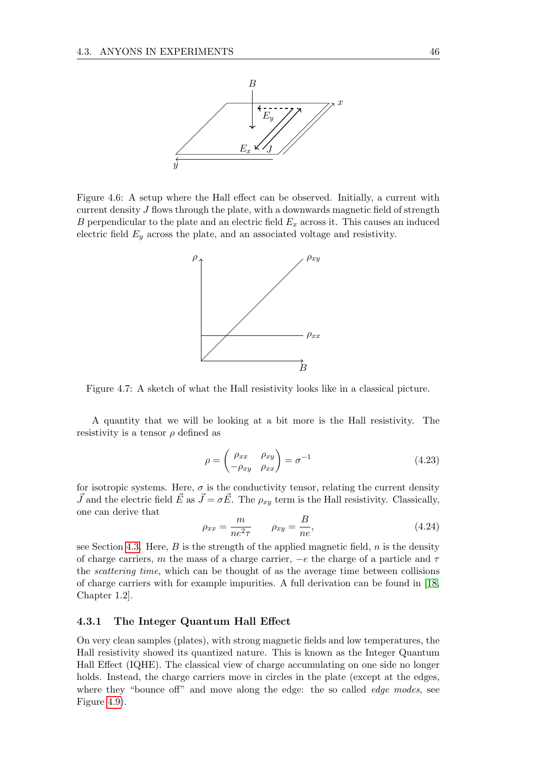Figure 4.6: A setup where the Hall effect can be observed. Initially, a current with current density $J$ flows through the plate, with a downwards magnetic field of strength $B$ perpendicular to the plate and an electric field $E_x$ across it. This causes an induced electric field $E_y$ across the plate, and an associated voltage and resistivity.

Figure 4.7: A sketch of what the Hall resistivity looks like in a classical picture.

A quantity that we will be looking at a bit more is the Hall resistivity. The resistivity is a tensor $\rho$ defined as

$$\rho = \begin{pmatrix} \rho_{xx} & \rho_{xy} \\ -\rho_{xy} & \rho_{xx} \end{pmatrix} = \sigma^{-1} \tag{4.23}$$

for isotropic systems. Here, $\sigma$ is the conductivity tensor, relating the current density $\vec{J}$ and the electric field $\vec{E}$ as $\vec{J} = \sigma \vec{E}$. The $\rho_{xy}$ term is the Hall resistivity. Classically, one can derive that

$$\rho_{xx} = \frac{m}{ne^2\tau} \qquad \rho_{xy} = \frac{B}{ne}, \tag{4.24}$$

see Section 4.3. Here, $B$ is the strength of the applied magnetic field, $n$ is the density of charge carriers, $m$ the mass of a charge carrier, $-e$ the charge of a particle and $\tau$ the *scattering time*, which can be thought of as the average time between collisions of charge carriers with for example impurities. A full derivation can be found in [18, Chapter 1.2].

### 4.3.1 The Integer Quantum Hall Effect

On very clean samples (plates), with strong magnetic fields and low temperatures, the Hall resistivity showed its quantized nature. This is known as the Integer Quantum Hall Effect (IQHE). The classical view of charge accumulating on one side no longer holds. Instead, the charge carriers move in circles in the plate (except at the edges, where they "bounce off" and move along the edge: the so called *edge modes*, see Figure 4.9).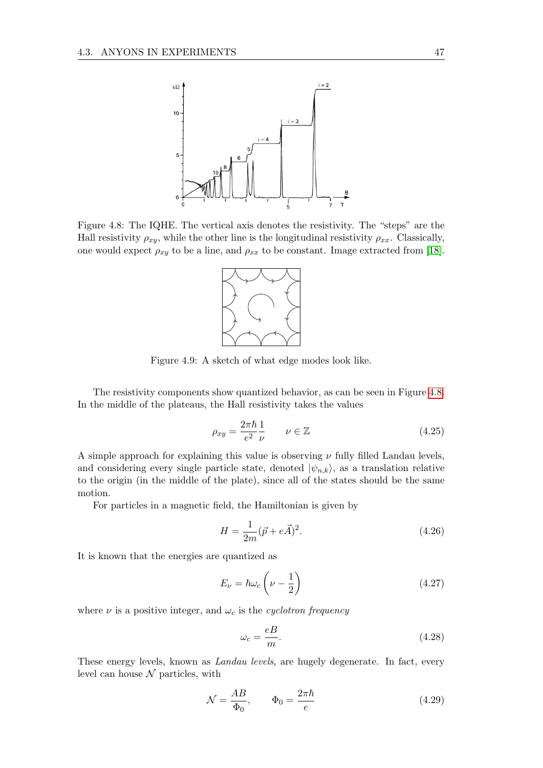Figure 4.8: The IQHE. The vertical axis denotes the resistivity. The "steps" are the Hall resistivity $\rho_{xy}$, while the other line is the longitudinal resistivity $\rho_{xx}$. Classically, one would expect $\rho_{xy}$ to be a line, and $\rho_{xx}$ to be constant. Image extracted from [18].

Figure 4.9: A sketch of what edge modes look like.

The resistivity components show quantized behavior, as can be seen in Figure 4.8. In the middle of the plateaus, the Hall resistivity takes the values

$$\rho_{xy} = \frac{2\pi\hbar}{e^2}\frac{1}{\nu} \qquad \nu \in \mathbb{Z} \tag{4.25}$$

A simple approach for explaining this value is observing $\nu$ fully filled Landau levels, and considering every single particle state, denoted $|\psi_{n,k}\rangle$, as a translation relative to the origin (in the middle of the plate), since all of the states should be the same motion.

For particles in a magnetic field, the Hamiltonian is given by

$$H = \frac{1}{2m}(\vec{p} + e\vec{A})^2. \tag{4.26}$$

It is known that the energies are quantized as

$$E_\nu = \hbar\omega_c\left(\nu - \frac{1}{2}\right) \tag{4.27}$$

where $\nu$ is a positive integer, and $\omega_c$ is the *cyclotron frequency*

$$\omega_c = \frac{eB}{m}. \tag{4.28}$$

These energy levels, known as *Landau levels*, are hugely degenerate. In fact, every level can house $\mathcal{N}$ particles, with

$$\mathcal{N} = \frac{AB}{\Phi_0}, \qquad \Phi_0 = \frac{2\pi\hbar}{e} \tag{4.29}$$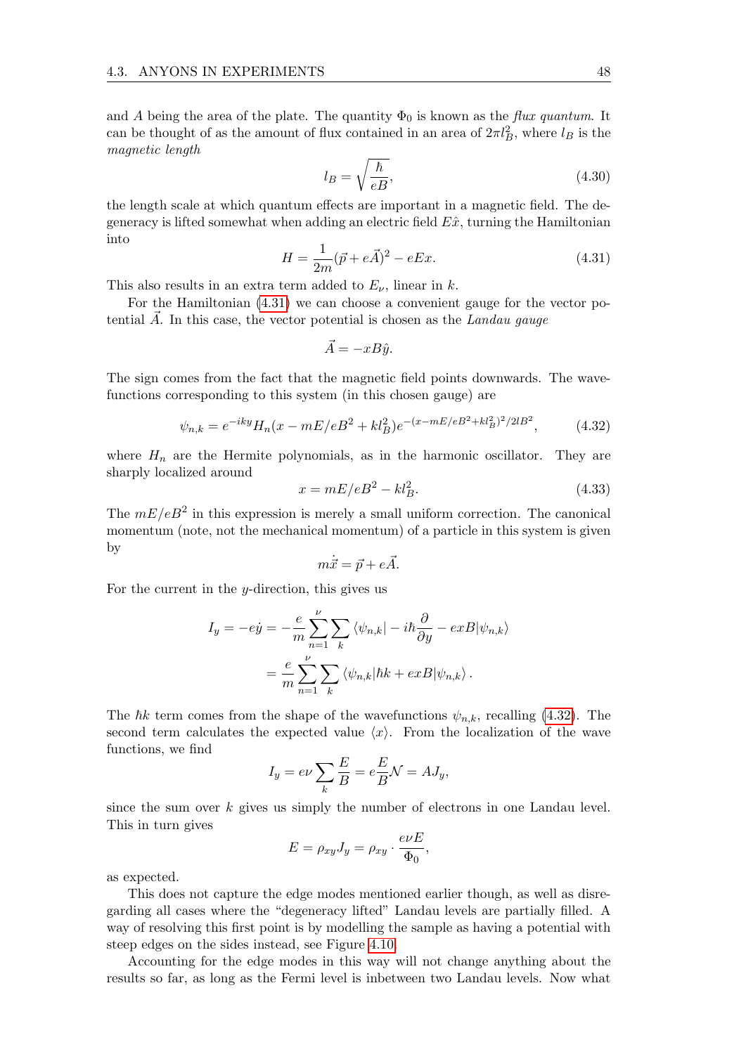and $A$ being the area of the plate. The quantity $\Phi_0$ is known as the *flux quantum*. It can be thought of as the amount of flux contained in an area of $2\pi l_B^2$, where $l_B$ is the *magnetic length*

$$l_B = \sqrt{\frac{\hbar}{eB}}, \tag{4.30}$$

the length scale at which quantum effects are important in a magnetic field. The degeneracy is lifted somewhat when adding an electric field $E\hat{x}$, turning the Hamiltonian into

$$H = \frac{1}{2m}(\vec{p} + e\vec{A})^2 - eEx. \tag{4.31}$$

This also results in an extra term added to $E_\nu$, linear in $k$.

For the Hamiltonian (4.31) we can choose a convenient gauge for the vector potential $\vec{A}$. In this case, the vector potential is chosen as the *Landau gauge*

$$\vec{A} = -xB\hat{y}.$$

The sign comes from the fact that the magnetic field points downwards. The wavefunctions corresponding to this system (in this chosen gauge) are

$$\psi_{n,k} = e^{-iky} H_n(x - mE/eB^2 + kl_B^2) e^{-(x - mE/eB^2 + kl_B^2)^2/2lB^2}, \tag{4.32}$$

where $H_n$ are the Hermite polynomials, as in the harmonic oscillator. They are sharply localized around

$$x = mE/eB^2 - kl_B^2. \tag{4.33}$$

The $mE/eB^2$ in this expression is merely a small uniform correction. The canonical momentum (note, not the mechanical momentum) of a particle in this system is given by

$$m\dot{\vec{x}} = \vec{p} + e\vec{A}.$$

For the current in the $y$-direction, this gives us

$$\begin{aligned}
I_y = -e\dot{y} &= -\frac{e}{m} \sum_{n=1}^{\nu} \sum_k \langle \psi_{n,k} | - i\hbar \frac{\partial}{\partial y} - exB | \psi_{n,k} \rangle \\
&= \frac{e}{m} \sum_{n=1}^{\nu} \sum_k \langle \psi_{n,k} | \hbar k + exB | \psi_{n,k} \rangle .
\end{aligned}$$

The $\hbar k$ term comes from the shape of the wavefunctions $\psi_{n,k}$, recalling (4.32). The second term calculates the expected value $\langle x \rangle$. From the localization of the wave functions, we find

$$I_y = e\nu \sum_k \frac{E}{B} = e\frac{E}{B}\mathcal{N} = AJ_y,$$

since the sum over $k$ gives us simply the number of electrons in one Landau level. This in turn gives

$$E = \rho_{xy} J_y = \rho_{xy} \cdot \frac{e\nu E}{\Phi_0},$$

as expected.

This does not capture the edge modes mentioned earlier though, as well as disregarding all cases where the "degeneracy lifted" Landau levels are partially filled. A way of resolving this first point is by modelling the sample as having a potential with steep edges on the sides instead, see Figure 4.10.

Accounting for the edge modes in this way will not change anything about the results so far, as long as the Fermi level is inbetween two Landau levels. Now what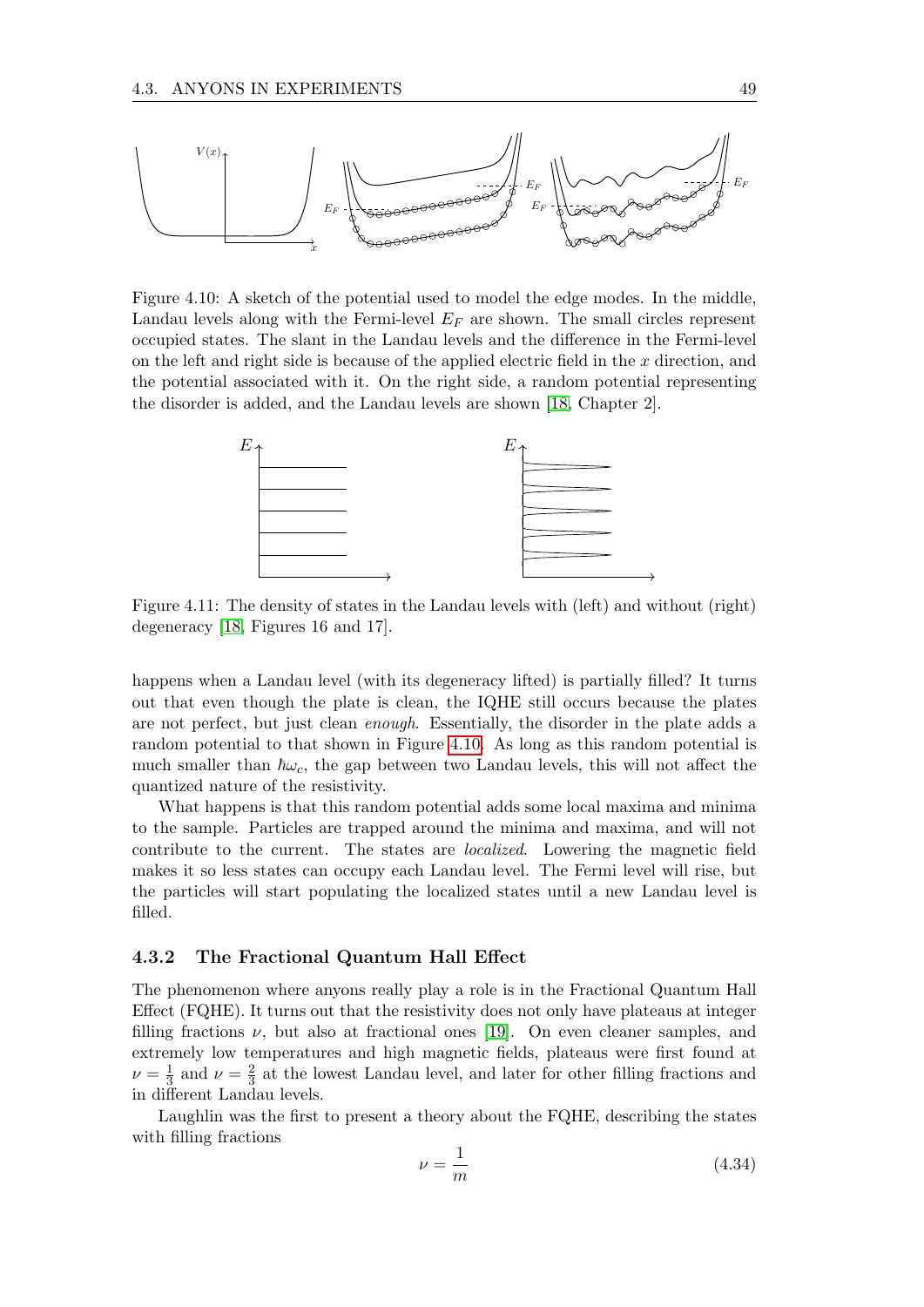Figure 4.10: A sketch of the potential used to model the edge modes. In the middle, Landau levels along with the Fermi-level $E_F$ are shown. The small circles represent occupied states. The slant in the Landau levels and the difference in the Fermi-level on the left and right side is because of the applied electric field in the $x$ direction, and the potential associated with it. On the right side, a random potential representing the disorder is added, and the Landau levels are shown [18, Chapter 2].

Figure 4.11: The density of states in the Landau levels with (left) and without (right) degeneracy [18, Figures 16 and 17].

happens when a Landau level (with its degeneracy lifted) is partially filled? It turns out that even though the plate is clean, the IQHE still occurs because the plates are not perfect, but just clean *enough*. Essentially, the disorder in the plate adds a random potential to that shown in Figure 4.10. As long as this random potential is much smaller than $\hbar\omega_c$, the gap between two Landau levels, this will not affect the quantized nature of the resistivity.

What happens is that this random potential adds some local maxima and minima to the sample. Particles are trapped around the minima and maxima, and will not contribute to the current. The states are *localized*. Lowering the magnetic field makes it so less states can occupy each Landau level. The Fermi level will rise, but the particles will start populating the localized states until a new Landau level is filled.

### 4.3.2 The Fractional Quantum Hall Effect

The phenomenon where anyons really play a role is in the Fractional Quantum Hall Effect (FQHE). It turns out that the resistivity does not only have plateaus at integer filling fractions $\nu$, but also at fractional ones [19]. On even cleaner samples, and extremely low temperatures and high magnetic fields, plateaus were first found at $\nu = \frac{1}{3}$ and $\nu = \frac{2}{3}$ at the lowest Landau level, and later for other filling fractions and in different Landau levels.

Laughlin was the first to present a theory about the FQHE, describing the states with filling fractions

$$\nu = \frac{1}{m} \tag{4.34}$$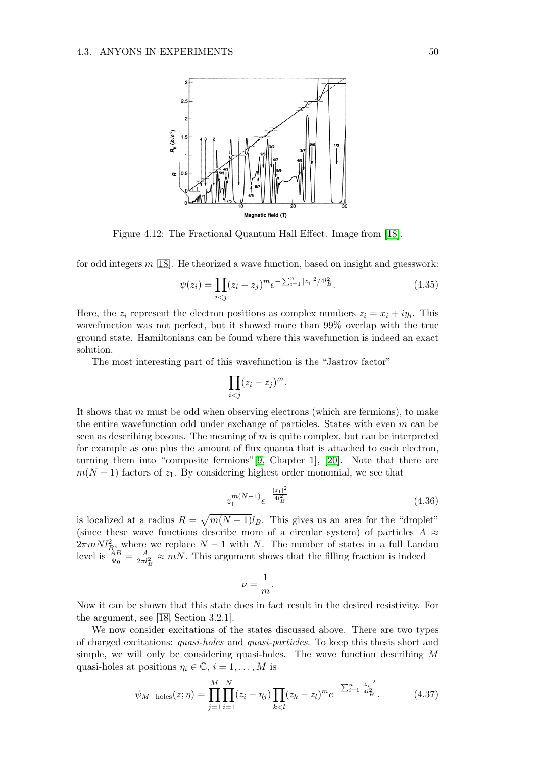Figure 4.12: The Fractional Quantum Hall Effect. Image from [18].

for odd integers $m$ [18]. He theorized a wave function, based on insight and guesswork:

$$\psi(z_i) = \prod_{i<j}(z_i - z_j)^m e^{-\sum_{i=1}^{n}|z_i|^2/4l_B^2}. \tag{4.35}$$

Here, the $z_i$ represent the electron positions as complex numbers $z_i = x_i + iy_i$. This wavefunction was not perfect, but it showed more than 99% overlap with the true ground state. Hamiltonians can be found where this wavefunction is indeed an exact solution.

The most interesting part of this wavefunction is the "Jastrov factor"

$$\prod_{i<j}(z_i - z_j)^m.$$

It shows that $m$ must be odd when observing electrons (which are fermions), to make the entire wavefunction odd under exchange of particles. States with even $m$ can be seen as describing bosons. The meaning of $m$ is quite complex, but can be interpreted for example as one plus the amount of flux quanta that is attached to each electron, turning them into "composite fermions"[9, Chapter 1], [20]. Note that there are $m(N-1)$ factors of $z_1$. By considering highest order monomial, we see that

$$z_1^{m(N-1)} e^{-\frac{|z_1|^2}{4l_B^2}} \tag{4.36}$$

is localized at a radius $R = \sqrt{m(N-1)}l_B$. This gives us an area for the "droplet" (since these wave functions describe more of a circular system) of particles $A \approx 2\pi m N l_B^2$, where we replace $N-1$ with $N$. The number of states in a full Landau level is $\frac{AB}{\Psi_0} = \frac{A}{2\pi l_B^2} \approx mN$. This argument shows that the filling fraction is indeed

$$\nu = \frac{1}{m}.$$

Now it can be shown that this state does in fact result in the desired resistivity. For the argument, see [18, Section 3.2.1].

We now consider excitations of the states discussed above. There are two types of charged excitations: *quasi-holes* and *quasi-particles*. To keep this thesis short and simple, we will only be considering quasi-holes. The wave function describing $M$ quasi-holes at positions $\eta_i \in \mathbb{C}$, $i = 1, \ldots, M$ is

$$\psi_{M-\text{holes}}(z;\eta) = \prod_{j=1}^{M}\prod_{i=1}^{N}(z_i - \eta_j)\prod_{k<l}(z_k - z_l)^m e^{-\sum_{i=1}^{n}\frac{|z_i|^2}{4l_B^2}}. \tag{4.37}$$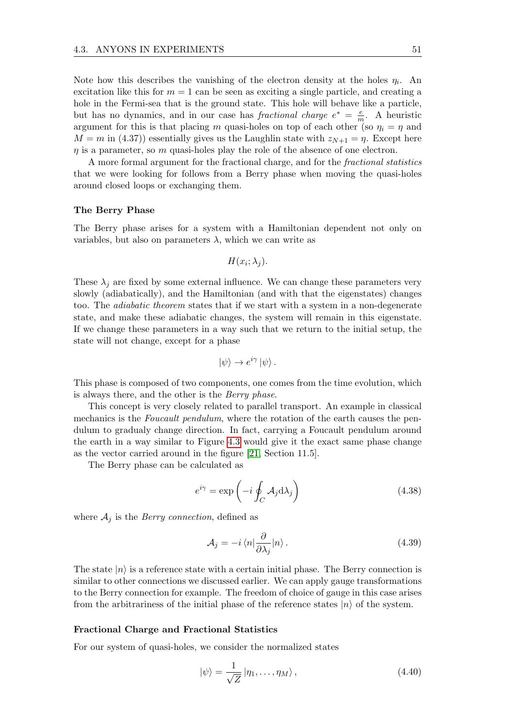Note how this describes the vanishing of the electron density at the holes $\eta_i$. An excitation like this for $m = 1$ can be seen as exciting a single particle, and creating a hole in the Fermi-sea that is the ground state. This hole will behave like a particle, but has no dynamics, and in our case has *fractional charge* $e^* = \frac{e}{m}$. A heuristic argument for this is that placing $m$ quasi-holes on top of each other (so $\eta_i = \eta$ and $M = m$ in (4.37)) essentially gives us the Laughlin state with $z_{N+1} = \eta$. Except here $\eta$ is a parameter, so $m$ quasi-holes play the role of the absence of one electron.

A more formal argument for the fractional charge, and for the *fractional statistics* that we were looking for follows from a Berry phase when moving the quasi-holes around closed loops or exchanging them.

### The Berry Phase

The Berry phase arises for a system with a Hamiltonian dependent not only on variables, but also on parameters $\lambda$, which we can write as

$$H(x_i; \lambda_j).$$

These $\lambda_j$ are fixed by some external influence. We can change these parameters very slowly (adiabatically), and the Hamiltonian (and with that the eigenstates) changes too. The *adiabatic theorem* states that if we start with a system in a non-degenerate state, and make these adiabatic changes, the system will remain in this eigenstate. If we change these parameters in a way such that we return to the initial setup, the state will not change, except for a phase

$$|\psi\rangle \to e^{i\gamma} |\psi\rangle .$$

This phase is composed of two components, one comes from the time evolution, which is always there, and the other is the *Berry phase*.

This concept is very closely related to parallel transport. An example in classical mechanics is the *Foucault pendulum*, where the rotation of the earth causes the pendulum to gradualy change direction. In fact, carrying a Foucault pendulum around the earth in a way similar to Figure 4.3 would give it the exact same phase change as the vector carried around in the figure [21, Section 11.5].

The Berry phase can be calculated as

$$e^{i\gamma} = \exp\left(-i \oint_C \mathcal{A}_j \mathrm{d}\lambda_j\right) \tag{4.38}$$

where $\mathcal{A}_j$ is the *Berry connection*, defined as

$$\mathcal{A}_j = -i \langle n| \frac{\partial}{\partial \lambda_j} |n\rangle . \tag{4.39}$$

The state $|n\rangle$ is a reference state with a certain initial phase. The Berry connection is similar to other connections we discussed earlier. We can apply gauge transformations to the Berry connection for example. The freedom of choice of gauge in this case arises from the arbitrariness of the initial phase of the reference states $|n\rangle$ of the system.

### Fractional Charge and Fractional Statistics

For our system of quasi-holes, we consider the normalized states

$$|\psi\rangle = \frac{1}{\sqrt{Z}} |\eta_1, \ldots, \eta_M\rangle , \tag{4.40}$$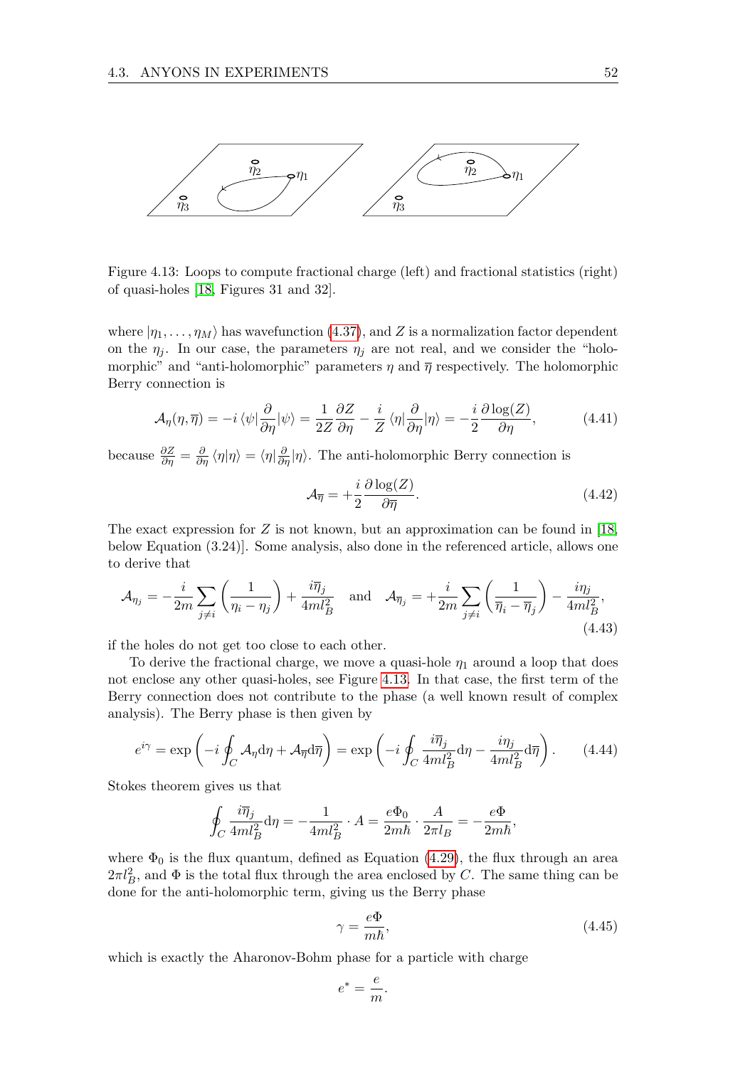Figure 4.13: Loops to compute fractional charge (left) and fractional statistics (right) of quasi-holes [18, Figures 31 and 32].

where $|\eta_1, \ldots, \eta_M\rangle$ has wavefunction (4.37), and $Z$ is a normalization factor dependent on the $\eta_j$. In our case, the parameters $\eta_j$ are not real, and we consider the "holomorphic" and "anti-holomorphic" parameters $\eta$ and $\overline{\eta}$ respectively. The holomorphic Berry connection is

$$\mathcal{A}_\eta(\eta, \overline{\eta}) = -i \langle\psi|\frac{\partial}{\partial\eta}|\psi\rangle = \frac{1}{2Z}\frac{\partial Z}{\partial \eta} - \frac{i}{Z}\langle\eta|\frac{\partial}{\partial\eta}|\eta\rangle = -\frac{i}{2}\frac{\partial \log(Z)}{\partial\eta}, \tag{4.41}$$

because $\frac{\partial Z}{\partial \eta} = \frac{\partial}{\partial \eta}\langle\eta|\eta\rangle = \langle\eta|\frac{\partial}{\partial\eta}|\eta\rangle$. The anti-holomorphic Berry connection is

$$\mathcal{A}_{\overline{\eta}} = +\frac{i}{2}\frac{\partial \log(Z)}{\partial\overline{\eta}}. \tag{4.42}$$

The exact expression for $Z$ is not known, but an approximation can be found in [18, below Equation (3.24)]. Some analysis, also done in the referenced article, allows one to derive that

$$\mathcal{A}_{\eta_j} = -\frac{i}{2m}\sum_{j\neq i}\left(\frac{1}{\eta_i - \eta_j}\right) + \frac{i\overline{\eta}_j}{4ml_B^2} \quad \text{and} \quad \mathcal{A}_{\overline{\eta}_j} = +\frac{i}{2m}\sum_{j\neq i}\left(\frac{1}{\overline{\eta}_i - \overline{\eta}_j}\right) - \frac{i\eta_j}{4ml_B^2}, \tag{4.43}$$

if the holes do not get too close to each other.

To derive the fractional charge, we move a quasi-hole $\eta_1$ around a loop that does not enclose any other quasi-holes, see Figure 4.13. In that case, the first term of the Berry connection does not contribute to the phase (a well known result of complex analysis). The Berry phase is then given by

$$e^{i\gamma} = \exp\left(-i\oint_C \mathcal{A}_\eta \mathrm{d}\eta + \mathcal{A}_{\overline{\eta}}\mathrm{d}\overline{\eta}\right) = \exp\left(-i\oint_C \frac{i\overline{\eta}_j}{4ml_B^2}\mathrm{d}\eta - \frac{i\eta_j}{4ml_B^2}\mathrm{d}\overline{\eta}\right). \tag{4.44}$$

Stokes theorem gives us that

$$\oint_C \frac{i\overline{\eta}_j}{4ml_B^2}\mathrm{d}\eta = -\frac{1}{4ml_B^2}\cdot A = \frac{e\Phi_0}{2m\hbar}\cdot\frac{A}{2\pi l_B} = -\frac{e\Phi}{2m\hbar},$$

where $\Phi_0$ is the flux quantum, defined as Equation (4.29), the flux through an area $2\pi l_B^2$, and $\Phi$ is the total flux through the area enclosed by $C$. The same thing can be done for the anti-holomorphic term, giving us the Berry phase

$$\gamma = \frac{e\Phi}{m\hbar}, \tag{4.45}$$

which is exactly the Aharonov-Bohm phase for a particle with charge

$$e^* = \frac{e}{m}.$$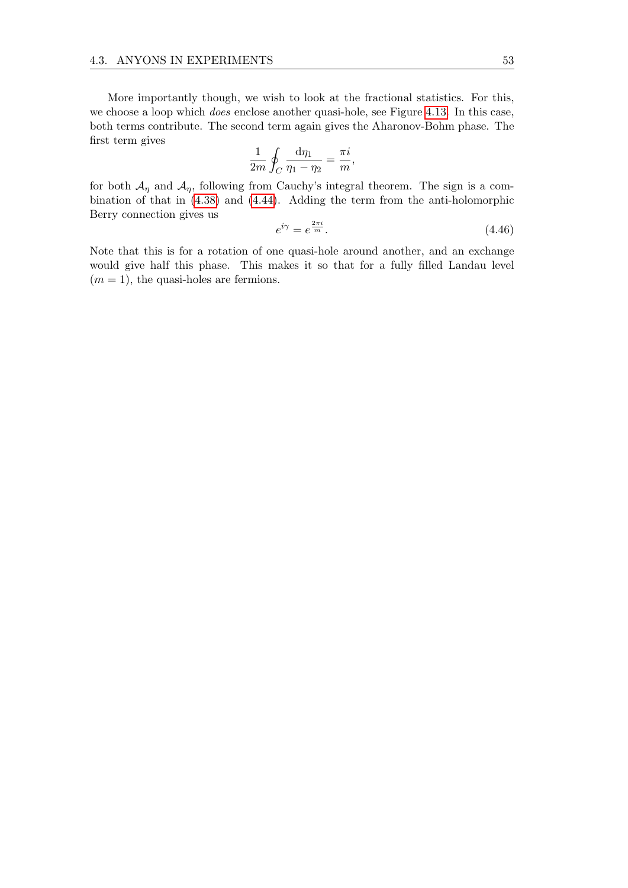More importantly though, we wish to look at the fractional statistics. For this, we choose a loop which *does* enclose another quasi-hole, see Figure 4.13. In this case, both terms contribute. The second term again gives the Aharonov-Bohm phase. The first term gives

$$\frac{1}{2m}\oint_C \frac{\mathrm{d}\eta_1}{\eta_1 - \eta_2} = \frac{\pi i}{m},$$

for both $\mathcal{A}_\eta$ and $\mathcal{A}_{\bar{\eta}}$, following from Cauchy's integral theorem. The sign is a combination of that in (4.38) and (4.44). Adding the term from the anti-holomorphic Berry connection gives us

$$e^{i\gamma} = e^{\frac{2\pi i}{m}}. \tag{4.46}$$

Note that this is for a rotation of one quasi-hole around another, and an exchange would give half this phase. This makes it so that for a fully filled Landau level ($m = 1$), the quasi-holes are fermions.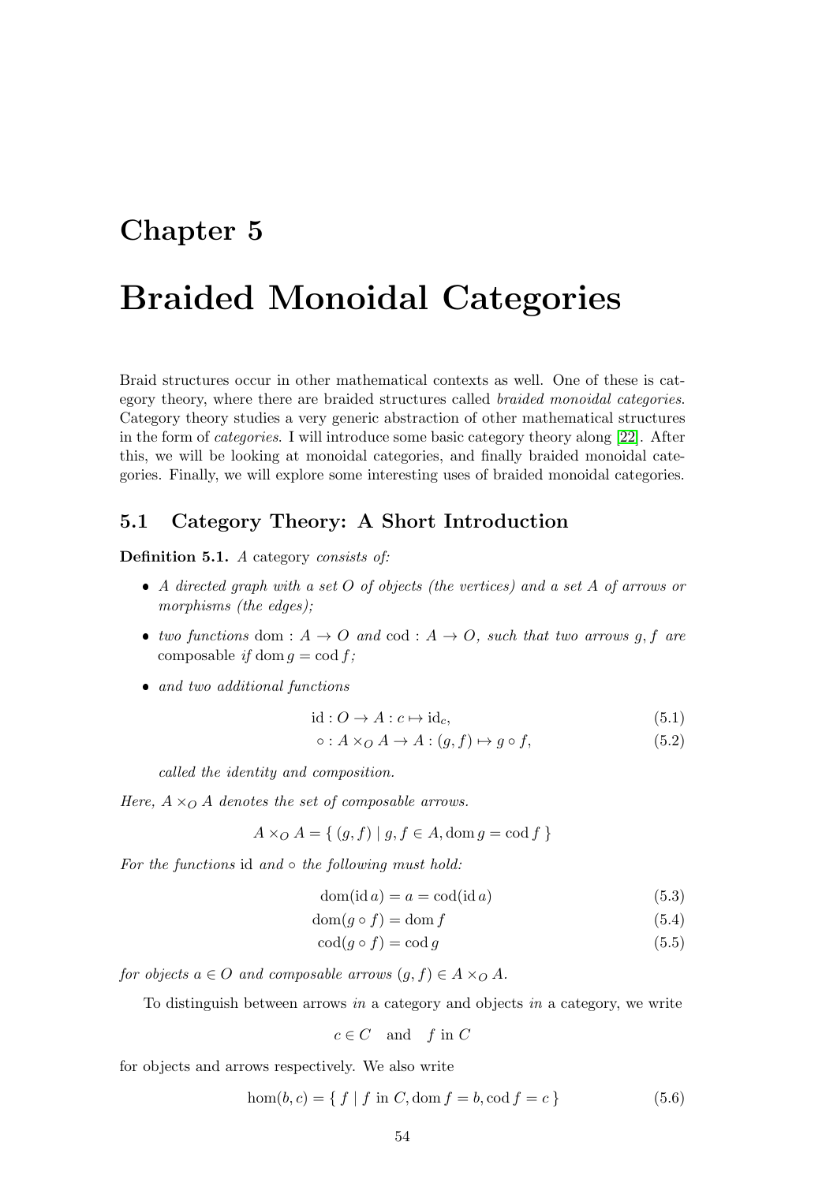# Chapter 5

# Braided Monoidal Categories

Braid structures occur in other mathematical contexts as well. One of these is category theory, where there are braided structures called *braided monoidal categories*. Category theory studies a very generic abstraction of other mathematical structures in the form of *categories*. I will introduce some basic category theory along [22]. After this, we will be looking at monoidal categories, and finally braided monoidal categories. Finally, we will explore some interesting uses of braided monoidal categories.

## 5.1 Category Theory: A Short Introduction

**Definition 5.1.** *A* category *consists of:*

- *A directed graph with a set $O$ of objects (the vertices) and a set $A$ of arrows or morphisms (the edges);*
- *two functions* $\operatorname{dom} : A \to O$ *and* $\operatorname{cod} : A \to O$*, such that two arrows $g, f$ are* composable *if* $\operatorname{dom} g = \operatorname{cod} f$*;*
- *and two additional functions*

$$\mathrm{id} : O \to A : c \mapsto \mathrm{id}_c, \tag{5.1}$$

$$\circ : A \times_O A \to A : (g, f) \mapsto g \circ f, \tag{5.2}$$

*called the identity and composition.*

*Here, $A \times_O A$ denotes the set of composable arrows.*

$$A \times_O A = \{ (g, f) \mid g, f \in A, \operatorname{dom} g = \operatorname{cod} f \}$$

*For the functions* id *and* $\circ$ *the following must hold:*

$$\operatorname{dom}(\mathrm{id}\, a) = a = \operatorname{cod}(\mathrm{id}\, a) \tag{5.3}$$

$$\operatorname{dom}(g \circ f) = \operatorname{dom} f \tag{5.4}$$

$$\operatorname{cod}(g \circ f) = \operatorname{cod} g \tag{5.5}$$

*for objects $a \in O$ and composable arrows $(g, f) \in A \times_O A$.*

To distinguish between arrows *in* a category and objects *in* a category, we write

$$c \in C \quad \text{and} \quad f \text{ in } C$$

for objects and arrows respectively. We also write

$$\hom(b, c) = \{ f \mid f \text{ in } C, \operatorname{dom} f = b, \operatorname{cod} f = c \} \tag{5.6}$$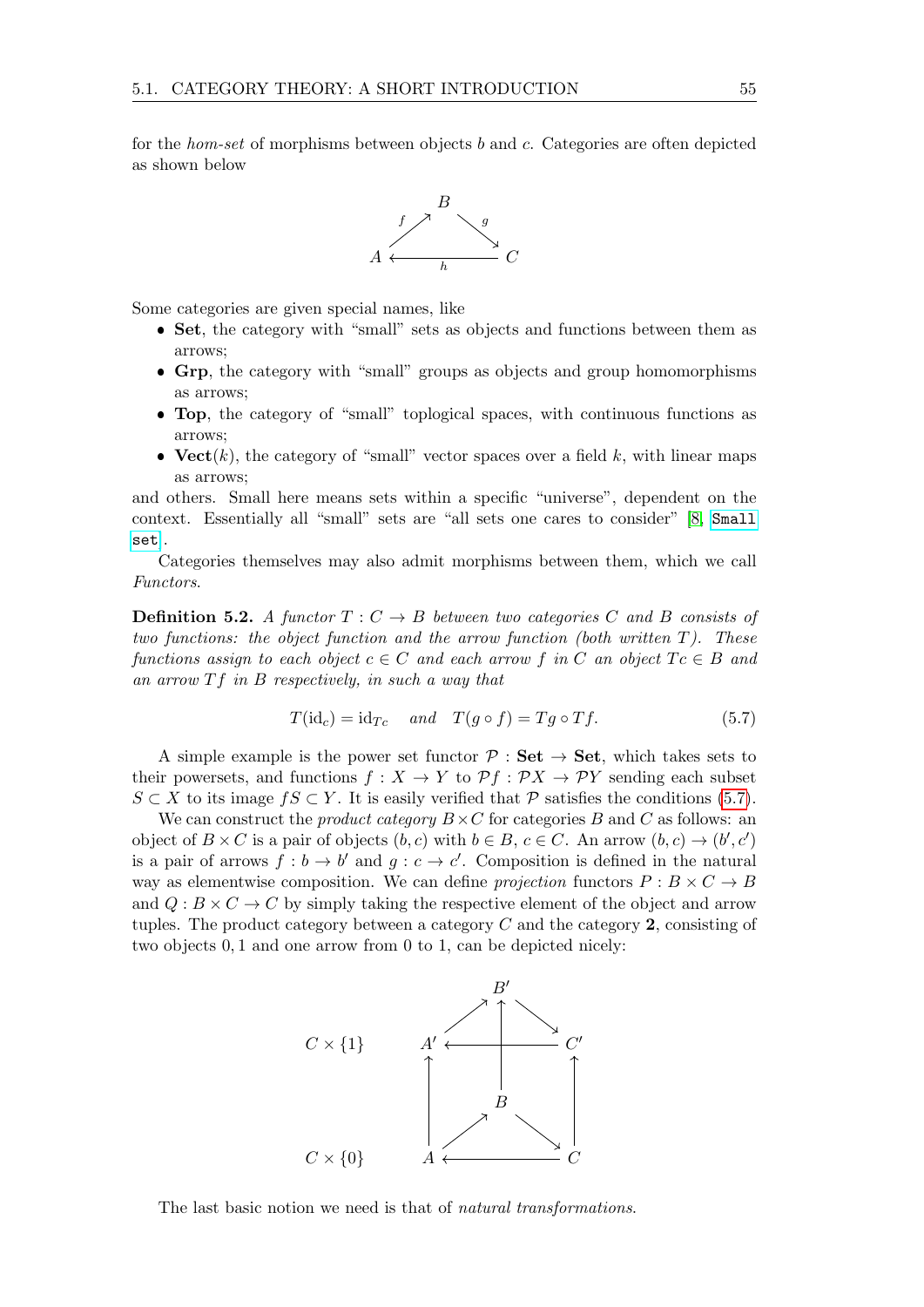for the *hom-set* of morphisms between objects $b$ and $c$. Categories are often depicted as shown below

$$\begin{array}{ccccc} & & B & & \\ & \overset{f}{\nearrow} & & \overset{g}{\searrow} & \\ A & & \xleftarrow[h]{} & & C \end{array}$$

Some categories are given special names, like

- **Set**, the category with "small" sets as objects and functions between them as arrows;
- **Grp**, the category with "small" groups as objects and group homomorphisms as arrows;
- **Top**, the category of "small" toplogical spaces, with continuous functions as arrows;
- **Vect**$(k)$, the category of "small" vector spaces over a field $k$, with linear maps as arrows;

and others. Small here means sets within a specific "universe", dependent on the context. Essentially all "small" sets are "all sets one cares to consider" [8, `Small set`].

Categories themselves may also admit morphisms between them, which we call *Functors*.

**Definition 5.2.** *A functor $T : C \to B$ between two categories $C$ and $B$ consists of two functions: the object function and the arrow function (both written $T$). These functions assign to each object $c \in C$ and each arrow $f$ in $C$ an object $Tc \in B$ and an arrow $Tf$ in $B$ respectively, in such a way that*

$$T(\mathrm{id}_c) = \mathrm{id}_{Tc} \quad \textit{and} \quad T(g \circ f) = Tg \circ Tf. \tag{5.7}$$

A simple example is the power set functor $\mathcal{P} : \mathbf{Set} \to \mathbf{Set}$, which takes sets to their powersets, and functions $f : X \to Y$ to $\mathcal{P}f : \mathcal{P}X \to \mathcal{P}Y$ sending each subset $S \subset X$ to its image $fS \subset Y$. It is easily verified that $\mathcal{P}$ satisfies the conditions (5.7).

We can construct the *product category* $B \times C$ for categories $B$ and $C$ as follows: an object of $B \times C$ is a pair of objects $(b, c)$ with $b \in B$, $c \in C$. An arrow $(b, c) \to (b', c')$ is a pair of arrows $f : b \to b'$ and $g : c \to c'$. Composition is defined in the natural way as elementwise composition. We can define *projection* functors $P : B \times C \to B$ and $Q : B \times C \to C$ by simply taking the respective element of the object and arrow tuples. The product category between a category $C$ and the category **2**, consisting of two objects $0, 1$ and one arrow from 0 to 1, can be depicted nicely:

$$\begin{array}{lccccc} & & & B' & & \\ C \times \{1\} & & A' & \longleftarrow & C' & \\ & & \uparrow & B & \uparrow & \\ C \times \{0\} & & A & \longleftarrow & C & \end{array}$$

The last basic notion we need is that of *natural transformations*.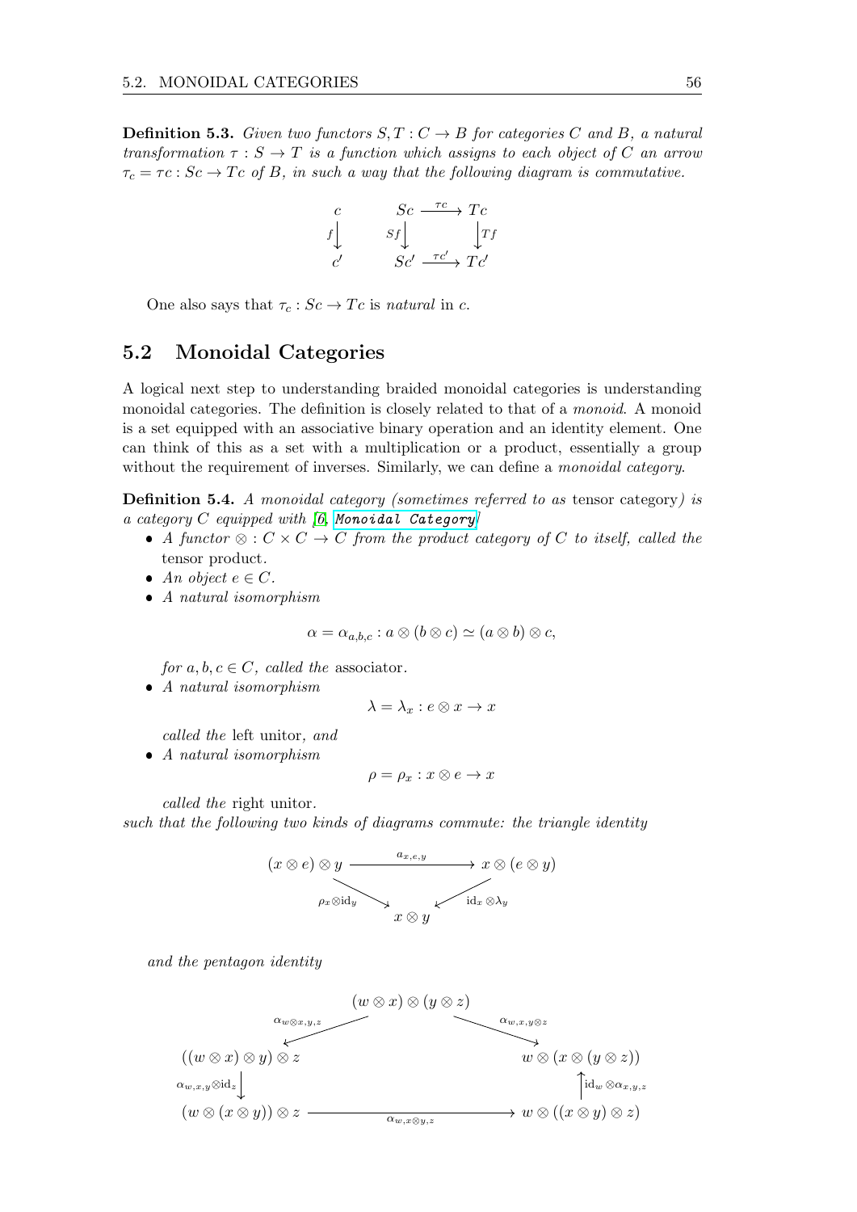**Definition 5.3.** *Given two functors $S, T : C \to B$ for categories $C$ and $B$, a natural transformation $\tau : S \to T$ is a function which assigns to each object of $C$ an arrow $\tau_c = \tau c : Sc \to Tc$ of $B$, in such a way that the following diagram is commutative.*

$$
\begin{array}{ccc}
c & \quad & Sc \xrightarrow{\tau c} Tc \\
{\scriptstyle f}\downarrow & & {\scriptstyle Sf}\downarrow \qquad \downarrow{\scriptstyle Tf} \\
c' & & Sc' \xrightarrow{\tau c'} Tc'
\end{array}
$$

One also says that $\tau_c : Sc \to Tc$ is *natural* in $c$.

## 5.2 Monoidal Categories

A logical next step to understanding braided monoidal categories is understanding monoidal categories. The definition is closely related to that of a *monoid*. A monoid is a set equipped with an associative binary operation and an identity element. One can think of this as a set with a multiplication or a product, essentially a group without the requirement of inverses. Similarly, we can define a *monoidal category*.

**Definition 5.4.** *A monoidal category (sometimes referred to as* tensor category*) is a category $C$ equipped with [6, `Monoidal Category`]*

- *A functor $\otimes : C \times C \to C$ from the product category of $C$ to itself, called the* tensor product*.*
- *An object $e \in C$.*
- *A natural isomorphism*

$$\alpha = \alpha_{a,b,c} : a \otimes (b \otimes c) \simeq (a \otimes b) \otimes c,$$

*for $a, b, c \in C$, called the* associator*.*
- *A natural isomorphism*

$$\lambda = \lambda_x : e \otimes x \to x$$

*called the* left unitor*, and*
- *A natural isomorphism*

$$\rho = \rho_x : x \otimes e \to x$$

*called the* right unitor*.*

*such that the following two kinds of diagrams commute: the triangle identity*

$$
\begin{array}{ccc}
(x \otimes e) \otimes y & \xrightarrow{a_{x,e,y}} & x \otimes (e \otimes y) \\
& {\scriptstyle \rho_x \otimes \mathrm{id}_y} \searrow \quad \swarrow {\scriptstyle \mathrm{id}_x \otimes \lambda_y} & \\
& x \otimes y &
\end{array}
$$

*and the pentagon identity*

$$
\begin{array}{ccccc}
& & (w \otimes x) \otimes (y \otimes z) & & \\
& \swarrow {\scriptstyle \alpha_{w \otimes x, y, z}} & & {\scriptstyle \alpha_{w,x,y \otimes z}} \searrow & \\
((w \otimes x) \otimes y) \otimes z & & & & w \otimes (x \otimes (y \otimes z)) \\
{\scriptstyle \alpha_{w,x,y} \otimes \mathrm{id}_z} \downarrow & & & & \uparrow {\scriptstyle \mathrm{id}_w \otimes \alpha_{x,y,z}} \\
(w \otimes (x \otimes y)) \otimes z & & \xrightarrow{\alpha_{w, x \otimes y, z}} & & w \otimes ((x \otimes y) \otimes z)
\end{array}
$$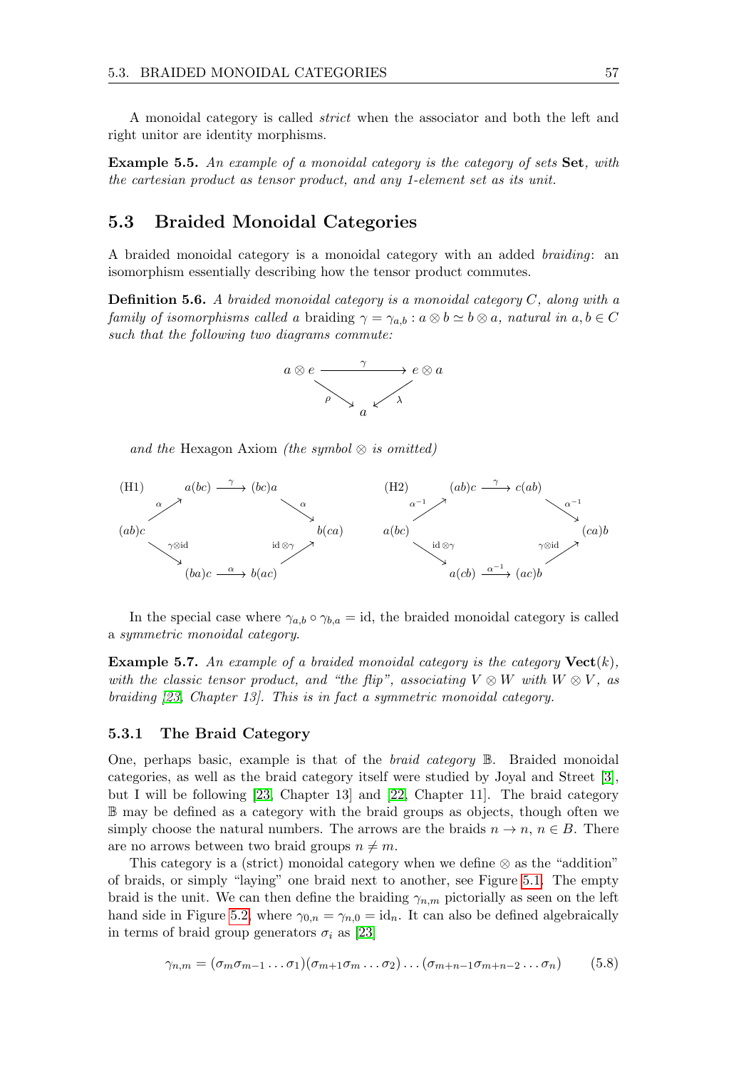A monoidal category is called *strict* when the associator and both the left and right unitor are identity morphisms.

**Example 5.5.** *An example of a monoidal category is the category of sets* **Set***, with the cartesian product as tensor product, and any 1-element set as its unit.*

## 5.3 Braided Monoidal Categories

A braided monoidal category is a monoidal category with an added *braiding*: an isomorphism essentially describing how the tensor product commutes.

**Definition 5.6.** *A braided monoidal category is a monoidal category $C$, along with a family of isomorphisms called a* braiding *$\gamma = \gamma_{a,b} : a \otimes b \simeq b \otimes a$, natural in $a, b \in C$ such that the following two diagrams commute:*

$$\begin{array}{ccc} a \otimes e & \xrightarrow{\gamma} & e \otimes a \\ & \searrow^{\rho} \quad \swarrow^{\lambda} & \\ & a & \end{array}$$

*and the* Hexagon Axiom *(the symbol $\otimes$ is omitted)*

(H1)

$$\begin{array}{ccccc} & a(bc) & \xrightarrow{\gamma} & (bc)a & \\ {}^{\alpha}\nearrow & & & & \searrow^{\alpha} \\ (ab)c & & & & b(ca) \\ {}_{\gamma\otimes \mathrm{id}}\searrow & & & & \nearrow_{\mathrm{id}\otimes\gamma} \\ & (ba)c & \xrightarrow{\alpha} & b(ac) & \end{array}$$

(H2)

$$\begin{array}{ccccc} & (ab)c & \xrightarrow{\gamma} & c(ab) & \\ {}^{\alpha^{-1}}\nearrow & & & & \searrow^{\alpha^{-1}} \\ a(bc) & & & & (ca)b \\ {}_{\mathrm{id}\otimes\gamma}\searrow & & & & \nearrow_{\gamma\otimes \mathrm{id}} \\ & a(cb) & \xrightarrow{\alpha^{-1}} & (ac)b & \end{array}$$

In the special case where $\gamma_{a,b} \circ \gamma_{b,a} = \mathrm{id}$, the braided monoidal category is called a *symmetric monoidal category*.

**Example 5.7.** *An example of a braided monoidal category is the category* $\mathbf{Vect}(k)$*, with the classic tensor product, and "the flip", associating $V \otimes W$ with $W \otimes V$, as braiding [23, Chapter 13]. This is in fact a symmetric monoidal category.*

### 5.3.1 The Braid Category

One, perhaps basic, example is that of the *braid category* $\mathbb{B}$. Braided monoidal categories, as well as the braid category itself were studied by Joyal and Street [3], but I will be following [23, Chapter 13] and [22, Chapter 11]. The braid category $\mathbb{B}$ may be defined as a category with the braid groups as objects, though often we simply choose the natural numbers. The arrows are the braids $n \to n$, $n \in B$. There are no arrows between two braid groups $n \neq m$.

This category is a (strict) monoidal category when we define $\otimes$ as the "addition" of braids, or simply "laying" one braid next to another, see Figure 5.1. The empty braid is the unit. We can then define the braiding $\gamma_{n,m}$ pictorially as seen on the left hand side in Figure 5.2, where $\gamma_{0,n} = \gamma_{n,0} = \mathrm{id}_n$. It can also be defined algebraically in terms of braid group generators $\sigma_i$ as [23]

$$\gamma_{n,m} = (\sigma_m \sigma_{m-1} \dots \sigma_1)(\sigma_{m+1} \sigma_m \dots \sigma_2) \dots (\sigma_{m+n-1} \sigma_{m+n-2} \dots \sigma_n) \tag{5.8}$$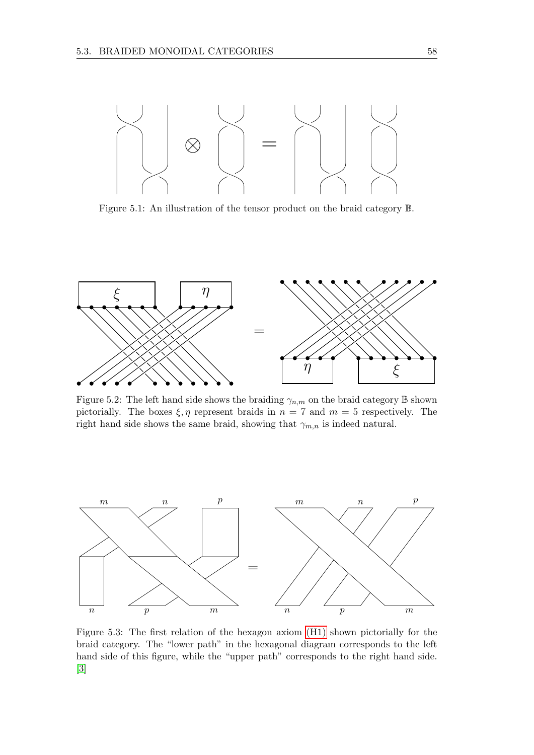Figure 5.1: An illustration of the tensor product on the braid category $\mathbb{B}$.

Figure 5.2: The left hand side shows the braiding $\gamma_{n,m}$ on the braid category $\mathbb{B}$ shown pictorially. The boxes $\xi, \eta$ represent braids in $n = 7$ and $m = 5$ respectively. The right hand side shows the same braid, showing that $\gamma_{m,n}$ is indeed natural.

Figure 5.3: The first relation of the hexagon axiom (H1) shown pictorially for the braid category. The "lower path" in the hexagonal diagram corresponds to the left hand side of this figure, while the "upper path" corresponds to the right hand side. [3]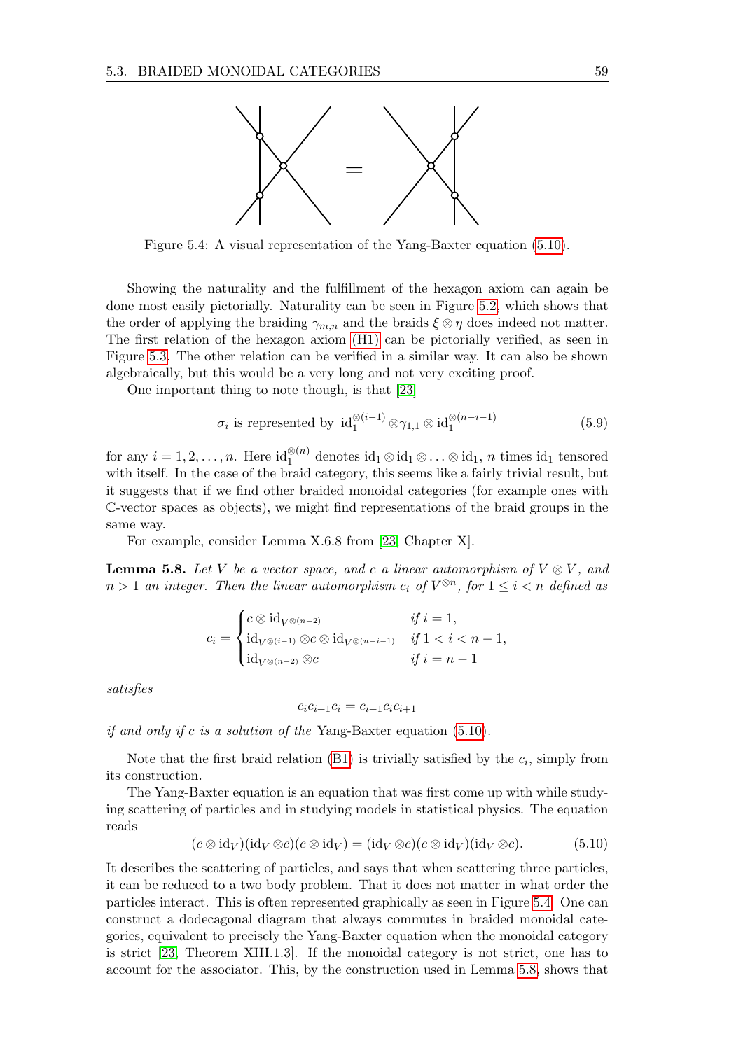Figure 5.4: A visual representation of the Yang-Baxter equation (5.10).

Showing the naturality and the fulfillment of the hexagon axiom can again be done most easily pictorially. Naturality can be seen in Figure 5.2, which shows that the order of applying the braiding $\gamma_{m,n}$ and the braids $\xi \otimes \eta$ does indeed not matter. The first relation of the hexagon axiom (H1) can be pictorially verified, as seen in Figure 5.3. The other relation can be verified in a similar way. It can also be shown algebraically, but this would be a very long and not very exciting proof.

One important thing to note though, is that [23]

$$\sigma_i \text{ is represented by } \mathrm{id}_1^{\otimes(i-1)} \otimes \gamma_{1,1} \otimes \mathrm{id}_1^{\otimes(n-i-1)} \tag{5.9}$$

for any $i = 1, 2, \ldots, n$. Here $\mathrm{id}_1^{\otimes(n)}$ denotes $\mathrm{id}_1 \otimes \mathrm{id}_1 \otimes \ldots \otimes \mathrm{id}_1$, $n$ times $\mathrm{id}_1$ tensored with itself. In the case of the braid category, this seems like a fairly trivial result, but it suggests that if we find other braided monoidal categories (for example ones with $\mathbb{C}$-vector spaces as objects), we might find representations of the braid groups in the same way.

For example, consider Lemma X.6.8 from [23, Chapter X].

**Lemma 5.8.** *Let $V$ be a vector space, and $c$ a linear automorphism of $V \otimes V$, and $n > 1$ an integer. Then the linear automorphism $c_i$ of $V^{\otimes n}$, for $1 \leq i < n$ defined as*

$$c_i = \begin{cases} c \otimes \mathrm{id}_{V^{\otimes(n-2)}} & \text{if } i = 1, \\ \mathrm{id}_{V^{\otimes(i-1)}} \otimes c \otimes \mathrm{id}_{V^{\otimes(n-i-1)}} & \text{if } 1 < i < n-1, \\ \mathrm{id}_{V^{\otimes(n-2)}} \otimes c & \text{if } i = n-1 \end{cases}$$

*satisfies*

$$c_i c_{i+1} c_i = c_{i+1} c_i c_{i+1}$$

*if and only if $c$ is a solution of the* Yang-Baxter equation (5.10).

Note that the first braid relation (B1) is trivially satisfied by the $c_i$, simply from its construction.

The Yang-Baxter equation is an equation that was first come up with while studying scattering of particles and in studying models in statistical physics. The equation reads

$$(c \otimes \mathrm{id}_V)(\mathrm{id}_V \otimes c)(c \otimes \mathrm{id}_V) = (\mathrm{id}_V \otimes c)(c \otimes \mathrm{id}_V)(\mathrm{id}_V \otimes c). \tag{5.10}$$

It describes the scattering of particles, and says that when scattering three particles, it can be reduced to a two body problem. That it does not matter in what order the particles interact. This is often represented graphically as seen in Figure 5.4. One can construct a dodecagonal diagram that always commutes in braided monoidal categories, equivalent to precisely the Yang-Baxter equation when the monoidal category is strict [23, Theorem XIII.1.3]. If the monoidal category is not strict, one has to account for the associator. This, by the construction used in Lemma 5.8, shows that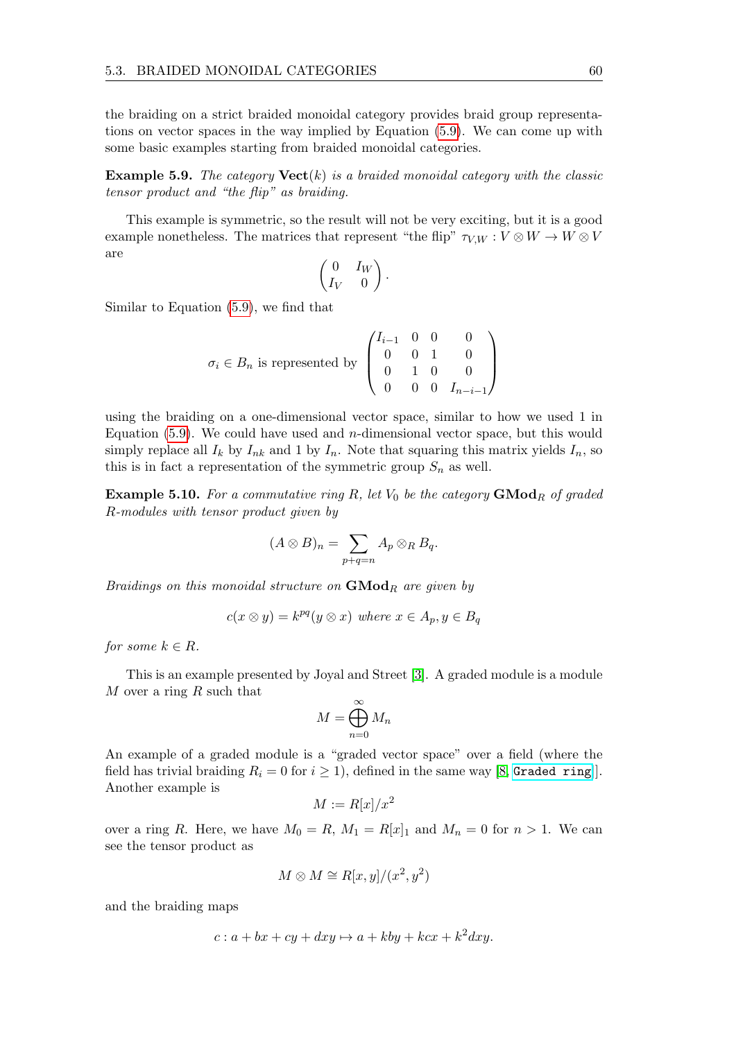the braiding on a strict braided monoidal category provides braid group representations on vector spaces in the way implied by Equation (5.9). We can come up with some basic examples starting from braided monoidal categories.

**Example 5.9.** *The category* $\mathbf{Vect}(k)$ *is a braided monoidal category with the classic tensor product and "the flip" as braiding.*

This example is symmetric, so the result will not be very exciting, but it is a good example nonetheless. The matrices that represent "the flip" $\tau_{V,W} : V \otimes W \to W \otimes V$ are

$$\begin{pmatrix} 0 & I_W \\ I_V & 0 \end{pmatrix}.$$

Similar to Equation (5.9), we find that

$$\sigma_i \in B_n \text{ is represented by } \begin{pmatrix} I_{i-1} & 0 & 0 & 0 \\ 0 & 0 & 1 & 0 \\ 0 & 1 & 0 & 0 \\ 0 & 0 & 0 & I_{n-i-1} \end{pmatrix}$$

using the braiding on a one-dimensional vector space, similar to how we used 1 in Equation (5.9). We could have used and $n$-dimensional vector space, but this would simply replace all $I_k$ by $I_{nk}$ and 1 by $I_n$. Note that squaring this matrix yields $I_n$, so this is in fact a representation of the symmetric group $S_n$ as well.

**Example 5.10.** *For a commutative ring* $R$*, let* $V_0$ *be the category* $\mathbf{GMod}_R$ *of graded* $R$*-modules with tensor product given by*

$$(A \otimes B)_n = \sum_{p+q=n} A_p \otimes_R B_q.$$

*Braidings on this monoidal structure on* $\mathbf{GMod}_R$ *are given by*

$$c(x \otimes y) = k^{pq}(y \otimes x) \text{ where } x \in A_p, y \in B_q$$

*for some* $k \in R$.

This is an example presented by Joyal and Street [3]. A graded module is a module $M$ over a ring $R$ such that

$$M = \bigoplus_{n=0}^{\infty} M_n$$

An example of a graded module is a "graded vector space" over a field (where the field has trivial braiding $R_i = 0$ for $i \geq 1$), defined in the same way [8, `Graded ring`]. Another example is

$$M := R[x]/x^2$$

over a ring $R$. Here, we have $M_0 = R$, $M_1 = R[x]_1$ and $M_n = 0$ for $n > 1$. We can see the tensor product as

$$M \otimes M \cong R[x, y]/(x^2, y^2)$$

and the braiding maps

$$c : a + bx + cy + dxy \mapsto a + kby + kcx + k^2 dxy.$$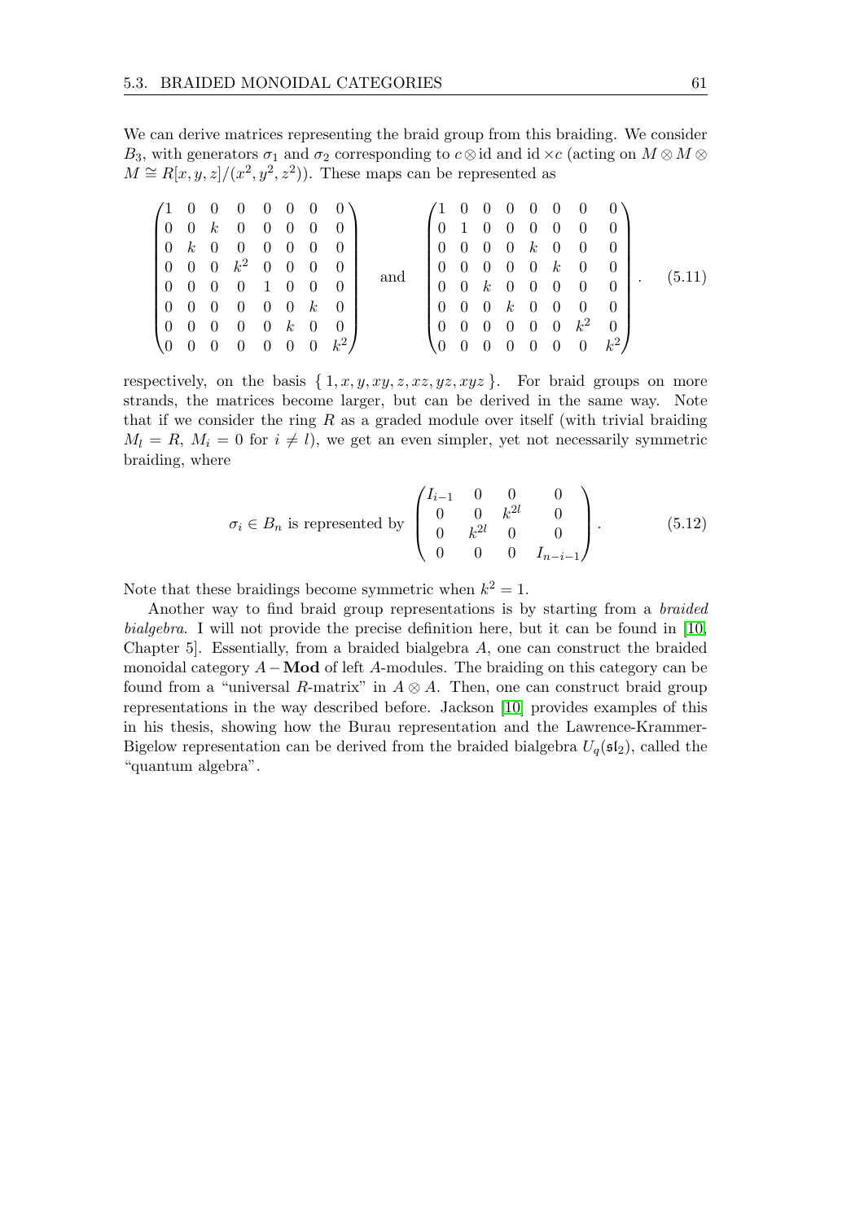We can derive matrices representing the braid group from this braiding. We consider $B_3$, with generators $\sigma_1$ and $\sigma_2$ corresponding to $c \otimes \mathrm{id}$ and $\mathrm{id} \times c$ (acting on $M \otimes M \otimes M \cong R[x,y,z]/(x^2,y^2,z^2)$). These maps can be represented as

$$
\begin{pmatrix}
1 & 0 & 0 & 0 & 0 & 0 & 0 & 0 \\
0 & 0 & k & 0 & 0 & 0 & 0 & 0 \\
0 & k & 0 & 0 & 0 & 0 & 0 & 0 \\
0 & 0 & 0 & k^2 & 0 & 0 & 0 & 0 \\
0 & 0 & 0 & 0 & 1 & 0 & 0 & 0 \\
0 & 0 & 0 & 0 & 0 & 0 & k & 0 \\
0 & 0 & 0 & 0 & 0 & k & 0 & 0 \\
0 & 0 & 0 & 0 & 0 & 0 & 0 & k^2
\end{pmatrix}
\quad \text{and} \quad
\begin{pmatrix}
1 & 0 & 0 & 0 & 0 & 0 & 0 & 0 \\
0 & 1 & 0 & 0 & 0 & 0 & 0 & 0 \\
0 & 0 & 0 & 0 & k & 0 & 0 & 0 \\
0 & 0 & 0 & 0 & 0 & k & 0 & 0 \\
0 & 0 & k & 0 & 0 & 0 & 0 & 0 \\
0 & 0 & 0 & k & 0 & 0 & 0 & 0 \\
0 & 0 & 0 & 0 & 0 & 0 & k^2 & 0 \\
0 & 0 & 0 & 0 & 0 & 0 & 0 & k^2
\end{pmatrix}. \tag{5.11}
$$

respectively, on the basis $\{1, x, y, xy, z, xz, yz, xyz\}$. For braid groups on more strands, the matrices become larger, but can be derived in the same way. Note that if we consider the ring $R$ as a graded module over itself (with trivial braiding $M_l = R$, $M_i = 0$ for $i \neq l$), we get an even simpler, yet not necessarily symmetric braiding, where

$$
\sigma_i \in B_n \text{ is represented by } \begin{pmatrix}
I_{i-1} & 0 & 0 & 0 \\
0 & 0 & k^{2l} & 0 \\
0 & k^{2l} & 0 & 0 \\
0 & 0 & 0 & I_{n-i-1}
\end{pmatrix}. \tag{5.12}
$$

Note that these braidings become symmetric when $k^2 = 1$.

Another way to find braid group representations is by starting from a *braided bialgebra*. I will not provide the precise definition here, but it can be found in [10, Chapter 5]. Essentially, from a braided bialgebra $A$, one can construct the braided monoidal category $A-\mathbf{Mod}$ of left $A$-modules. The braiding on this category can be found from a "universal $R$-matrix" in $A \otimes A$. Then, one can construct braid group representations in the way described before. Jackson [10] provides examples of this in his thesis, showing how the Burau representation and the Lawrence-Krammer-Bigelow representation can be derived from the braided bialgebra $U_q(\mathfrak{sl}_2)$, called the "quantum algebra".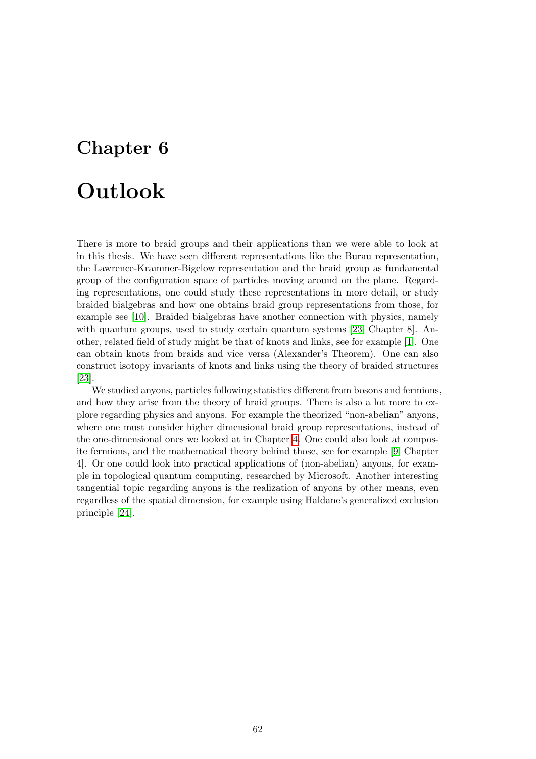# Chapter 6

# Outlook

There is more to braid groups and their applications than we were able to look at in this thesis. We have seen different representations like the Burau representation, the Lawrence-Krammer-Bigelow representation and the braid group as fundamental group of the configuration space of particles moving around on the plane. Regarding representations, one could study these representations in more detail, or study braided bialgebras and how one obtains braid group representations from those, for example see [10]. Braided bialgebras have another connection with physics, namely with quantum groups, used to study certain quantum systems [23, Chapter 8]. Another, related field of study might be that of knots and links, see for example [1]. One can obtain knots from braids and vice versa (Alexander's Theorem). One can also construct isotopy invariants of knots and links using the theory of braided structures [23].

We studied anyons, particles following statistics different from bosons and fermions, and how they arise from the theory of braid groups. There is also a lot more to explore regarding physics and anyons. For example the theorized "non-abelian" anyons, where one must consider higher dimensional braid group representations, instead of the one-dimensional ones we looked at in Chapter 4. One could also look at composite fermions, and the mathematical theory behind those, see for example [9, Chapter 4]. Or one could look into practical applications of (non-abelian) anyons, for example in topological quantum computing, researched by Microsoft. Another interesting tangential topic regarding anyons is the realization of anyons by other means, even regardless of the spatial dimension, for example using Haldane's generalized exclusion principle [24].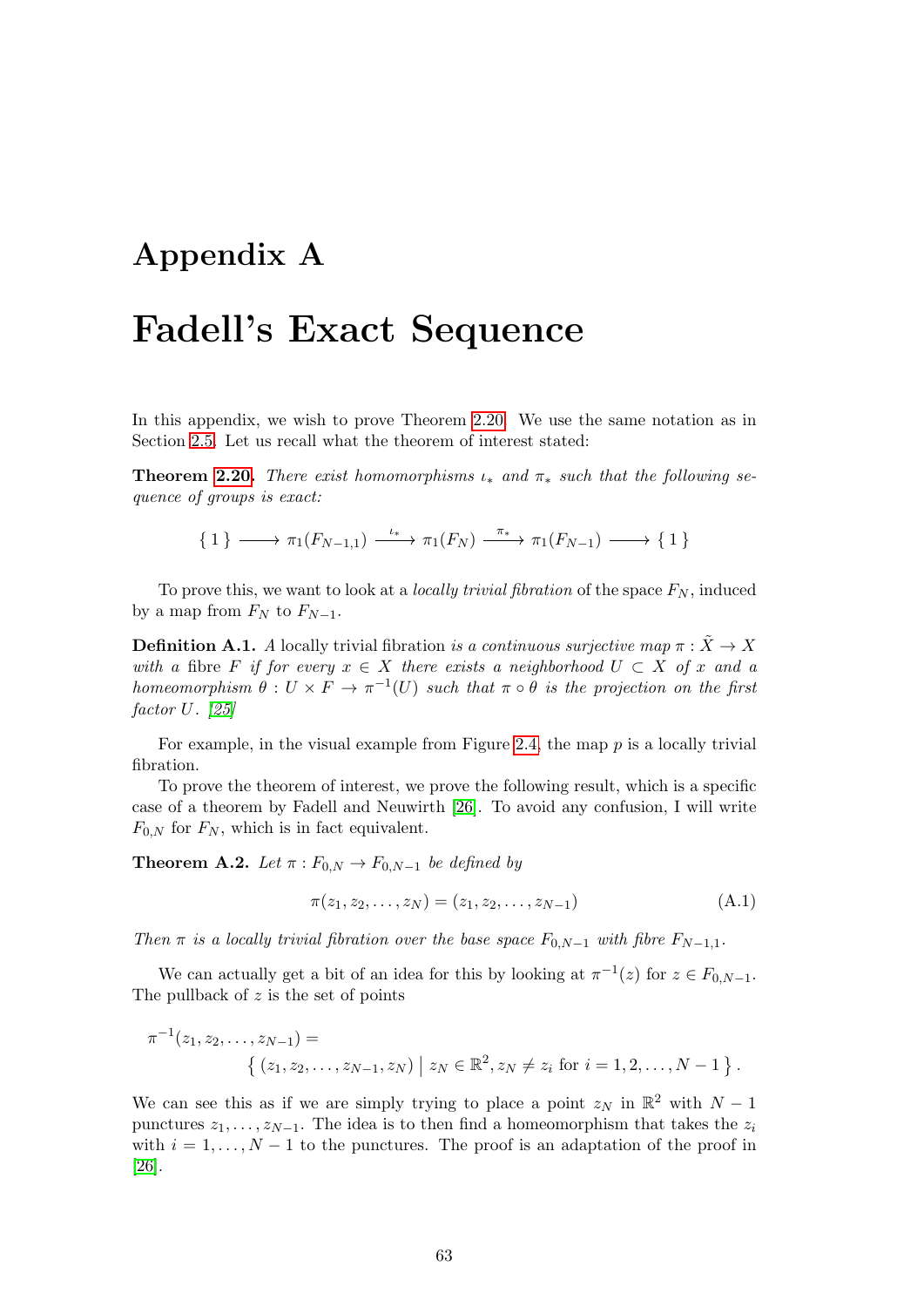# Appendix A

# Fadell's Exact Sequence

In this appendix, we wish to prove Theorem 2.20. We use the same notation as in Section 2.5. Let us recall what the theorem of interest stated:

**Theorem 2.20.** *There exist homomorphisms $\iota_*$ and $\pi_*$ such that the following sequence of groups is exact:*

$$\{\,1\,\} \longrightarrow \pi_1(F_{N-1,1}) \xrightarrow{\iota_*} \pi_1(F_N) \xrightarrow{\pi_*} \pi_1(F_{N-1}) \longrightarrow \{\,1\,\}$$

To prove this, we want to look at a *locally trivial fibration* of the space $F_N$, induced by a map from $F_N$ to $F_{N-1}$.

**Definition A.1.** *A* locally trivial fibration *is a continuous surjective map $\pi : \tilde{X} \to X$ with a* fibre *$F$ if for every $x \in X$ there exists a neighborhood $U \subset X$ of $x$ and a homeomorphism $\theta : U \times F \to \pi^{-1}(U)$ such that $\pi \circ \theta$ is the projection on the first factor $U$. [25]*

For example, in the visual example from Figure 2.4, the map $p$ is a locally trivial fibration.

To prove the theorem of interest, we prove the following result, which is a specific case of a theorem by Fadell and Neuwirth [26]. To avoid any confusion, I will write $F_{0,N}$ for $F_N$, which is in fact equivalent.

**Theorem A.2.** *Let $\pi : F_{0,N} \to F_{0,N-1}$ be defined by*

$$\pi(z_1, z_2, \ldots, z_N) = (z_1, z_2, \ldots, z_{N-1}) \tag{A.1}$$

*Then $\pi$ is a locally trivial fibration over the base space $F_{0,N-1}$ with fibre $F_{N-1,1}$.*

We can actually get a bit of an idea for this by looking at $\pi^{-1}(z)$ for $z \in F_{0,N-1}$. The pullback of $z$ is the set of points

$$\pi^{-1}(z_1, z_2, \ldots, z_{N-1}) = \\ \left\{ (z_1, z_2, \ldots, z_{N-1}, z_N) \;\middle|\; z_N \in \mathbb{R}^2, z_N \neq z_i \text{ for } i = 1, 2, \ldots, N-1 \right\}.$$

We can see this as if we are simply trying to place a point $z_N$ in $\mathbb{R}^2$ with $N-1$ punctures $z_1, \ldots, z_{N-1}$. The idea is to then find a homeomorphism that takes the $z_i$ with $i = 1, \ldots, N-1$ to the punctures. The proof is an adaptation of the proof in [26].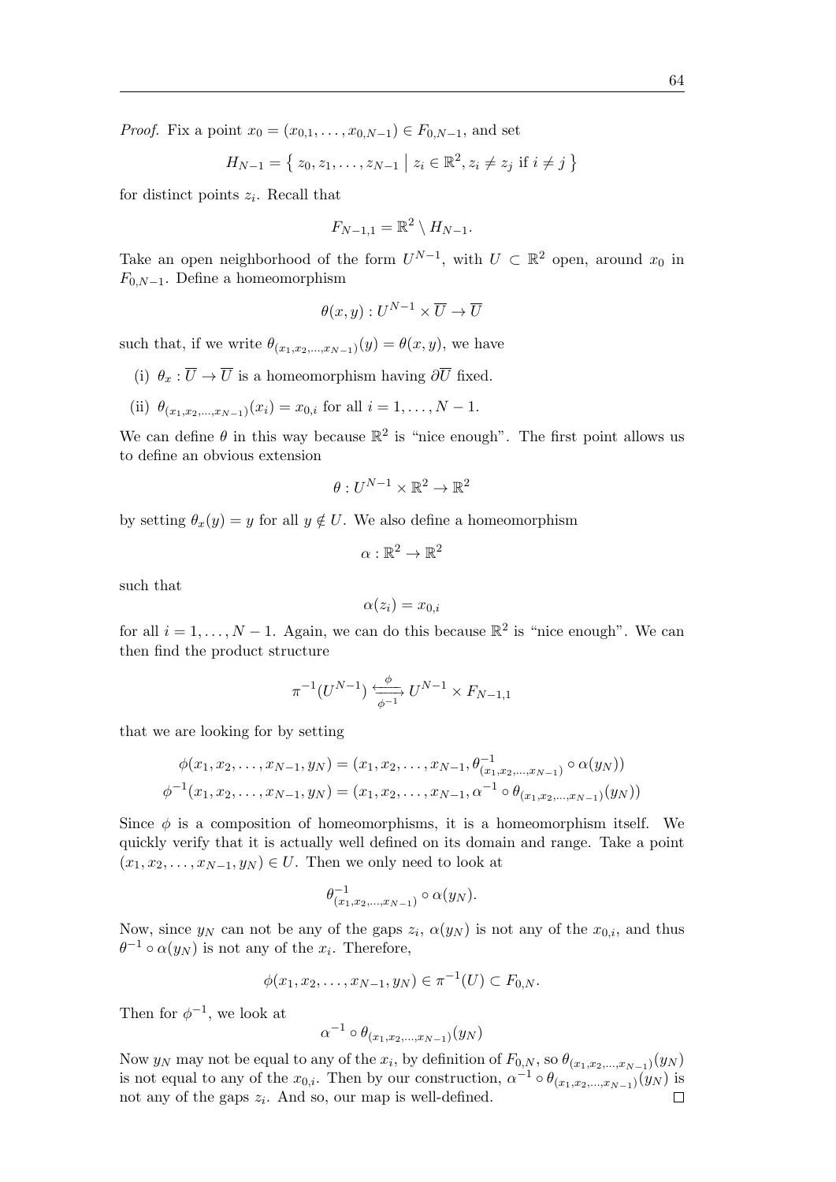*Proof.* Fix a point $x_0 = (x_{0,1}, \dots, x_{0,N-1}) \in F_{0,N-1}$, and set

$$H_{N-1} = \left\{ z_0, z_1, \dots, z_{N-1} \;\middle|\; z_i \in \mathbb{R}^2, z_i \neq z_j \text{ if } i \neq j \right\}$$

for distinct points $z_i$. Recall that

$$F_{N-1,1} = \mathbb{R}^2 \setminus H_{N-1}.$$

Take an open neighborhood of the form $U^{N-1}$, with $U \subset \mathbb{R}^2$ open, around $x_0$ in $F_{0,N-1}$. Define a homeomorphism

$$\theta(x,y) : U^{N-1} \times \overline{U} \to \overline{U}$$

such that, if we write $\theta_{(x_1,x_2,\dots,x_{N-1})}(y) = \theta(x,y)$, we have

(i) $\theta_x : \overline{U} \to \overline{U}$ is a homeomorphism having $\partial\overline{U}$ fixed.

(ii) $\theta_{(x_1,x_2,\dots,x_{N-1})}(x_i) = x_{0,i}$ for all $i = 1, \dots, N-1$.

We can define $\theta$ in this way because $\mathbb{R}^2$ is "nice enough". The first point allows us to define an obvious extension

$$\theta : U^{N-1} \times \mathbb{R}^2 \to \mathbb{R}^2$$

by setting $\theta_x(y) = y$ for all $y \notin U$. We also define a homeomorphism

$$\alpha : \mathbb{R}^2 \to \mathbb{R}^2$$

such that

$$\alpha(z_i) = x_{0,i}$$

for all $i = 1, \dots, N-1$. Again, we can do this because $\mathbb{R}^2$ is "nice enough". We can then find the product structure

$$\pi^{-1}(U^{N-1}) \underset{\phi^{-1}}{\overset{\phi}{\rightleftarrows}} U^{N-1} \times F_{N-1,1}$$

that we are looking for by setting

$$\phi(x_1, x_2, \dots, x_{N-1}, y_N) = (x_1, x_2, \dots, x_{N-1}, \theta^{-1}_{(x_1,x_2,\dots,x_{N-1})} \circ \alpha(y_N))$$
$$\phi^{-1}(x_1, x_2, \dots, x_{N-1}, y_N) = (x_1, x_2, \dots, x_{N-1}, \alpha^{-1} \circ \theta_{(x_1,x_2,\dots,x_{N-1})}(y_N))$$

Since $\phi$ is a composition of homeomorphisms, it is a homeomorphism itself. We quickly verify that it is actually well defined on its domain and range. Take a point $(x_1, x_2, \dots, x_{N-1}, y_N) \in U$. Then we only need to look at

$$\theta^{-1}_{(x_1,x_2,\dots,x_{N-1})} \circ \alpha(y_N).$$

Now, since $y_N$ can not be any of the gaps $z_i$, $\alpha(y_N)$ is not any of the $x_{0,i}$, and thus $\theta^{-1} \circ \alpha(y_N)$ is not any of the $x_i$. Therefore,

$$\phi(x_1, x_2, \dots, x_{N-1}, y_N) \in \pi^{-1}(U) \subset F_{0,N}.$$

Then for $\phi^{-1}$, we look at

$$\alpha^{-1} \circ \theta_{(x_1,x_2,\dots,x_{N-1})}(y_N)$$

Now $y_N$ may not be equal to any of the $x_i$, by definition of $F_{0,N}$, so $\theta_{(x_1,x_2,\dots,x_{N-1})}(y_N)$ is not equal to any of the $x_{0,i}$. Then by our construction, $\alpha^{-1} \circ \theta_{(x_1,x_2,\dots,x_{N-1})}(y_N)$ is not any of the gaps $z_i$. And so, our map is well-defined. □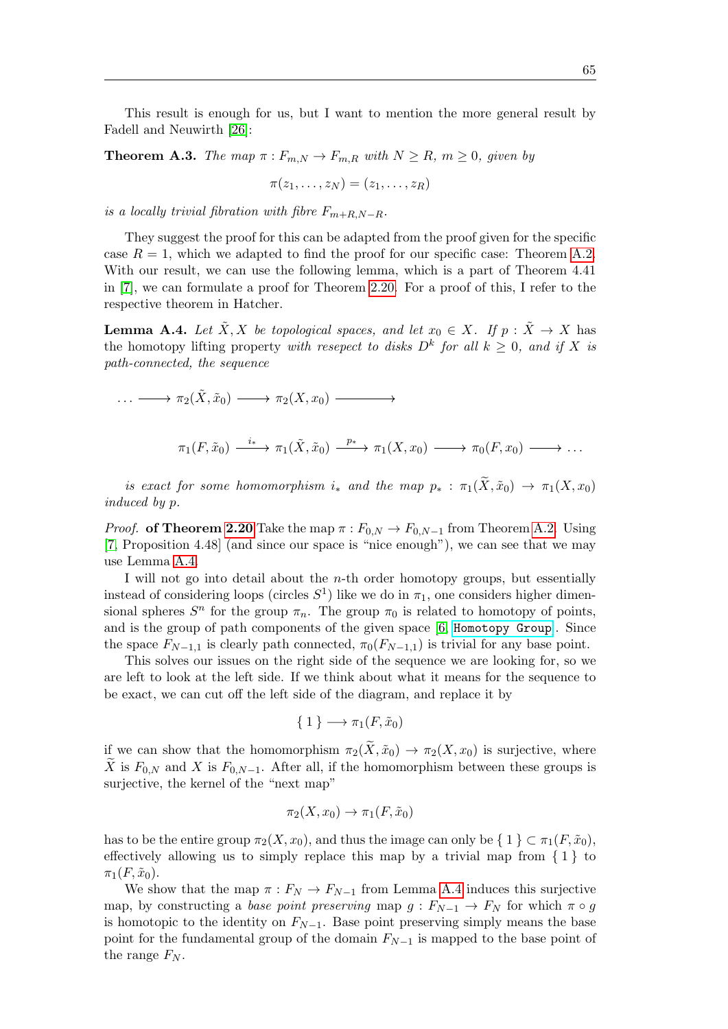This result is enough for us, but I want to mention the more general result by Fadell and Neuwirth [26]:

**Theorem A.3.** *The map $\pi : F_{m,N} \to F_{m,R}$ with $N \geq R$, $m \geq 0$, given by*

$$\pi(z_1, \ldots, z_N) = (z_1, \ldots, z_R)$$

*is a locally trivial fibration with fibre $F_{m+R,N-R}$.*

They suggest the proof for this can be adapted from the proof given for the specific case $R = 1$, which we adapted to find the proof for our specific case: Theorem A.2. With our result, we can use the following lemma, which is a part of Theorem 4.41 in [7], we can formulate a proof for Theorem 2.20. For a proof of this, I refer to the respective theorem in Hatcher.

**Lemma A.4.** *Let $\tilde{X}, X$ be topological spaces, and let $x_0 \in X$. If $p : \tilde{X} \to X$ has the* homotopy lifting property *with resepect to disks $D^k$ for all $k \geq 0$, and if $X$ is path-connected, the sequence*

$$\ldots \longrightarrow \pi_2(\tilde{X}, \tilde{x}_0) \longrightarrow \pi_2(X, x_0) \longrightarrow$$

$$\pi_1(F, \tilde{x}_0) \xrightarrow{i_*} \pi_1(\tilde{X}, \tilde{x}_0) \xrightarrow{p_*} \pi_1(X, x_0) \longrightarrow \pi_0(F, x_0) \longrightarrow \ldots$$

*is exact for some homomorphism $i_*$ and the map $p_* : \pi_1(\widetilde{X}, \tilde{x}_0) \to \pi_1(X, x_0)$ induced by $p$.*

*Proof.* **of Theorem 2.20** Take the map $\pi : F_{0,N} \to F_{0,N-1}$ from Theorem A.2. Using [7, Proposition 4.48] (and since our space is "nice enough"), we can see that we may use Lemma A.4.

I will not go into detail about the $n$-th order homotopy groups, but essentially instead of considering loops (circles $S^1$) like we do in $\pi_1$, one considers higher dimensional spheres $S^n$ for the group $\pi_n$. The group $\pi_0$ is related to homotopy of points, and is the group of path components of the given space [6, `Homotopy Group`]. Since the space $F_{N-1,1}$ is clearly path connected, $\pi_0(F_{N-1,1})$ is trivial for any base point.

This solves our issues on the right side of the sequence we are looking for, so we are left to look at the left side. If we think about what it means for the sequence to be exact, we can cut off the left side of the diagram, and replace it by

$$\{\, 1 \,\} \longrightarrow \pi_1(F, \tilde{x}_0)$$

if we can show that the homomorphism $\pi_2(\widetilde{X}, \tilde{x}_0) \to \pi_2(X, x_0)$ is surjective, where $\widetilde{X}$ is $F_{0,N}$ and $X$ is $F_{0,N-1}$. After all, if the homomorphism between these groups is surjective, the kernel of the "next map"

$$\pi_2(X, x_0) \to \pi_1(F, \tilde{x}_0)$$

has to be the entire group $\pi_2(X, x_0)$, and thus the image can only be $\{\, 1 \,\} \subset \pi_1(F, \tilde{x}_0)$, effectively allowing us to simply replace this map by a trivial map from $\{\, 1 \,\}$ to $\pi_1(F, \tilde{x}_0)$.

We show that the map $\pi : F_N \to F_{N-1}$ from Lemma A.4 induces this surjective map, by constructing a *base point preserving* map $g : F_{N-1} \to F_N$ for which $\pi \circ g$ is homotopic to the identity on $F_{N-1}$. Base point preserving simply means the base point for the fundamental group of the domain $F_{N-1}$ is mapped to the base point of the range $F_N$.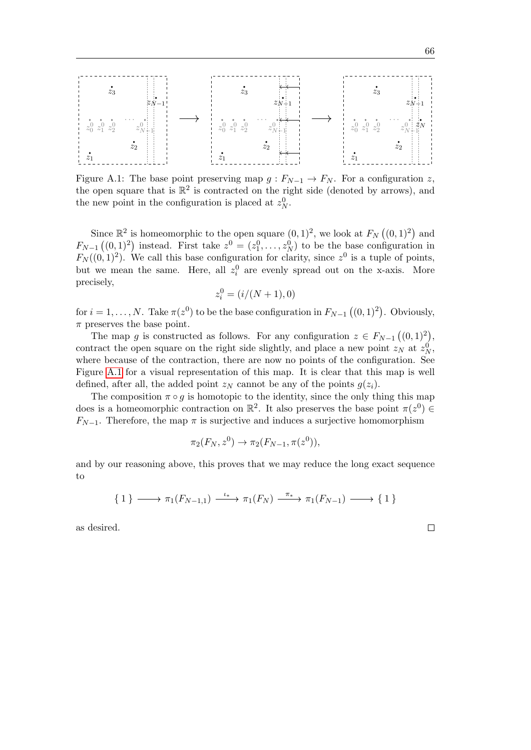Figure A.1: The base point preserving map $g : F_{N-1} \to F_N$. For a configuration $z$, the open square that is $\mathbb{R}^2$ is contracted on the right side (denoted by arrows), and the new point in the configuration is placed at $z_N^0$.

Since $\mathbb{R}^2$ is homeomorphic to the open square $(0,1)^2$, we look at $F_N\left((0,1)^2\right)$ and $F_{N-1}\left((0,1)^2\right)$ instead. First take $z^0 = (z_1^0, \ldots, z_N^0)$ to be the base configuration in $F_N((0,1)^2)$. We call this base configuration for clarity, since $z^0$ is a tuple of points, but we mean the same. Here, all $z_i^0$ are evenly spread out on the x-axis. More precisely,

$$z_i^0 = (i/(N+1), 0)$$

for $i = 1, \ldots, N$. Take $\pi(z^0)$ to be the base configuration in $F_{N-1}\left((0,1)^2\right)$. Obviously, $\pi$ preserves the base point.

The map $g$ is constructed as follows. For any configuration $z \in F_{N-1}\left((0,1)^2\right)$, contract the open square on the right side slightly, and place a new point $z_N$ at $z_N^0$, where because of the contraction, there are now no points of the configuration. See Figure A.1 for a visual representation of this map. It is clear that this map is well defined, after all, the added point $z_N$ cannot be any of the points $g(z_i)$.

The composition $\pi \circ g$ is homotopic to the identity, since the only thing this map does is a homeomorphic contraction on $\mathbb{R}^2$. It also preserves the base point $\pi(z^0) \in F_{N-1}$. Therefore, the map $\pi$ is surjective and induces a surjective homomorphism

$$\pi_2(F_N, z^0) \to \pi_2(F_{N-1}, \pi(z^0)),$$

and by our reasoning above, this proves that we may reduce the long exact sequence to

$$\{\,1\,\} \longrightarrow \pi_1(F_{N-1,1}) \xrightarrow{\iota_*} \pi_1(F_N) \xrightarrow{\pi_*} \pi_1(F_{N-1}) \longrightarrow \{\,1\,\}$$

as desired. $\square$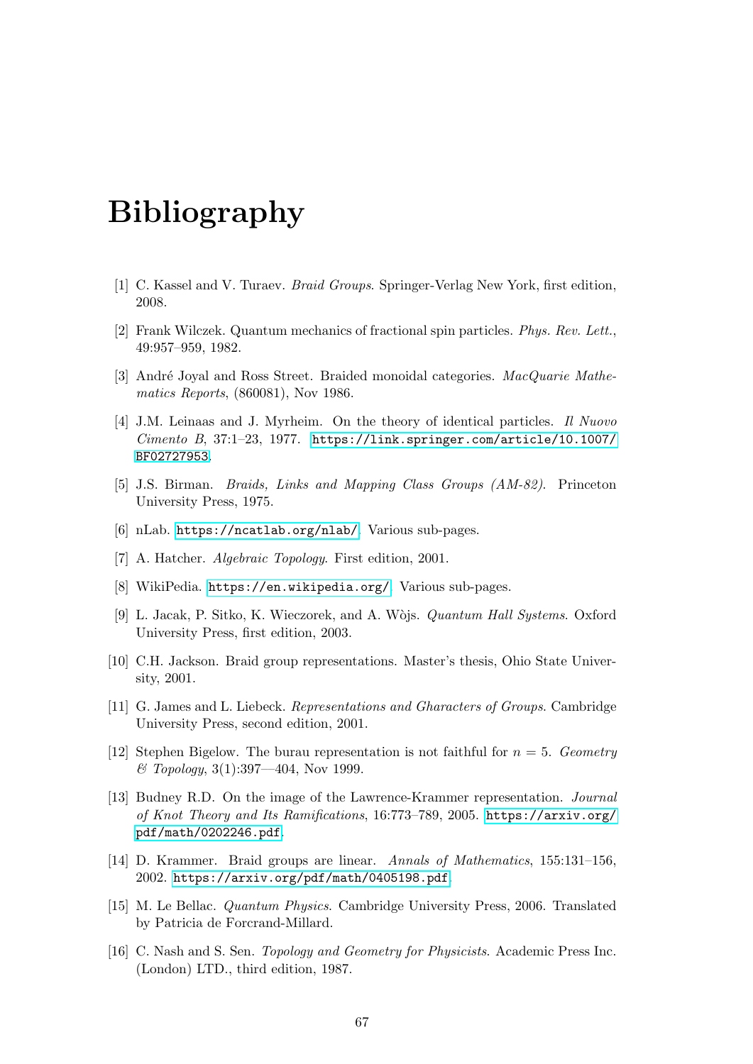# Bibliography

[1] C. Kassel and V. Turaev. *Braid Groups*. Springer-Verlag New York, first edition, 2008.

[2] Frank Wilczek. Quantum mechanics of fractional spin particles. *Phys. Rev. Lett.*, 49:957–959, 1982.

[3] André Joyal and Ross Street. Braided monoidal categories. *MacQuarie Mathematics Reports*, (860081), Nov 1986.

[4] J.M. Leinaas and J. Myrheim. On the theory of identical particles. *Il Nuovo Cimento B*, 37:1–23, 1977. https://link.springer.com/article/10.1007/BF02727953.

[5] J.S. Birman. *Braids, Links and Mapping Class Groups (AM-82)*. Princeton University Press, 1975.

[6] nLab. https://ncatlab.org/nlab/. Various sub-pages.

[7] A. Hatcher. *Algebraic Topology*. First edition, 2001.

[8] WikiPedia. https://en.wikipedia.org/. Various sub-pages.

[9] L. Jacak, P. Sitko, K. Wieczorek, and A. Wòjs. *Quantum Hall Systems*. Oxford University Press, first edition, 2003.

[10] C.H. Jackson. Braid group representations. Master's thesis, Ohio State University, 2001.

[11] G. James and L. Liebeck. *Representations and Gharacters of Groups*. Cambridge University Press, second edition, 2001.

[12] Stephen Bigelow. The burau representation is not faithful for $n = 5$. *Geometry & Topology*, 3(1):397—404, Nov 1999.

[13] Budney R.D. On the image of the Lawrence-Krammer representation. *Journal of Knot Theory and Its Ramifications*, 16:773–789, 2005. https://arxiv.org/pdf/math/0202246.pdf.

[14] D. Krammer. Braid groups are linear. *Annals of Mathematics*, 155:131–156, 2002. https://arxiv.org/pdf/math/0405198.pdf.

[15] M. Le Bellac. *Quantum Physics*. Cambridge University Press, 2006. Translated by Patricia de Forcrand-Millard.

[16] C. Nash and S. Sen. *Topology and Geometry for Physicists*. Academic Press Inc. (London) LTD., third edition, 1987.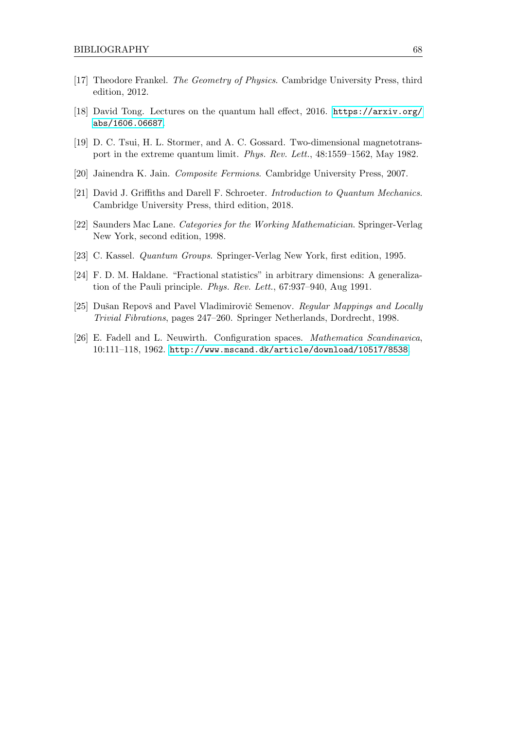[17] Theodore Frankel. *The Geometry of Physics*. Cambridge University Press, third edition, 2012.

[18] David Tong. Lectures on the quantum hall effect, 2016. https://arxiv.org/abs/1606.06687.

[19] D. C. Tsui, H. L. Stormer, and A. C. Gossard. Two-dimensional magnetotransport in the extreme quantum limit. *Phys. Rev. Lett.*, 48:1559–1562, May 1982.

[20] Jainendra K. Jain. *Composite Fermions*. Cambridge University Press, 2007.

[21] David J. Griffiths and Darell F. Schroeter. *Introduction to Quantum Mechanics*. Cambridge University Press, third edition, 2018.

[22] Saunders Mac Lane. *Categories for the Working Mathematician*. Springer-Verlag New York, second edition, 1998.

[23] C. Kassel. *Quantum Groups*. Springer-Verlag New York, first edition, 1995.

[24] F. D. M. Haldane. "Fractional statistics" in arbitrary dimensions: A generalization of the Pauli principle. *Phys. Rev. Lett.*, 67:937–940, Aug 1991.

[25] Dušan Repovš and Pavel Vladimirovič Semenov. *Regular Mappings and Locally Trivial Fibrations*, pages 247–260. Springer Netherlands, Dordrecht, 1998.

[26] E. Fadell and L. Neuwirth. Configuration spaces. *Mathematica Scandinavica*, 10:111–118, 1962. http://www.mscand.dk/article/download/10517/8538.